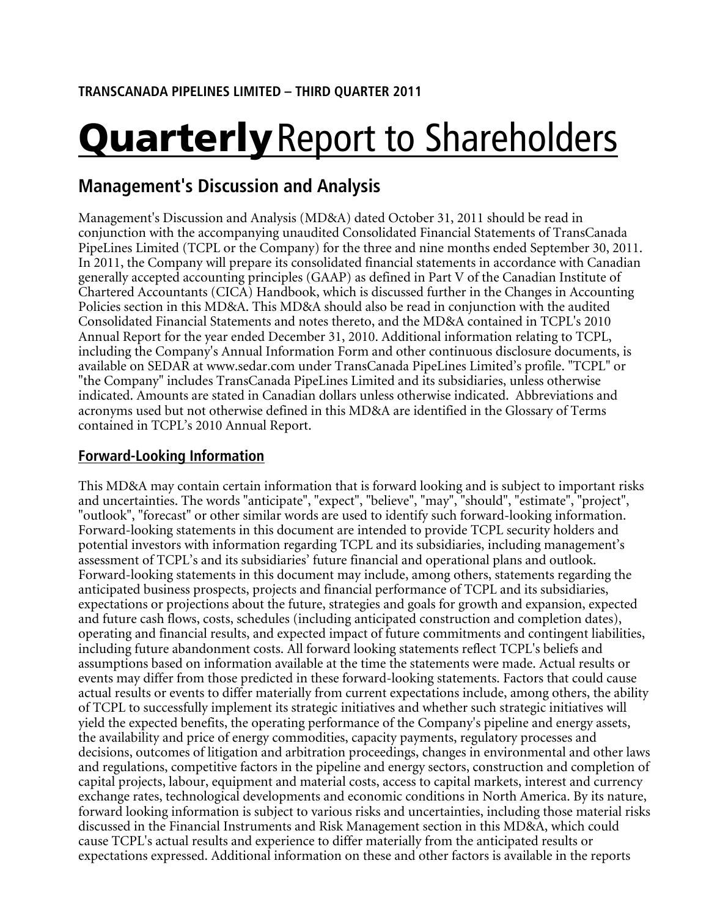**TRANSCANADA PIPELINES LIMITED – THIRD QUARTER 2011**

# Quarterly Report to Shareholders

## Management's Discussion and Analysis

Management's Discussion and Analysis (MD&A) dated October 31, 2011 should be read in conjunction with the accompanying unaudited Consolidated Financial Statements of TransCanada PipeLines Limited (TCPL or the Company) for the three and nine months ended September 30, 2011. In 2011, the Company will prepare its consolidated financial statements in accordance with Canadian generally accepted accounting principles (GAAP) as defined in Part V of the Canadian Institute of Chartered Accountants (CICA) Handbook, which is discussed further in the Changes in Accounting Policies section in this MD&A. This MD&A should also be read in conjunction with the audited Consolidated Financial Statements and notes thereto, and the MD&A contained in TCPL's 2010 Annual Report for the year ended December 31, 2010. Additional information relating to TCPL, including the Company's Annual Information Form and other continuous disclosure documents, is available on SEDAR at www.sedar.com under TransCanada PipeLines Limited's profile. "TCPL" or "the Company" includes TransCanada PipeLines Limited and its subsidiaries, unless otherwise indicated. Amounts are stated in Canadian dollars unless otherwise indicated. Abbreviations and acronyms used but not otherwise defined in this MD&A are identified in the Glossary of Terms contained in TCPL's 2010 Annual Report.

### Forward-Looking Information

This MD&A may contain certain information that is forward looking and is subject to important risks and uncertainties. The words "anticipate", "expect", "believe", "may", "should", "estimate", "project", "outlook", "forecast" or other similar words are used to identify such forward-looking information. Forward-looking statements in this document are intended to provide TCPL security holders and potential investors with information regarding TCPL and its subsidiaries, including management's assessment of TCPL's and its subsidiaries' future financial and operational plans and outlook. Forward-looking statements in this document may include, among others, statements regarding the anticipated business prospects, projects and financial performance of TCPL and its subsidiaries, expectations or projections about the future, strategies and goals for growth and expansion, expected and future cash flows, costs, schedules (including anticipated construction and completion dates), operating and financial results, and expected impact of future commitments and contingent liabilities, including future abandonment costs. All forward looking statements reflect TCPL's beliefs and assumptions based on information available at the time the statements were made. Actual results or events may differ from those predicted in these forward-looking statements. Factors that could cause actual results or events to differ materially from current expectations include, among others, the ability of TCPL to successfully implement its strategic initiatives and whether such strategic initiatives will yield the expected benefits, the operating performance of the Company's pipeline and energy assets, the availability and price of energy commodities, capacity payments, regulatory processes and decisions, outcomes of litigation and arbitration proceedings, changes in environmental and other laws and regulations, competitive factors in the pipeline and energy sectors, construction and completion of capital projects, labour, equipment and material costs, access to capital markets, interest and currency exchange rates, technological developments and economic conditions in North America. By its nature, forward looking information is subject to various risks and uncertainties, including those material risks discussed in the Financial Instruments and Risk Management section in this MD&A, which could cause TCPL's actual results and experience to differ materially from the anticipated results or expectations expressed. Additional information on these and other factors is available in the reports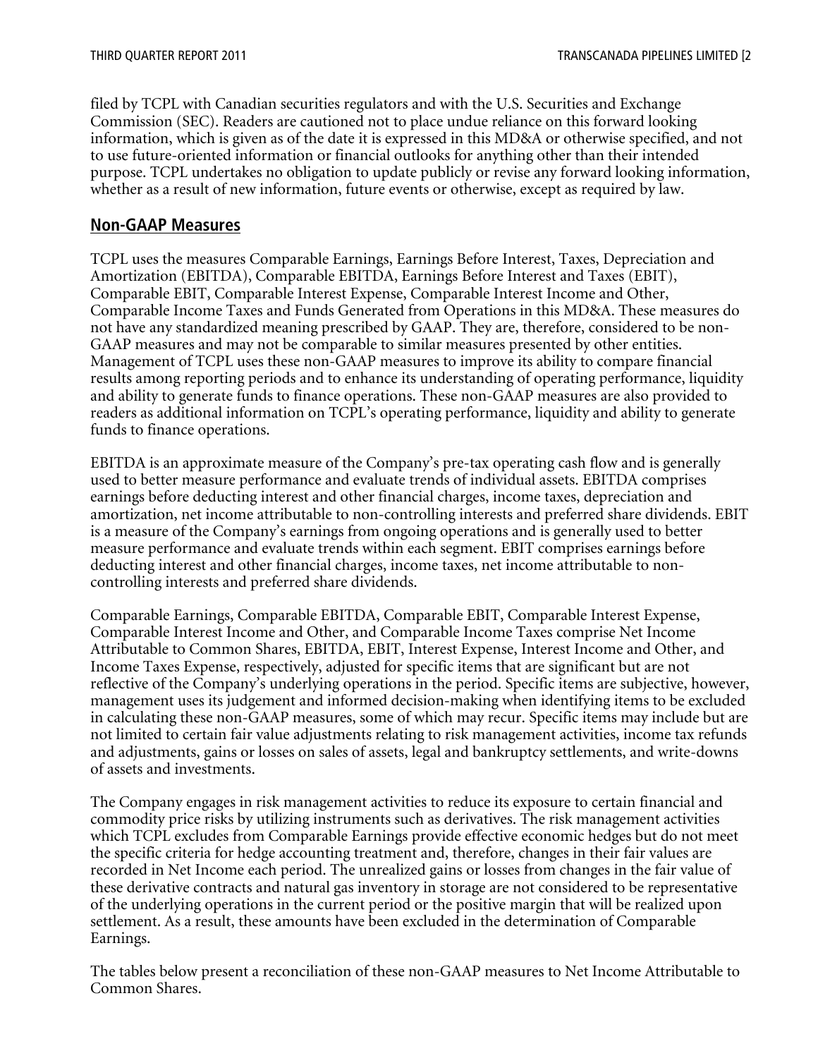filed by TCPL with Canadian securities regulators and with the U.S. Securities and Exchange Commission (SEC). Readers are cautioned not to place undue reliance on this forward looking information, which is given as of the date it is expressed in this MD&A or otherwise specified, and not to use future-oriented information or financial outlooks for anything other than their intended purpose. TCPL undertakes no obligation to update publicly or revise any forward looking information, whether as a result of new information, future events or otherwise, except as required by law.

## Non-GAAP Measures

TCPL uses the measures Comparable Earnings, Earnings Before Interest, Taxes, Depreciation and Amortization (EBITDA), Comparable EBITDA, Earnings Before Interest and Taxes (EBIT), Comparable EBIT, Comparable Interest Expense, Comparable Interest Income and Other, Comparable Income Taxes and Funds Generated from Operations in this MD&A. These measures do not have any standardized meaning prescribed by GAAP. They are, therefore, considered to be non-GAAP measures and may not be comparable to similar measures presented by other entities. Management of TCPL uses these non-GAAP measures to improve its ability to compare financial results among reporting periods and to enhance its understanding of operating performance, liquidity and ability to generate funds to finance operations. These non-GAAP measures are also provided to readers as additional information on TCPL's operating performance, liquidity and ability to generate funds to finance operations.

EBITDA is an approximate measure of the Company's pre-tax operating cash flow and is generally used to better measure performance and evaluate trends of individual assets. EBITDA comprises earnings before deducting interest and other financial charges, income taxes, depreciation and amortization, net income attributable to non-controlling interests and preferred share dividends. EBIT is a measure of the Company's earnings from ongoing operations and is generally used to better measure performance and evaluate trends within each segment. EBIT comprises earnings before deducting interest and other financial charges, income taxes, net income attributable to non-controlling interests and preferred share dividends.

Comparable Earnings, Comparable EBITDA, Comparable EBIT, Comparable Interest Expense, Comparable Interest Income and Other, and Comparable Income Taxes comprise Net Income Attributable to Common Shares, EBITDA, EBIT, Interest Expense, Interest Income and Other, and Income Taxes Expense, respectively, adjusted for specific items that are significant but are not reflective of the Company's underlying operations in the period. Specific items are subjective, however, management uses its judgement and informed decision-making when identifying items to be excluded in calculating these non-GAAP measures, some of which may recur. Specific items may include but are not limited to certain fair value adjustments relating to risk management activities, income tax refunds and adjustments, gains or losses on sales of assets, legal and bankruptcy settlements, and write-downs of assets and investments.

The Company engages in risk management activities to reduce its exposure to certain financial and commodity price risks by utilizing instruments such as derivatives. The risk management activities which TCPL excludes from Comparable Earnings provide effective economic hedges but do not meet the specific criteria for hedge accounting treatment and, therefore, changes in their fair values are recorded in Net Income each period. The unrealized gains or losses from changes in the fair value of these derivative contracts and natural gas inventory in storage are not considered to be representative of the underlying operations in the current period or the positive margin that will be realized upon settlement. As a result, these amounts have been excluded in the determination of Comparable Earnings.

The tables below present a reconciliation of these non-GAAP measures to Net Income Attributable to Common Shares.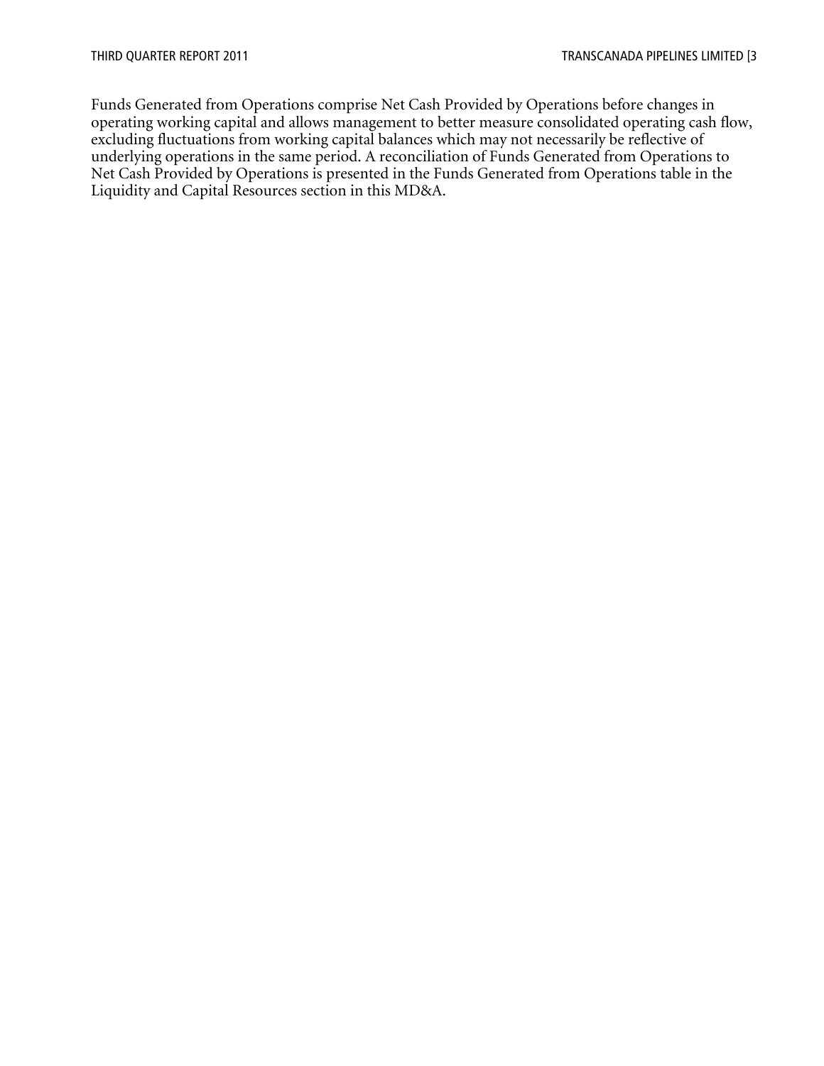Funds Generated from Operations comprise Net Cash Provided by Operations before changes in operating working capital and allows management to better measure consolidated operating cash flow, excluding fluctuations from working capital balances which may not necessarily be reflective of underlying operations in the same period. A reconciliation of Funds Generated from Operations to Net Cash Provided by Operations is presented in the Funds Generated from Operations table in the Liquidity and Capital Resources section in this MD&A.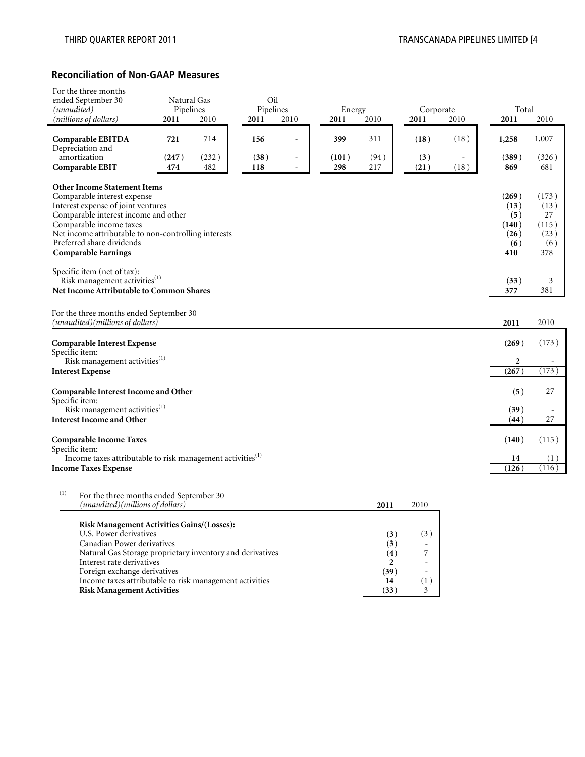## Reconciliation of Non-GAAP Measures

| For the three months ended September 30 *(unaudited)* *(millions of dollars)* | Natural Gas Pipelines | | Oil Pipelines | | Energy | | Corporate | | Total | |
|---|---|---|---|---|---|---|---|---|---|---|
| | **2011** | 2010 | **2011** | 2010 | **2011** | 2010 | **2011** | 2010 | **2011** | 2010 |
| **Comparable EBITDA** | **721** | 714 | **156** | - | **399** | 311 | **(18)** | (18) | **1,258** | 1,007 |
| Depreciation and amortization | **(247)** | (232) | **(38)** | - | **(101)** | (94) | **(3)** | - | **(389)** | (326) |
| **Comparable EBIT** | **474** | 482 | **118** | - | **298** | 217 | **(21)** | (18) | **869** | 681 |
| **Other Income Statement Items** | | | | | | | | | | |
| Comparable interest expense | | | | | | | | | **(269)** | (173) |
| Interest expense of joint ventures | | | | | | | | | **(13)** | (13) |
| Comparable interest income and other | | | | | | | | | **(5)** | 27 |
| Comparable income taxes | | | | | | | | | **(140)** | (115) |
| Net income attributable to non-controlling interests | | | | | | | | | **(26)** | (23) |
| Preferred share dividends | | | | | | | | | **(6)** | (6) |
| **Comparable Earnings** | | | | | | | | | **410** | 378 |
| Specific item (net of tax): | | | | | | | | | | |
| Risk management activities[(1)] | | | | | | | | | **(33)** | 3 |
| **Net Income Attributable to Common Shares** | | | | | | | | | **377** | 381 |

| For the three months ended September 30 *(unaudited)(millions of dollars)* | **2011** | 2010 |
|---|---|---|
| **Comparable Interest Expense** | **(269)** | (173) |
| Specific item: | | |
| Risk management activities[(1)] | **2** | - |
| **Interest Expense** | **(267)** | (173) |
| **Comparable Interest Income and Other** | **(5)** | 27 |
| Specific item: | | |
| Risk management activities[(1)] | **(39)** | - |
| **Interest Income and Other** | **(44)** | 27 |
| **Comparable Income Taxes** | **(140)** | (115) |
| Specific item: | | |
| Income taxes attributable to risk management activities[(1)] | **14** | (1) |
| **Income Taxes Expense** | **(126)** | (116) |

(1)

| For the three months ended September 30 *(unaudited)(millions of dollars)* | **2011** | 2010 |
|---|---|---|
| **Risk Management Activities Gains/(Losses):** | | |
| U.S. Power derivatives | **(3)** | (3) |
| Canadian Power derivatives | **(3)** | - |
| Natural Gas Storage proprietary inventory and derivatives | **(4)** | 7 |
| Interest rate derivatives | **2** | - |
| Foreign exchange derivatives | **(39)** | - |
| Income taxes attributable to risk management activities | **14** | (1) |
| **Risk Management Activities** | **(33)** | 3 |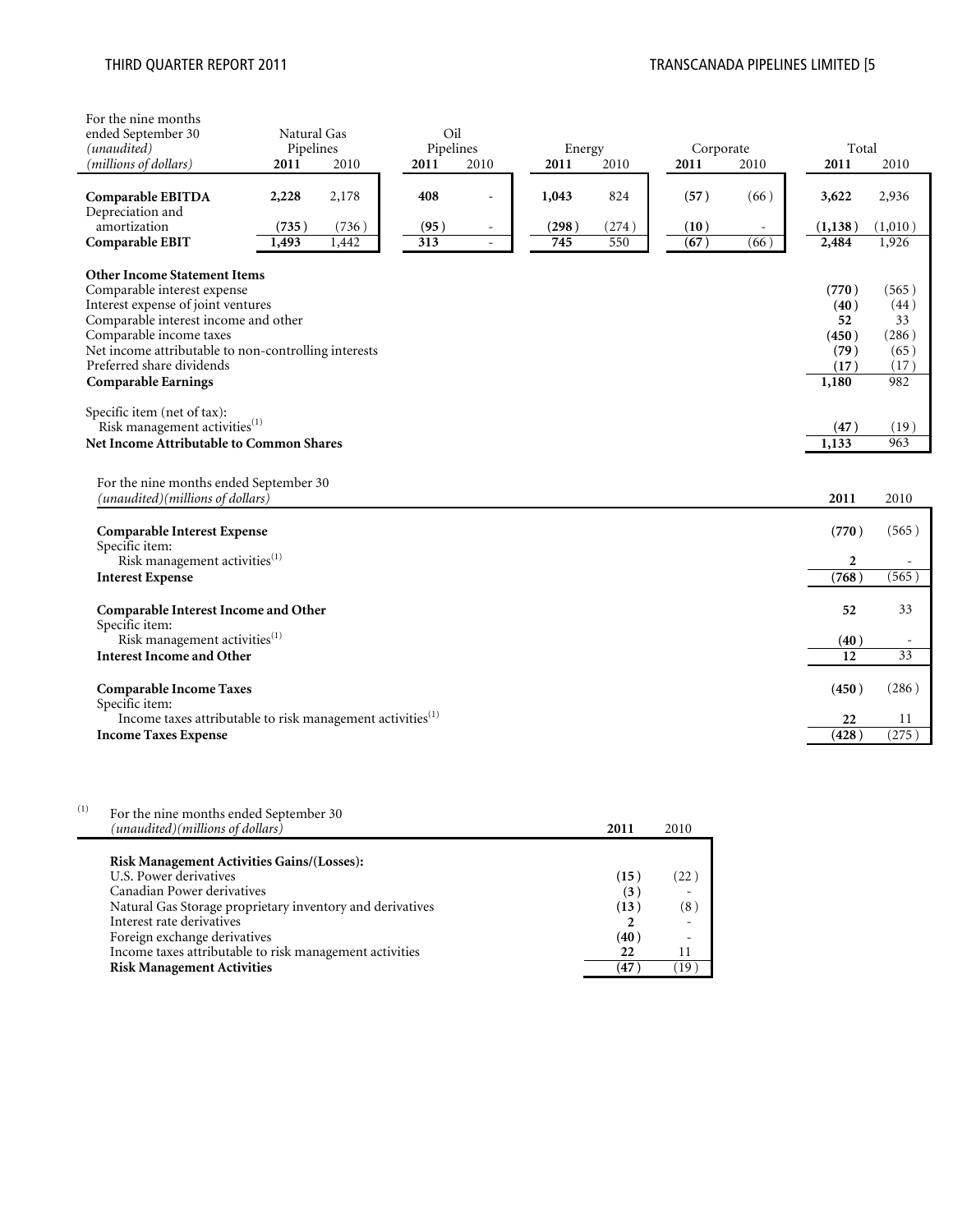| For the nine months ended September 30 *(unaudited)* *(millions of dollars)* | Natural Gas Pipelines | | Oil Pipelines | | Energy | | Corporate | | Total | |
|---|---|---|---|---|---|---|---|---|---|---|
| | **2011** | 2010 | **2011** | 2010 | **2011** | 2010 | **2011** | 2010 | **2011** | 2010 |
| **Comparable EBITDA** | **2,228** | 2,178 | **408** | - | **1,043** | 824 | **(57)** | (66) | **3,622** | 2,936 |
| Depreciation and amortization | **(735)** | (736) | **(95)** | - | **(298)** | (274) | **(10)** | - | **(1,138)** | (1,010) |
| **Comparable EBIT** | **1,493** | 1,442 | **313** | - | **745** | 550 | **(67)** | (66) | **2,484** | 1,926 |
| | | | | | | | | | | |
| **Other Income Statement Items** | | | | | | | | | | |
| Comparable interest expense | | | | | | | | | **(770)** | (565) |
| Interest expense of joint ventures | | | | | | | | | **(40)** | (44) |
| Comparable interest income and other | | | | | | | | | **52** | 33 |
| Comparable income taxes | | | | | | | | | **(450)** | (286) |
| Net income attributable to non-controlling interests | | | | | | | | | **(79)** | (65) |
| Preferred share dividends | | | | | | | | | **(17)** | (17) |
| **Comparable Earnings** | | | | | | | | | **1,180** | 982 |
| | | | | | | | | | | |
| Specific item (net of tax): | | | | | | | | | | |
| Risk management activities[1] | | | | | | | | | **(47)** | (19) |
| **Net Income Attributable to Common Shares** | | | | | | | | | **1,133** | 963 |

| For the nine months ended September 30 *(unaudited)(millions of dollars)* | **2011** | 2010 |
|---|---|---|
| **Comparable Interest Expense** | **(770)** | (565) |
| Specific item: | | |
| Risk management activities[1] | **2** | - |
| **Interest Expense** | **(768)** | (565) |
| | | |
| **Comparable Interest Income and Other** | **52** | 33 |
| Specific item: | | |
| Risk management activities[1] | **(40)** | - |
| **Interest Income and Other** | **12** | 33 |
| | | |
| **Comparable Income Taxes** | **(450)** | (286) |
| Specific item: | | |
| Income taxes attributable to risk management activities[1] | **22** | 11 |
| **Income Taxes Expense** | **(428)** | (275) |

(1)

| For the nine months ended September 30 *(unaudited)(millions of dollars)* | **2011** | 2010 |
|---|---|---|
| **Risk Management Activities Gains/(Losses):** | | |
| U.S. Power derivatives | **(15)** | (22) |
| Canadian Power derivatives | **(3)** | - |
| Natural Gas Storage proprietary inventory and derivatives | **(13)** | (8) |
| Interest rate derivatives | **2** | - |
| Foreign exchange derivatives | **(40)** | - |
| Income taxes attributable to risk management activities | **22** | 11 |
| **Risk Management Activities** | **(47)** | (19) |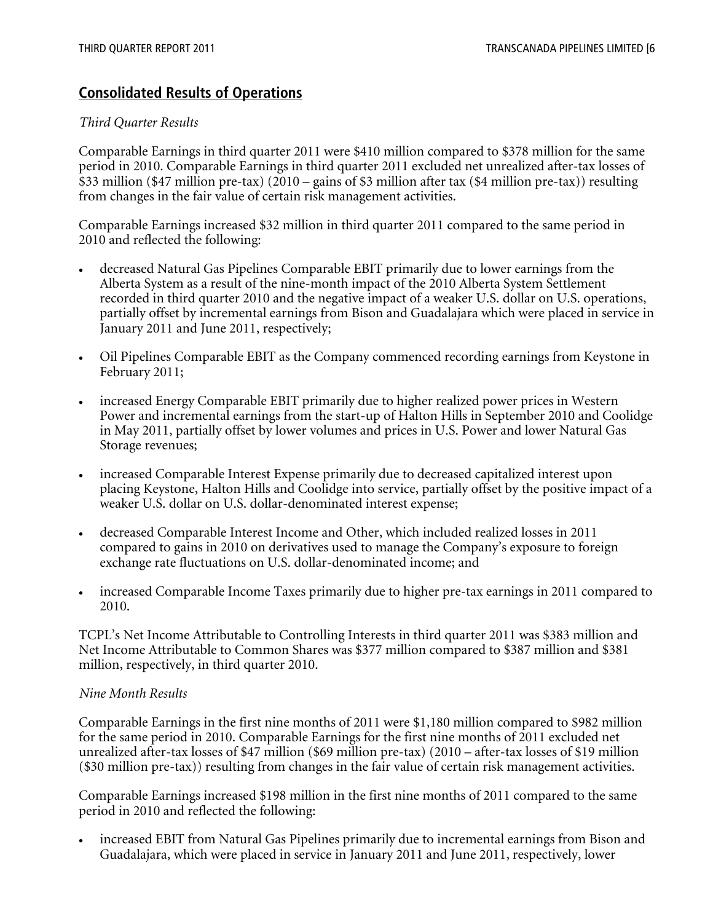## Consolidated Results of Operations

*Third Quarter Results*

Comparable Earnings in third quarter 2011 were $410 million compared to $378 million for the same period in 2010. Comparable Earnings in third quarter 2011 excluded net unrealized after-tax losses of $33 million ($47 million pre-tax) (2010 – gains of $3 million after tax ($4 million pre-tax)) resulting from changes in the fair value of certain risk management activities.

Comparable Earnings increased $32 million in third quarter 2011 compared to the same period in 2010 and reflected the following:

- decreased Natural Gas Pipelines Comparable EBIT primarily due to lower earnings from the Alberta System as a result of the nine-month impact of the 2010 Alberta System Settlement recorded in third quarter 2010 and the negative impact of a weaker U.S. dollar on U.S. operations, partially offset by incremental earnings from Bison and Guadalajara which were placed in service in January 2011 and June 2011, respectively;
- Oil Pipelines Comparable EBIT as the Company commenced recording earnings from Keystone in February 2011;
- increased Energy Comparable EBIT primarily due to higher realized power prices in Western Power and incremental earnings from the start-up of Halton Hills in September 2010 and Coolidge in May 2011, partially offset by lower volumes and prices in U.S. Power and lower Natural Gas Storage revenues;
- increased Comparable Interest Expense primarily due to decreased capitalized interest upon placing Keystone, Halton Hills and Coolidge into service, partially offset by the positive impact of a weaker U.S. dollar on U.S. dollar-denominated interest expense;
- decreased Comparable Interest Income and Other, which included realized losses in 2011 compared to gains in 2010 on derivatives used to manage the Company's exposure to foreign exchange rate fluctuations on U.S. dollar-denominated income; and
- increased Comparable Income Taxes primarily due to higher pre-tax earnings in 2011 compared to 2010.

TCPL's Net Income Attributable to Controlling Interests in third quarter 2011 was $383 million and Net Income Attributable to Common Shares was $377 million compared to $387 million and $381 million, respectively, in third quarter 2010.

*Nine Month Results*

Comparable Earnings in the first nine months of 2011 were $1,180 million compared to $982 million for the same period in 2010. Comparable Earnings for the first nine months of 2011 excluded net unrealized after-tax losses of $47 million ($69 million pre-tax) (2010 – after-tax losses of $19 million ($30 million pre-tax)) resulting from changes in the fair value of certain risk management activities.

Comparable Earnings increased $198 million in the first nine months of 2011 compared to the same period in 2010 and reflected the following:

- increased EBIT from Natural Gas Pipelines primarily due to incremental earnings from Bison and Guadalajara, which were placed in service in January 2011 and June 2011, respectively, lower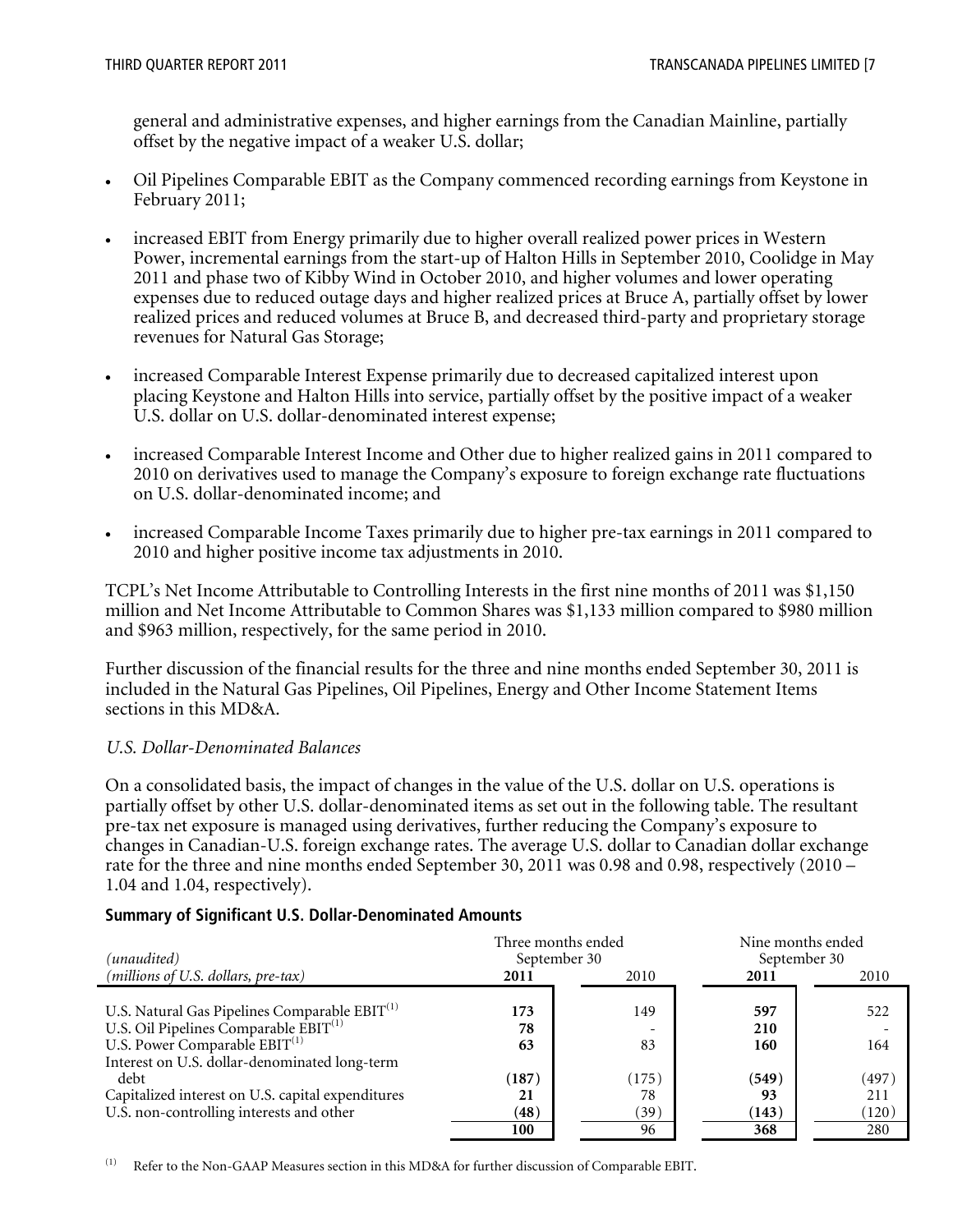general and administrative expenses, and higher earnings from the Canadian Mainline, partially offset by the negative impact of a weaker U.S. dollar;

- Oil Pipelines Comparable EBIT as the Company commenced recording earnings from Keystone in February 2011;
- increased EBIT from Energy primarily due to higher overall realized power prices in Western Power, incremental earnings from the start-up of Halton Hills in September 2010, Coolidge in May 2011 and phase two of Kibby Wind in October 2010, and higher volumes and lower operating expenses due to reduced outage days and higher realized prices at Bruce A, partially offset by lower realized prices and reduced volumes at Bruce B, and decreased third-party and proprietary storage revenues for Natural Gas Storage;
- increased Comparable Interest Expense primarily due to decreased capitalized interest upon placing Keystone and Halton Hills into service, partially offset by the positive impact of a weaker U.S. dollar on U.S. dollar-denominated interest expense;
- increased Comparable Interest Income and Other due to higher realized gains in 2011 compared to 2010 on derivatives used to manage the Company's exposure to foreign exchange rate fluctuations on U.S. dollar-denominated income; and
- increased Comparable Income Taxes primarily due to higher pre-tax earnings in 2011 compared to 2010 and higher positive income tax adjustments in 2010.

TCPL's Net Income Attributable to Controlling Interests in the first nine months of 2011 was $1,150 million and Net Income Attributable to Common Shares was $1,133 million compared to $980 million and $963 million, respectively, for the same period in 2010.

Further discussion of the financial results for the three and nine months ended September 30, 2011 is included in the Natural Gas Pipelines, Oil Pipelines, Energy and Other Income Statement Items sections in this MD&A.

*U.S. Dollar-Denominated Balances*

On a consolidated basis, the impact of changes in the value of the U.S. dollar on U.S. operations is partially offset by other U.S. dollar-denominated items as set out in the following table. The resultant pre-tax net exposure is managed using derivatives, further reducing the Company's exposure to changes in Canadian-U.S. foreign exchange rates. The average U.S. dollar to Canadian dollar exchange rate for the three and nine months ended September 30, 2011 was 0.98 and 0.98, respectively (2010 – 1.04 and 1.04, respectively).

**Summary of Significant U.S. Dollar-Denominated Amounts**

| *(unaudited)* | Three months ended September 30 | | Nine months ended September 30 | |
|---|---|---|---|---|
| *(millions of U.S. dollars, pre-tax)* | **2011** | 2010 | **2011** | 2010 |
| U.S. Natural Gas Pipelines Comparable EBIT[1] | **173** | 149 | **597** | 522 |
| U.S. Oil Pipelines Comparable EBIT[1] | **78** | - | **210** | - |
| U.S. Power Comparable EBIT[1] | **63** | 83 | **160** | 164 |
| Interest on U.S. dollar-denominated long-term debt | **(187)** | (175) | **(549)** | (497) |
| Capitalized interest on U.S. capital expenditures | **21** | 78 | **93** | 211 |
| U.S. non-controlling interests and other | **(48)** | (39) | **(143)** | (120) |
| | **100** | 96 | **368** | 280 |

[1] Refer to the Non-GAAP Measures section in this MD&A for further discussion of Comparable EBIT.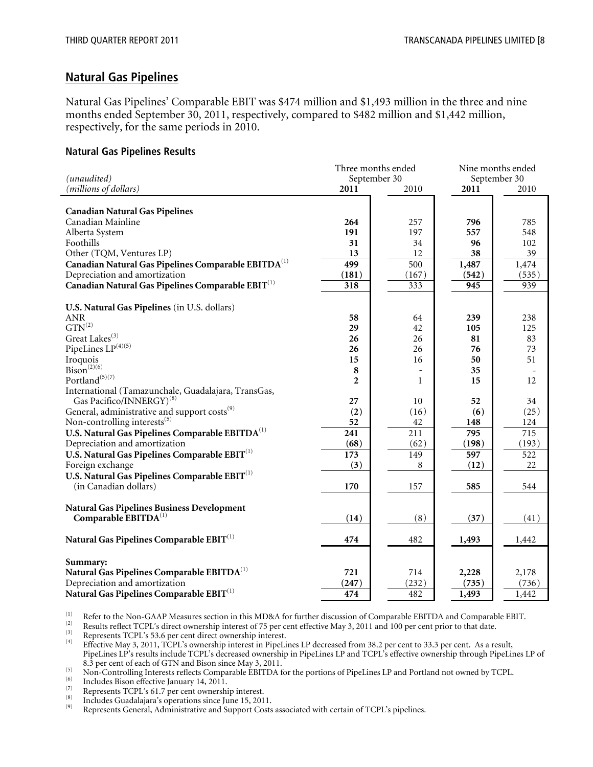## Natural Gas Pipelines

Natural Gas Pipelines' Comparable EBIT was $474 million and $1,493 million in the three and nine months ended September 30, 2011, respectively, compared to $482 million and $1,442 million, respectively, for the same periods in 2010.

### Natural Gas Pipelines Results

| *(unaudited)* | Three months ended September 30 | | Nine months ended September 30 | |
|---|---|---|---|---|
| *(millions of dollars)* | **2011** | 2010 | **2011** | 2010 |
| **Canadian Natural Gas Pipelines** | | | | |
| Canadian Mainline | **264** | 257 | **796** | 785 |
| Alberta System | **191** | 197 | **557** | 548 |
| Foothills | **31** | 34 | **96** | 102 |
| Other (TQM, Ventures LP) | **13** | 12 | **38** | 39 |
| **Canadian Natural Gas Pipelines Comparable EBITDA**[1] | **499** | 500 | **1,487** | 1,474 |
| Depreciation and amortization | **(181)** | (167) | **(542)** | (535) |
| **Canadian Natural Gas Pipelines Comparable EBIT**[1] | **318** | 333 | **945** | 939 |
| **U.S. Natural Gas Pipelines** (in U.S. dollars) | | | | |
| ANR | **58** | 64 | **239** | 238 |
| GTN[2] | **29** | 42 | **105** | 125 |
| Great Lakes[3] | **26** | 26 | **81** | 83 |
| PipeLines LP[4][5] | **26** | 26 | **76** | 73 |
| Iroquois | **15** | 16 | **50** | 51 |
| Bison[2][6] | **8** | - | **35** | - |
| Portland[5][7] | **2** | 1 | **15** | 12 |
| International (Tamazunchale, Guadalajara, TransGas, Gas Pacifico/INNERGY)[8] | **27** | 10 | **52** | 34 |
| General, administrative and support costs[9] | **(2)** | (16) | **(6)** | (25) |
| Non-controlling interests[5] | **52** | 42 | **148** | 124 |
| **U.S. Natural Gas Pipelines Comparable EBITDA**[1] | **241** | 211 | **795** | 715 |
| Depreciation and amortization | **(68)** | (62) | **(198)** | (193) |
| **U.S. Natural Gas Pipelines Comparable EBIT**[1] | **173** | 149 | **597** | 522 |
| Foreign exchange | **(3)** | 8 | **(12)** | 22 |
| **U.S. Natural Gas Pipelines Comparable EBIT**[1] (in Canadian dollars) | **170** | 157 | **585** | 544 |
| **Natural Gas Pipelines Business Development Comparable EBITDA**[1] | **(14)** | (8) | **(37)** | (41) |
| **Natural Gas Pipelines Comparable EBIT**[1] | **474** | 482 | **1,493** | 1,442 |
| **Summary:** | | | | |
| **Natural Gas Pipelines Comparable EBITDA**[1] | **721** | 714 | **2,228** | 2,178 |
| Depreciation and amortization | **(247)** | (232) | **(735)** | (736) |
| **Natural Gas Pipelines Comparable EBIT**[1] | **474** | 482 | **1,493** | 1,442 |

(1) Refer to the Non-GAAP Measures section in this MD&A for further discussion of Comparable EBITDA and Comparable EBIT.
(2) Results reflect TCPL's direct ownership interest of 75 per cent effective May 3, 2011 and 100 per cent prior to that date.
(3) Represents TCPL's 53.6 per cent direct ownership interest.
(4) Effective May 3, 2011, TCPL's ownership interest in PipeLines LP decreased from 38.2 per cent to 33.3 per cent. As a result, PipeLines LP's results include TCPL's decreased ownership in PipeLines LP and TCPL's effective ownership through PipeLines LP of 8.3 per cent of each of GTN and Bison since May 3, 2011.
(5) Non-Controlling Interests reflects Comparable EBITDA for the portions of PipeLines LP and Portland not owned by TCPL.
(6) Includes Bison effective January 14, 2011.
(7) Represents TCPL's 61.7 per cent ownership interest.
(8) Includes Guadalajara's operations since June 15, 2011.
(9) Represents General, Administrative and Support Costs associated with certain of TCPL's pipelines.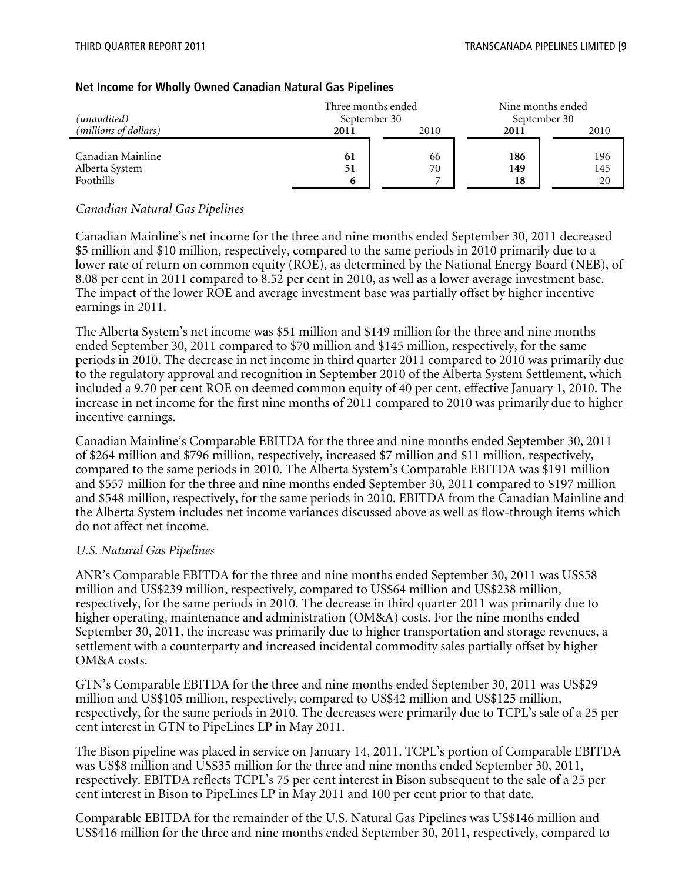### Net Income for Wholly Owned Canadian Natural Gas Pipelines

| *(unaudited)* *(millions of dollars)* | Three months ended September 30 | | Nine months ended September 30 | |
|---|---|---|---|---|
| | **2011** | 2010 | **2011** | 2010 |
| Canadian Mainline | **61** | 66 | **186** | 196 |
| Alberta System | **51** | 70 | **149** | 145 |
| Foothills | **6** | 7 | **18** | 20 |

*Canadian Natural Gas Pipelines*

Canadian Mainline's net income for the three and nine months ended September 30, 2011 decreased $5 million and $10 million, respectively, compared to the same periods in 2010 primarily due to a lower rate of return on common equity (ROE), as determined by the National Energy Board (NEB), of 8.08 per cent in 2011 compared to 8.52 per cent in 2010, as well as a lower average investment base. The impact of the lower ROE and average investment base was partially offset by higher incentive earnings in 2011.

The Alberta System's net income was $51 million and $149 million for the three and nine months ended September 30, 2011 compared to $70 million and $145 million, respectively, for the same periods in 2010. The decrease in net income in third quarter 2011 compared to 2010 was primarily due to the regulatory approval and recognition in September 2010 of the Alberta System Settlement, which included a 9.70 per cent ROE on deemed common equity of 40 per cent, effective January 1, 2010. The increase in net income for the first nine months of 2011 compared to 2010 was primarily due to higher incentive earnings.

Canadian Mainline's Comparable EBITDA for the three and nine months ended September 30, 2011 of $264 million and $796 million, respectively, increased $7 million and $11 million, respectively, compared to the same periods in 2010. The Alberta System's Comparable EBITDA was $191 million and $557 million for the three and nine months ended September 30, 2011 compared to $197 million and $548 million, respectively, for the same periods in 2010. EBITDA from the Canadian Mainline and the Alberta System includes net income variances discussed above as well as flow-through items which do not affect net income.

*U.S. Natural Gas Pipelines*

ANR's Comparable EBITDA for the three and nine months ended September 30, 2011 was US$58 million and US$239 million, respectively, compared to US$64 million and US$238 million, respectively, for the same periods in 2010. The decrease in third quarter 2011 was primarily due to higher operating, maintenance and administration (OM&A) costs. For the nine months ended September 30, 2011, the increase was primarily due to higher transportation and storage revenues, a settlement with a counterparty and increased incidental commodity sales partially offset by higher OM&A costs.

GTN's Comparable EBITDA for the three and nine months ended September 30, 2011 was US$29 million and US$105 million, respectively, compared to US$42 million and US$125 million, respectively, for the same periods in 2010. The decreases were primarily due to TCPL's sale of a 25 per cent interest in GTN to PipeLines LP in May 2011.

The Bison pipeline was placed in service on January 14, 2011. TCPL's portion of Comparable EBITDA was US$8 million and US$35 million for the three and nine months ended September 30, 2011, respectively. EBITDA reflects TCPL's 75 per cent interest in Bison subsequent to the sale of a 25 per cent interest in Bison to PipeLines LP in May 2011 and 100 per cent prior to that date.

Comparable EBITDA for the remainder of the U.S. Natural Gas Pipelines was US$146 million and US$416 million for the three and nine months ended September 30, 2011, respectively, compared to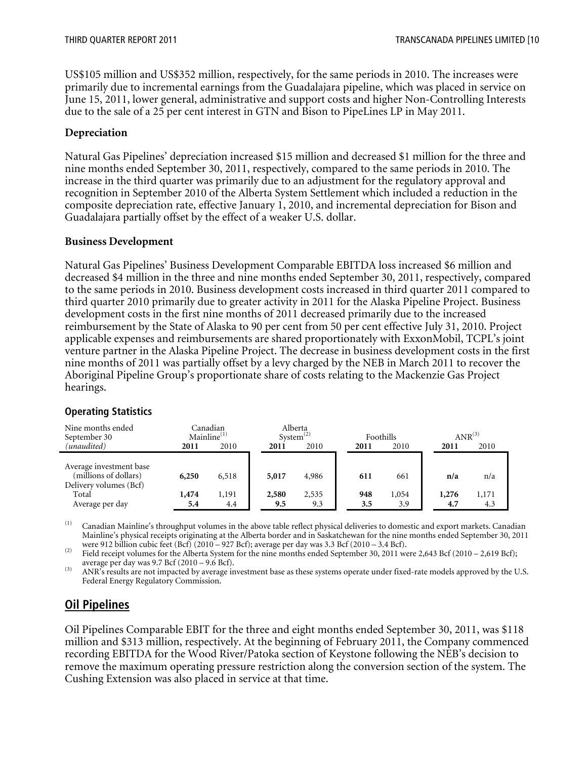US$105 million and US$352 million, respectively, for the same periods in 2010. The increases were primarily due to incremental earnings from the Guadalajara pipeline, which was placed in service on June 15, 2011, lower general, administrative and support costs and higher Non-Controlling Interests due to the sale of a 25 per cent interest in GTN and Bison to PipeLines LP in May 2011.

**Depreciation**

Natural Gas Pipelines' depreciation increased $15 million and decreased $1 million for the three and nine months ended September 30, 2011, respectively, compared to the same periods in 2010. The increase in the third quarter was primarily due to an adjustment for the regulatory approval and recognition in September 2010 of the Alberta System Settlement which included a reduction in the composite depreciation rate, effective January 1, 2010, and incremental depreciation for Bison and Guadalajara partially offset by the effect of a weaker U.S. dollar.

**Business Development**

Natural Gas Pipelines' Business Development Comparable EBITDA loss increased $6 million and decreased $4 million in the three and nine months ended September 30, 2011, respectively, compared to the same periods in 2010. Business development costs increased in third quarter 2011 compared to third quarter 2010 primarily due to greater activity in 2011 for the Alaska Pipeline Project. Business development costs in the first nine months of 2011 decreased primarily due to the increased reimbursement by the State of Alaska to 90 per cent from 50 per cent effective July 31, 2010. Project applicable expenses and reimbursements are shared proportionately with ExxonMobil, TCPL's joint venture partner in the Alaska Pipeline Project. The decrease in business development costs in the first nine months of 2011 was partially offset by a levy charged by the NEB in March 2011 to recover the Aboriginal Pipeline Group's proportionate share of costs relating to the Mackenzie Gas Project hearings.

**Operating Statistics**

| Nine months ended September 30 | Canadian Mainline[(1)] | | Alberta System[(2)] | | Foothills | | ANR[(3)] | |
|---|---|---|---|---|---|---|---|---|
| *(unaudited)* | **2011** | 2010 | **2011** | 2010 | **2011** | 2010 | **2011** | 2010 |
| Average investment base (millions of dollars) | **6,250** | 6,518 | **5,017** | 4,986 | **611** | 661 | **n/a** | n/a |
| Delivery volumes (Bcf) | | | | | | | | |
| Total | **1,474** | 1,191 | **2,580** | 2,535 | **948** | 1,054 | **1,276** | 1,171 |
| Average per day | **5.4** | 4.4 | **9.5** | 9.3 | **3.5** | 3.9 | **4.7** | 4.3 |

(1) Canadian Mainline's throughput volumes in the above table reflect physical deliveries to domestic and export markets. Canadian Mainline's physical receipts originating at the Alberta border and in Saskatchewan for the nine months ended September 30, 2011 were 912 billion cubic feet (Bcf) (2010 – 927 Bcf); average per day was 3.3 Bcf (2010 – 3.4 Bcf).

(2) Field receipt volumes for the Alberta System for the nine months ended September 30, 2011 were 2,643 Bcf (2010 – 2,619 Bcf); average per day was 9.7 Bcf (2010 – 9.6 Bcf).

(3) ANR's results are not impacted by average investment base as these systems operate under fixed-rate models approved by the U.S. Federal Energy Regulatory Commission.

## Oil Pipelines

Oil Pipelines Comparable EBIT for the three and eight months ended September 30, 2011, was $118 million and $313 million, respectively. At the beginning of February 2011, the Company commenced recording EBITDA for the Wood River/Patoka section of Keystone following the NEB's decision to remove the maximum operating pressure restriction along the conversion section of the system. The Cushing Extension was also placed in service at that time.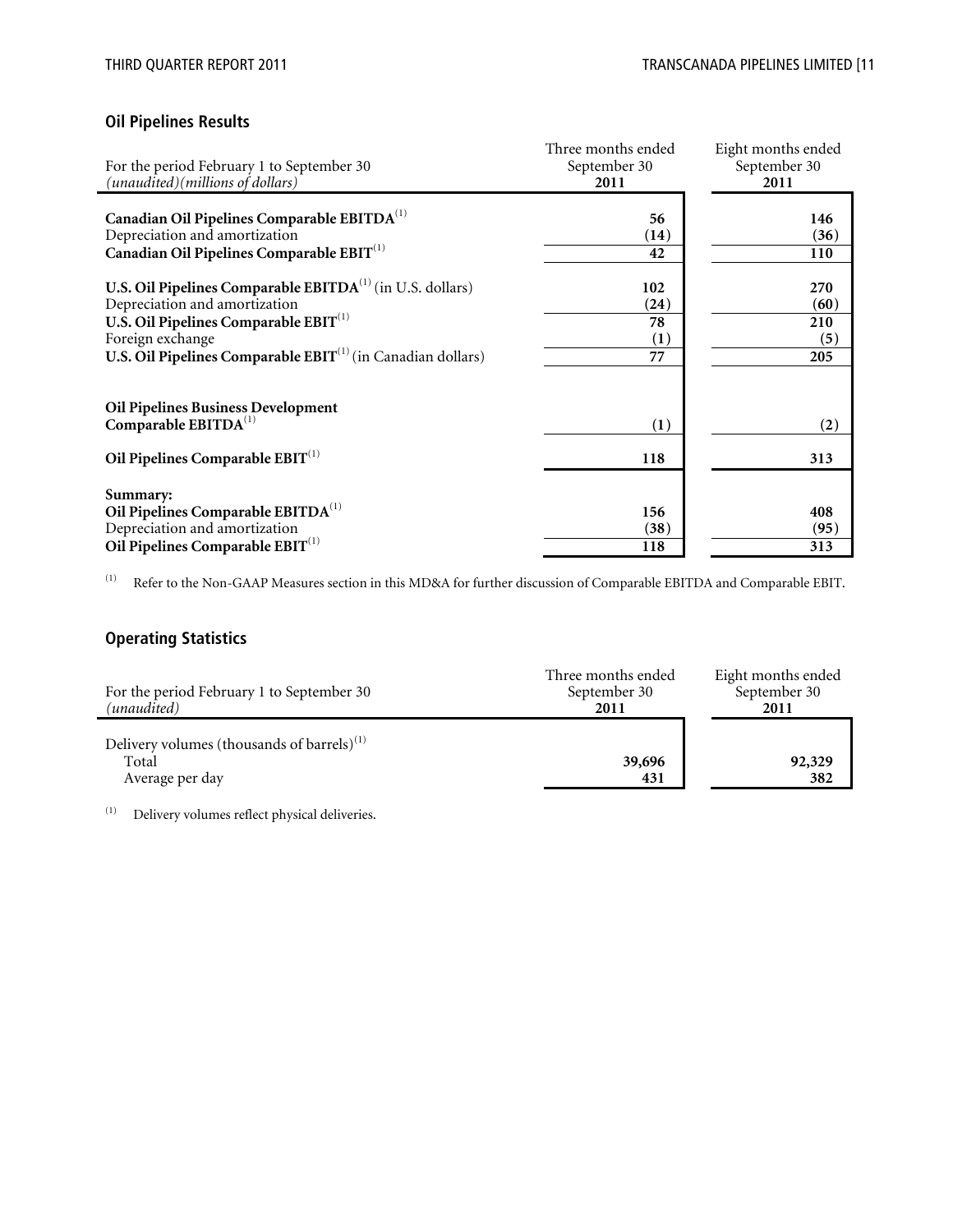## Oil Pipelines Results

| For the period February 1 to September 30 *(unaudited)(millions of dollars)* | Three months ended September 30 **2011** | Eight months ended September 30 **2011** |
|---|---|---|
| **Canadian Oil Pipelines Comparable EBITDA**[1] | **56** | **146** |
| Depreciation and amortization | **(14)** | **(36)** |
| **Canadian Oil Pipelines Comparable EBIT**[1] | **42** | **110** |
| | | |
| **U.S. Oil Pipelines Comparable EBITDA**[1] (in U.S. dollars) | **102** | **270** |
| Depreciation and amortization | **(24)** | **(60)** |
| **U.S. Oil Pipelines Comparable EBIT**[1] | **78** | **210** |
| Foreign exchange | **(1)** | **(5)** |
| **U.S. Oil Pipelines Comparable EBIT**[1] (in Canadian dollars) | **77** | **205** |
| | | |
| **Oil Pipelines Business Development Comparable EBITDA**[1] | **(1)** | **(2)** |
| | | |
| **Oil Pipelines Comparable EBIT**[1] | **118** | **313** |
| | | |
| **Summary:** | | |
| **Oil Pipelines Comparable EBITDA**[1] | **156** | **408** |
| Depreciation and amortization | **(38)** | **(95)** |
| **Oil Pipelines Comparable EBIT**[1] | **118** | **313** |

(1) Refer to the Non-GAAP Measures section in this MD&A for further discussion of Comparable EBITDA and Comparable EBIT.

## Operating Statistics

| For the period February 1 to September 30 *(unaudited)* | Three months ended September 30 **2011** | Eight months ended September 30 **2011** |
|---|---|---|
| Delivery volumes (thousands of barrels)[1] | | |
| Total | **39,696** | **92,329** |
| Average per day | **431** | **382** |

(1) Delivery volumes reflect physical deliveries.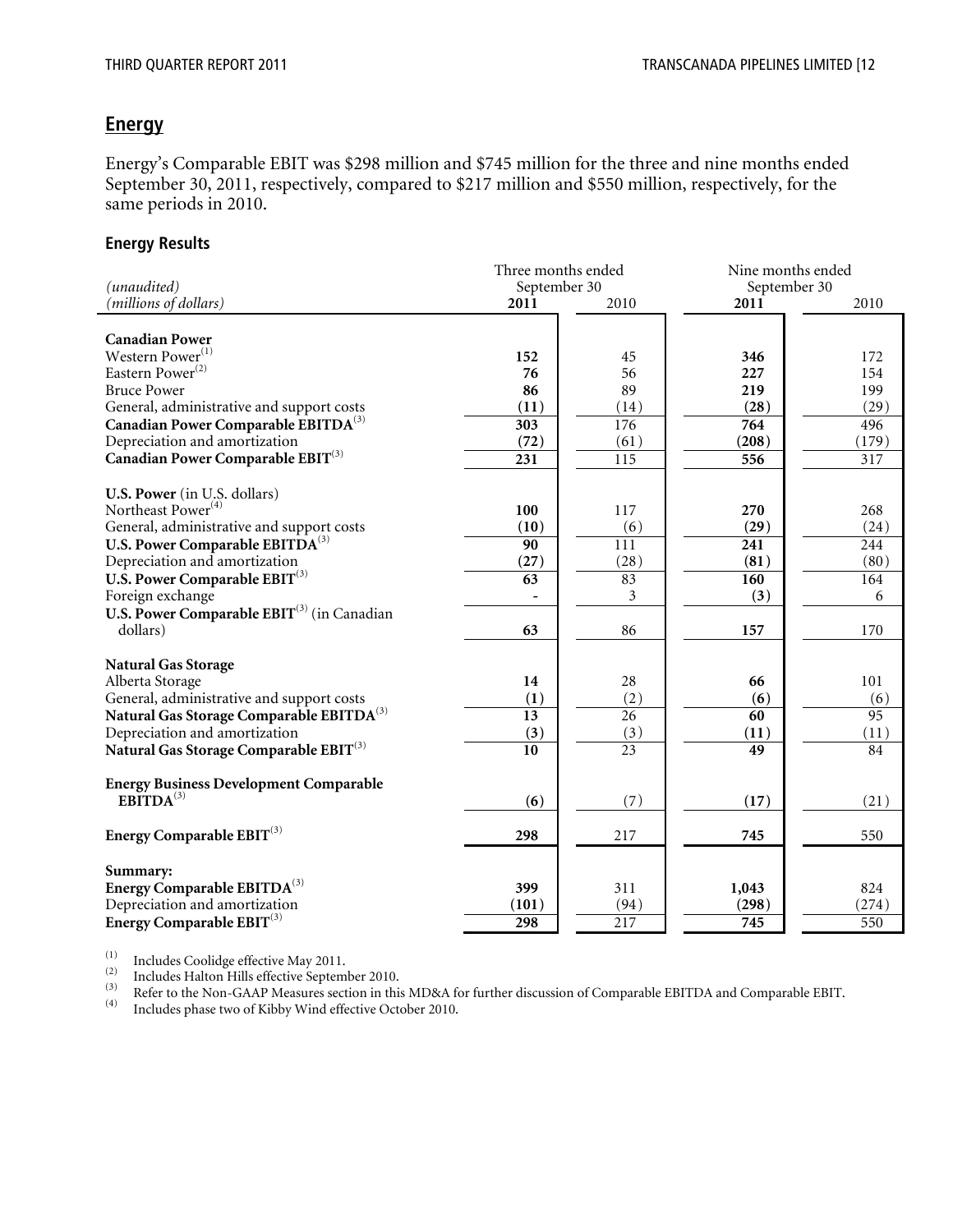## Energy

Energy's Comparable EBIT was $298 million and $745 million for the three and nine months ended September 30, 2011, respectively, compared to $217 million and $550 million, respectively, for the same periods in 2010.

### Energy Results

| *(unaudited)* | Three months ended September 30 | | Nine months ended September 30 | |
|---|---|---|---|---|
| *(millions of dollars)* | **2011** | 2010 | **2011** | 2010 |
| **Canadian Power** | | | | |
| Western Power[1] | **152** | 45 | **346** | 172 |
| Eastern Power[2] | **76** | 56 | **227** | 154 |
| Bruce Power | **86** | 89 | **219** | 199 |
| General, administrative and support costs | **(11)** | (14) | **(28)** | (29) |
| **Canadian Power Comparable EBITDA[3]** | **303** | 176 | **764** | 496 |
| Depreciation and amortization | **(72)** | (61) | **(208)** | (179) |
| **Canadian Power Comparable EBIT[3]** | **231** | 115 | **556** | 317 |
| **U.S. Power** (in U.S. dollars) | | | | |
| Northeast Power[4] | **100** | 117 | **270** | 268 |
| General, administrative and support costs | **(10)** | (6) | **(29)** | (24) |
| **U.S. Power Comparable EBITDA[3]** | **90** | 111 | **241** | 244 |
| Depreciation and amortization | **(27)** | (28) | **(81)** | (80) |
| **U.S. Power Comparable EBIT[3]** | **63** | 83 | **160** | 164 |
| Foreign exchange | **-** | 3 | **(3)** | 6 |
| **U.S. Power Comparable EBIT[3]** (in Canadian dollars) | **63** | 86 | **157** | 170 |
| **Natural Gas Storage** | | | | |
| Alberta Storage | **14** | 28 | **66** | 101 |
| General, administrative and support costs | **(1)** | (2) | **(6)** | (6) |
| **Natural Gas Storage Comparable EBITDA[3]** | **13** | 26 | **60** | 95 |
| Depreciation and amortization | **(3)** | (3) | **(11)** | (11) |
| **Natural Gas Storage Comparable EBIT[3]** | **10** | 23 | **49** | 84 |
| **Energy Business Development Comparable EBITDA[3]** | **(6)** | (7) | **(17)** | (21) |
| **Energy Comparable EBIT[3]** | **298** | 217 | **745** | 550 |
| **Summary:** | | | | |
| **Energy Comparable EBITDA[3]** | **399** | 311 | **1,043** | 824 |
| Depreciation and amortization | **(101)** | (94) | **(298)** | (274) |
| **Energy Comparable EBIT[3]** | **298** | 217 | **745** | 550 |

(1) Includes Coolidge effective May 2011.
(2) Includes Halton Hills effective September 2010.
(3) Refer to the Non-GAAP Measures section in this MD&A for further discussion of Comparable EBITDA and Comparable EBIT.
(4) Includes phase two of Kibby Wind effective October 2010.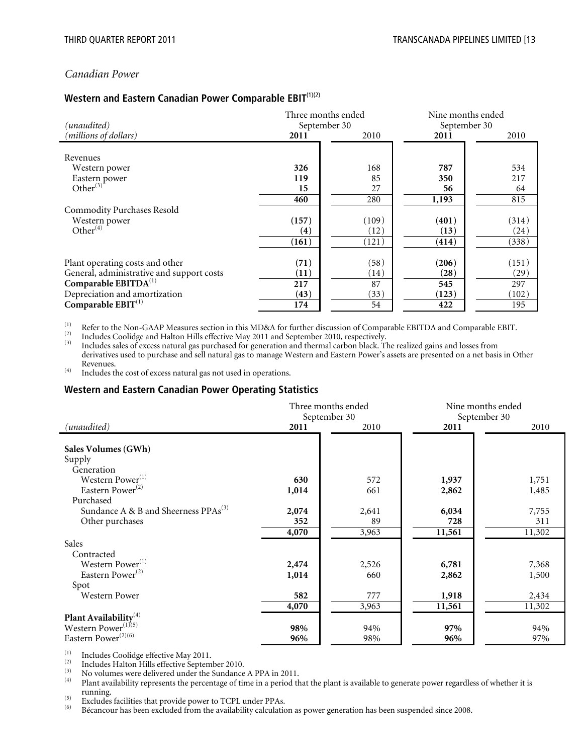*Canadian Power*

### Western and Eastern Canadian Power Comparable EBIT[(1)(2)]

| *(unaudited)* | Three months ended September 30 | | Nine months ended September 30 | |
|---|---|---|---|---|
| *(millions of dollars)* | **2011** | 2010 | **2011** | 2010 |
| Revenues | | | | |
| Western power | **326** | 168 | **787** | 534 |
| Eastern power | **119** | 85 | **350** | 217 |
| Other[(3)] | **15** | 27 | **56** | 64 |
| | **460** | 280 | **1,193** | 815 |
| Commodity Purchases Resold | | | | |
| Western power | **(157)** | (109) | **(401)** | (314) |
| Other[(4)] | **(4)** | (12) | **(13)** | (24) |
| | **(161)** | (121) | **(414)** | (338) |
| Plant operating costs and other | **(71)** | (58) | **(206)** | (151) |
| General, administrative and support costs | **(11)** | (14) | **(28)** | (29) |
| **Comparable EBITDA**[(1)] | **217** | 87 | **545** | 297 |
| Depreciation and amortization | **(43)** | (33) | **(123)** | (102) |
| **Comparable EBIT**[(1)] | **174** | 54 | **422** | 195 |

(1) Refer to the Non-GAAP Measures section in this MD&A for further discussion of Comparable EBITDA and Comparable EBIT.
(2) Includes Coolidge and Halton Hills effective May 2011 and September 2010, respectively.
(3) Includes sales of excess natural gas purchased for generation and thermal carbon black. The realized gains and losses from derivatives used to purchase and sell natural gas to manage Western and Eastern Power's assets are presented on a net basis in Other Revenues.
(4) Includes the cost of excess natural gas not used in operations.

### Western and Eastern Canadian Power Operating Statistics

| | Three months ended September 30 | | Nine months ended September 30 | |
|---|---|---|---|---|
| *(unaudited)* | **2011** | 2010 | **2011** | 2010 |
| **Sales Volumes (GWh)** | | | | |
| Supply | | | | |
| Generation | | | | |
| Western Power[(1)] | **630** | 572 | **1,937** | 1,751 |
| Eastern Power[(2)] | **1,014** | 661 | **2,862** | 1,485 |
| Purchased | | | | |
| Sundance A & B and Sheerness PPAs[(3)] | **2,074** | 2,641 | **6,034** | 7,755 |
| Other purchases | **352** | 89 | **728** | 311 |
| | **4,070** | 3,963 | **11,561** | 11,302 |
| Sales | | | | |
| Contracted | | | | |
| Western Power[(1)] | **2,474** | 2,526 | **6,781** | 7,368 |
| Eastern Power[(2)] | **1,014** | 660 | **2,862** | 1,500 |
| Spot | | | | |
| Western Power | **582** | 777 | **1,918** | 2,434 |
| | **4,070** | 3,963 | **11,561** | 11,302 |
| **Plant Availability**[(4)] | | | | |
| Western Power[(1)(5)] | **98%** | 94% | **97%** | 94% |
| Eastern Power[(2)(6)] | **96%** | 98% | **96%** | 97% |

(1) Includes Coolidge effective May 2011.
(2) Includes Halton Hills effective September 2010.
(3) No volumes were delivered under the Sundance A PPA in 2011.
(4) Plant availability represents the percentage of time in a period that the plant is available to generate power regardless of whether it is running.
(5) Excludes facilities that provide power to TCPL under PPAs.
(6) Bécancour has been excluded from the availability calculation as power generation has been suspended since 2008.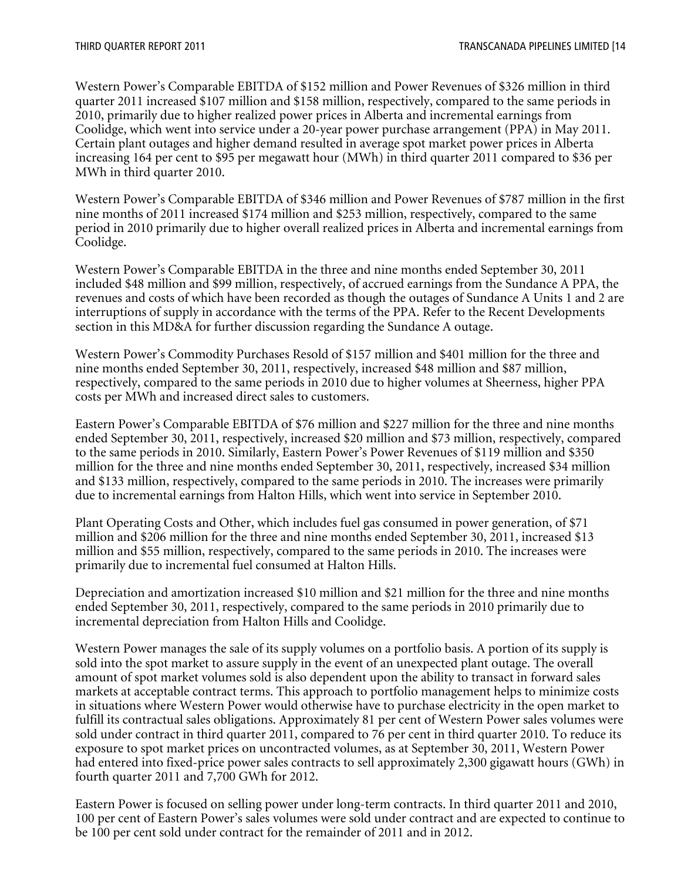Western Power's Comparable EBITDA of $152 million and Power Revenues of $326 million in third quarter 2011 increased $107 million and $158 million, respectively, compared to the same periods in 2010, primarily due to higher realized power prices in Alberta and incremental earnings from Coolidge, which went into service under a 20-year power purchase arrangement (PPA) in May 2011. Certain plant outages and higher demand resulted in average spot market power prices in Alberta increasing 164 per cent to $95 per megawatt hour (MWh) in third quarter 2011 compared to $36 per MWh in third quarter 2010.

Western Power's Comparable EBITDA of $346 million and Power Revenues of $787 million in the first nine months of 2011 increased $174 million and $253 million, respectively, compared to the same period in 2010 primarily due to higher overall realized prices in Alberta and incremental earnings from Coolidge.

Western Power's Comparable EBITDA in the three and nine months ended September 30, 2011 included $48 million and $99 million, respectively, of accrued earnings from the Sundance A PPA, the revenues and costs of which have been recorded as though the outages of Sundance A Units 1 and 2 are interruptions of supply in accordance with the terms of the PPA. Refer to the Recent Developments section in this MD&A for further discussion regarding the Sundance A outage.

Western Power's Commodity Purchases Resold of $157 million and $401 million for the three and nine months ended September 30, 2011, respectively, increased $48 million and $87 million, respectively, compared to the same periods in 2010 due to higher volumes at Sheerness, higher PPA costs per MWh and increased direct sales to customers.

Eastern Power's Comparable EBITDA of $76 million and $227 million for the three and nine months ended September 30, 2011, respectively, increased $20 million and $73 million, respectively, compared to the same periods in 2010. Similarly, Eastern Power's Power Revenues of $119 million and $350 million for the three and nine months ended September 30, 2011, respectively, increased $34 million and $133 million, respectively, compared to the same periods in 2010. The increases were primarily due to incremental earnings from Halton Hills, which went into service in September 2010.

Plant Operating Costs and Other, which includes fuel gas consumed in power generation, of $71 million and $206 million for the three and nine months ended September 30, 2011, increased $13 million and $55 million, respectively, compared to the same periods in 2010. The increases were primarily due to incremental fuel consumed at Halton Hills.

Depreciation and amortization increased $10 million and $21 million for the three and nine months ended September 30, 2011, respectively, compared to the same periods in 2010 primarily due to incremental depreciation from Halton Hills and Coolidge.

Western Power manages the sale of its supply volumes on a portfolio basis. A portion of its supply is sold into the spot market to assure supply in the event of an unexpected plant outage. The overall amount of spot market volumes sold is also dependent upon the ability to transact in forward sales markets at acceptable contract terms. This approach to portfolio management helps to minimize costs in situations where Western Power would otherwise have to purchase electricity in the open market to fulfill its contractual sales obligations. Approximately 81 per cent of Western Power sales volumes were sold under contract in third quarter 2011, compared to 76 per cent in third quarter 2010. To reduce its exposure to spot market prices on uncontracted volumes, as at September 30, 2011, Western Power had entered into fixed-price power sales contracts to sell approximately 2,300 gigawatt hours (GWh) in fourth quarter 2011 and 7,700 GWh for 2012.

Eastern Power is focused on selling power under long-term contracts. In third quarter 2011 and 2010, 100 per cent of Eastern Power's sales volumes were sold under contract and are expected to continue to be 100 per cent sold under contract for the remainder of 2011 and in 2012.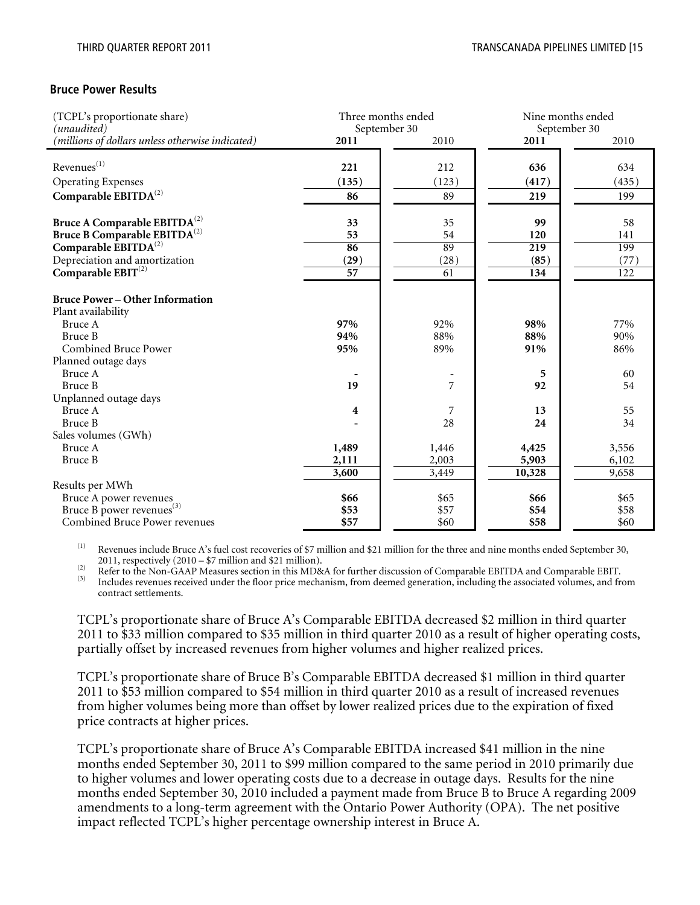## Bruce Power Results

| (TCPL's proportionate share) *(unaudited)* *(millions of dollars unless otherwise indicated)* | Three months ended September 30 | | Nine months ended September 30 | |
|---|---|---|---|---|
| | **2011** | 2010 | **2011** | 2010 |
| Revenues[(1)] | **221** | 212 | **636** | 634 |
| Operating Expenses | **(135)** | (123) | **(417)** | (435) |
| **Comparable EBITDA**[(2)] | **86** | 89 | **219** | 199 |
| **Bruce A Comparable EBITDA**[(2)] | **33** | 35 | **99** | 58 |
| **Bruce B Comparable EBITDA**[(2)] | **53** | 54 | **120** | 141 |
| **Comparable EBITDA**[(2)] | **86** | 89 | **219** | 199 |
| Depreciation and amortization | **(29)** | (28) | **(85)** | (77) |
| **Comparable EBIT**[(2)] | **57** | 61 | **134** | 122 |
| **Bruce Power – Other Information** | | | | |
| Plant availability | | | | |
| Bruce A | **97%** | 92% | **98%** | 77% |
| Bruce B | **94%** | 88% | **88%** | 90% |
| Combined Bruce Power | **95%** | 89% | **91%** | 86% |
| Planned outage days | | | | |
| Bruce A | **-** | - | **5** | 60 |
| Bruce B | **19** | 7 | **92** | 54 |
| Unplanned outage days | | | | |
| Bruce A | **4** | 7 | **13** | 55 |
| Bruce B | **-** | 28 | **24** | 34 |
| Sales volumes (GWh) | | | | |
| Bruce A | **1,489** | 1,446 | **4,425** | 3,556 |
| Bruce B | **2,111** | 2,003 | **5,903** | 6,102 |
| | **3,600** | 3,449 | **10,328** | 9,658 |
| Results per MWh | | | | |
| Bruce A power revenues | **\$66** | \$65 | **\$66** | \$65 |
| Bruce B power revenues[(3)] | **\$53** | \$57 | **\$54** | \$58 |
| Combined Bruce Power revenues | **\$57** | \$60 | **\$58** | \$60 |

(1) Revenues include Bruce A's fuel cost recoveries of \$7 million and \$21 million for the three and nine months ended September 30, 2011, respectively (2010 – \$7 million and \$21 million).

(2) Refer to the Non-GAAP Measures section in this MD&A for further discussion of Comparable EBITDA and Comparable EBIT.

(3) Includes revenues received under the floor price mechanism, from deemed generation, including the associated volumes, and from contract settlements.

TCPL's proportionate share of Bruce A's Comparable EBITDA decreased \$2 million in third quarter 2011 to \$33 million compared to \$35 million in third quarter 2010 as a result of higher operating costs, partially offset by increased revenues from higher volumes and higher realized prices.

TCPL's proportionate share of Bruce B's Comparable EBITDA decreased \$1 million in third quarter 2011 to \$53 million compared to \$54 million in third quarter 2010 as a result of increased revenues from higher volumes being more than offset by lower realized prices due to the expiration of fixed price contracts at higher prices.

TCPL's proportionate share of Bruce A's Comparable EBITDA increased \$41 million in the nine months ended September 30, 2011 to \$99 million compared to the same period in 2010 primarily due to higher volumes and lower operating costs due to a decrease in outage days. Results for the nine months ended September 30, 2010 included a payment made from Bruce B to Bruce A regarding 2009 amendments to a long-term agreement with the Ontario Power Authority (OPA). The net positive impact reflected TCPL's higher percentage ownership interest in Bruce A.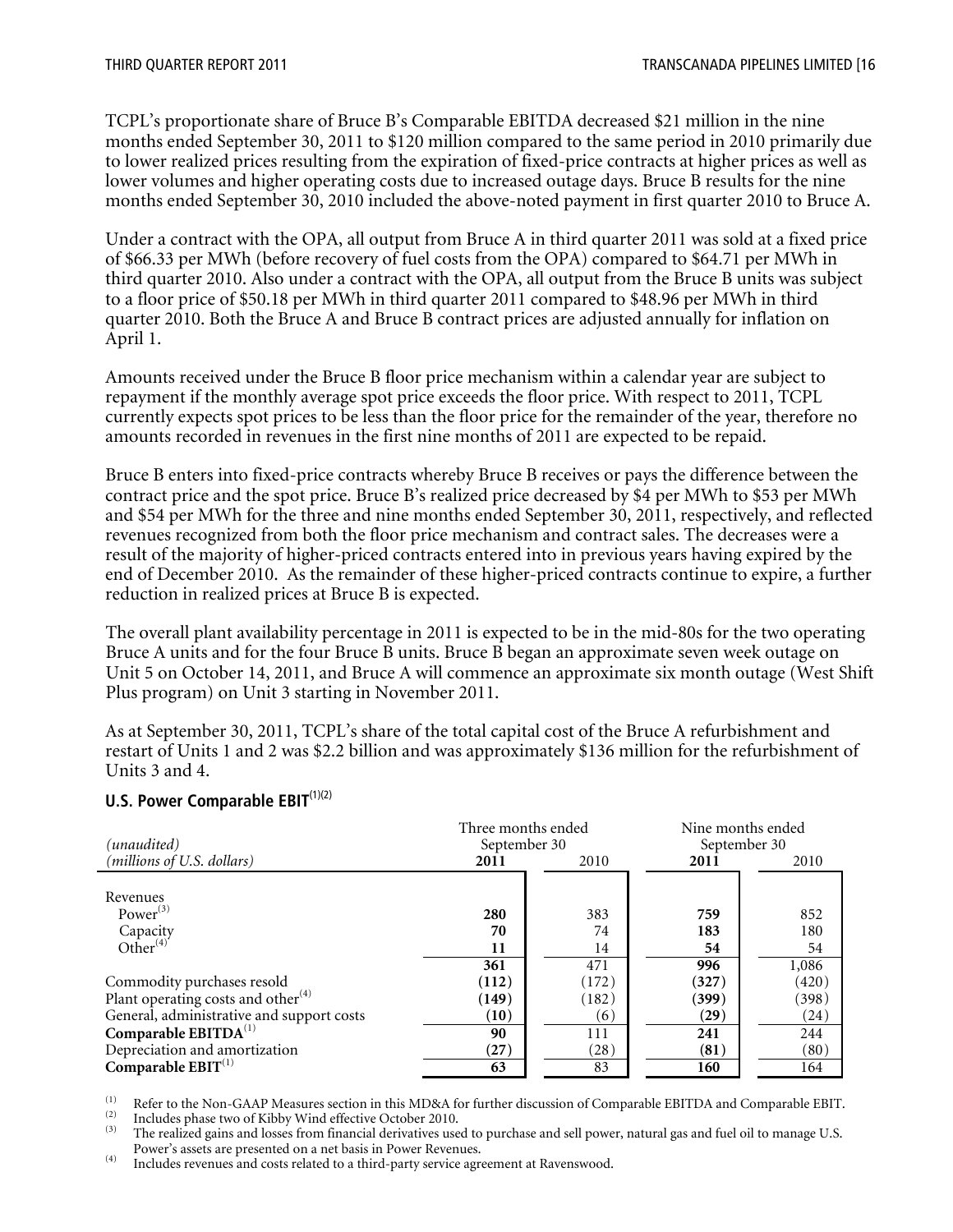TCPL's proportionate share of Bruce B's Comparable EBITDA decreased $21 million in the nine months ended September 30, 2011 to $120 million compared to the same period in 2010 primarily due to lower realized prices resulting from the expiration of fixed-price contracts at higher prices as well as lower volumes and higher operating costs due to increased outage days. Bruce B results for the nine months ended September 30, 2010 included the above-noted payment in first quarter 2010 to Bruce A.

Under a contract with the OPA, all output from Bruce A in third quarter 2011 was sold at a fixed price of $66.33 per MWh (before recovery of fuel costs from the OPA) compared to $64.71 per MWh in third quarter 2010. Also under a contract with the OPA, all output from the Bruce B units was subject to a floor price of $50.18 per MWh in third quarter 2011 compared to $48.96 per MWh in third quarter 2010. Both the Bruce A and Bruce B contract prices are adjusted annually for inflation on April 1.

Amounts received under the Bruce B floor price mechanism within a calendar year are subject to repayment if the monthly average spot price exceeds the floor price. With respect to 2011, TCPL currently expects spot prices to be less than the floor price for the remainder of the year, therefore no amounts recorded in revenues in the first nine months of 2011 are expected to be repaid.

Bruce B enters into fixed-price contracts whereby Bruce B receives or pays the difference between the contract price and the spot price. Bruce B's realized price decreased by $4 per MWh to $53 per MWh and $54 per MWh for the three and nine months ended September 30, 2011, respectively, and reflected revenues recognized from both the floor price mechanism and contract sales. The decreases were a result of the majority of higher-priced contracts entered into in previous years having expired by the end of December 2010. As the remainder of these higher-priced contracts continue to expire, a further reduction in realized prices at Bruce B is expected.

The overall plant availability percentage in 2011 is expected to be in the mid-80s for the two operating Bruce A units and for the four Bruce B units. Bruce B began an approximate seven week outage on Unit 5 on October 14, 2011, and Bruce A will commence an approximate six month outage (West Shift Plus program) on Unit 3 starting in November 2011.

As at September 30, 2011, TCPL's share of the total capital cost of the Bruce A refurbishment and restart of Units 1 and 2 was $2.2 billion and was approximately $136 million for the refurbishment of Units 3 and 4.

## U.S. Power Comparable EBIT[(1)(2)]

| *(unaudited)* *(millions of U.S. dollars)* | Three months ended September 30 **2011** | 2010 | Nine months ended September 30 **2011** | 2010 |
|---|---|---|---|---|
| Revenues | | | | |
| Power[(3)] | **280** | 383 | **759** | 852 |
| Capacity | **70** | 74 | **183** | 180 |
| Other[(4)] | **11** | 14 | **54** | 54 |
| | **361** | 471 | **996** | 1,086 |
| Commodity purchases resold | **(112)** | (172) | **(327)** | (420) |
| Plant operating costs and other[(4)] | **(149)** | (182) | **(399)** | (398) |
| General, administrative and support costs | **(10)** | (6) | **(29)** | (24) |
| **Comparable EBITDA**[(1)] | **90** | 111 | **241** | 244 |
| Depreciation and amortization | **(27)** | (28) | **(81)** | (80) |
| **Comparable EBIT**[(1)] | **63** | 83 | **160** | 164 |

(1) Refer to the Non-GAAP Measures section in this MD&A for further discussion of Comparable EBITDA and Comparable EBIT.
(2) Includes phase two of Kibby Wind effective October 2010.
(3) The realized gains and losses from financial derivatives used to purchase and sell power, natural gas and fuel oil to manage U.S. Power's assets are presented on a net basis in Power Revenues.
(4) Includes revenues and costs related to a third-party service agreement at Ravenswood.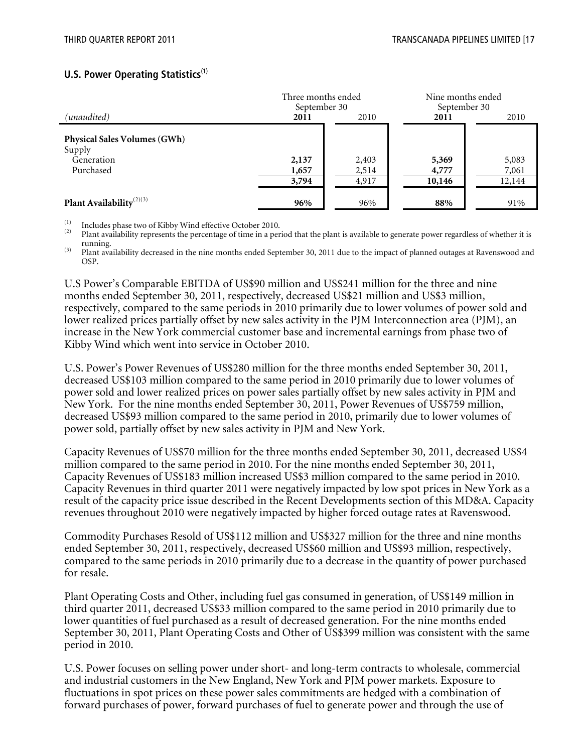## U.S. Power Operating Statistics[1]

| *(unaudited)* | Three months ended September 30 | | Nine months ended September 30 | |
|---|---|---|---|---|
| | **2011** | 2010 | **2011** | 2010 |
| **Physical Sales Volumes (GWh)** | | | | |
| Supply | | | | |
| Generation | **2,137** | 2,403 | **5,369** | 5,083 |
| Purchased | **1,657** | 2,514 | **4,777** | 7,061 |
| | **3,794** | 4,917 | **10,146** | 12,144 |
| **Plant Availability**[2][3] | **96%** | 96% | **88%** | 91% |

(1) Includes phase two of Kibby Wind effective October 2010.
(2) Plant availability represents the percentage of time in a period that the plant is available to generate power regardless of whether it is running.
(3) Plant availability decreased in the nine months ended September 30, 2011 due to the impact of planned outages at Ravenswood and OSP.

U.S Power's Comparable EBITDA of US$90 million and US$241 million for the three and nine months ended September 30, 2011, respectively, decreased US$21 million and US$3 million, respectively, compared to the same periods in 2010 primarily due to lower volumes of power sold and lower realized prices partially offset by new sales activity in the PJM Interconnection area (PJM), an increase in the New York commercial customer base and incremental earnings from phase two of Kibby Wind which went into service in October 2010.

U.S. Power's Power Revenues of US$280 million for the three months ended September 30, 2011, decreased US$103 million compared to the same period in 2010 primarily due to lower volumes of power sold and lower realized prices on power sales partially offset by new sales activity in PJM and New York. For the nine months ended September 30, 2011, Power Revenues of US$759 million, decreased US$93 million compared to the same period in 2010, primarily due to lower volumes of power sold, partially offset by new sales activity in PJM and New York.

Capacity Revenues of US$70 million for the three months ended September 30, 2011, decreased US$4 million compared to the same period in 2010. For the nine months ended September 30, 2011, Capacity Revenues of US$183 million increased US$3 million compared to the same period in 2010. Capacity Revenues in third quarter 2011 were negatively impacted by low spot prices in New York as a result of the capacity price issue described in the Recent Developments section of this MD&A. Capacity revenues throughout 2010 were negatively impacted by higher forced outage rates at Ravenswood.

Commodity Purchases Resold of US$112 million and US$327 million for the three and nine months ended September 30, 2011, respectively, decreased US$60 million and US$93 million, respectively, compared to the same periods in 2010 primarily due to a decrease in the quantity of power purchased for resale.

Plant Operating Costs and Other, including fuel gas consumed in generation, of US$149 million in third quarter 2011, decreased US$33 million compared to the same period in 2010 primarily due to lower quantities of fuel purchased as a result of decreased generation. For the nine months ended September 30, 2011, Plant Operating Costs and Other of US$399 million was consistent with the same period in 2010.

U.S. Power focuses on selling power under short- and long-term contracts to wholesale, commercial and industrial customers in the New England, New York and PJM power markets. Exposure to fluctuations in spot prices on these power sales commitments are hedged with a combination of forward purchases of power, forward purchases of fuel to generate power and through the use of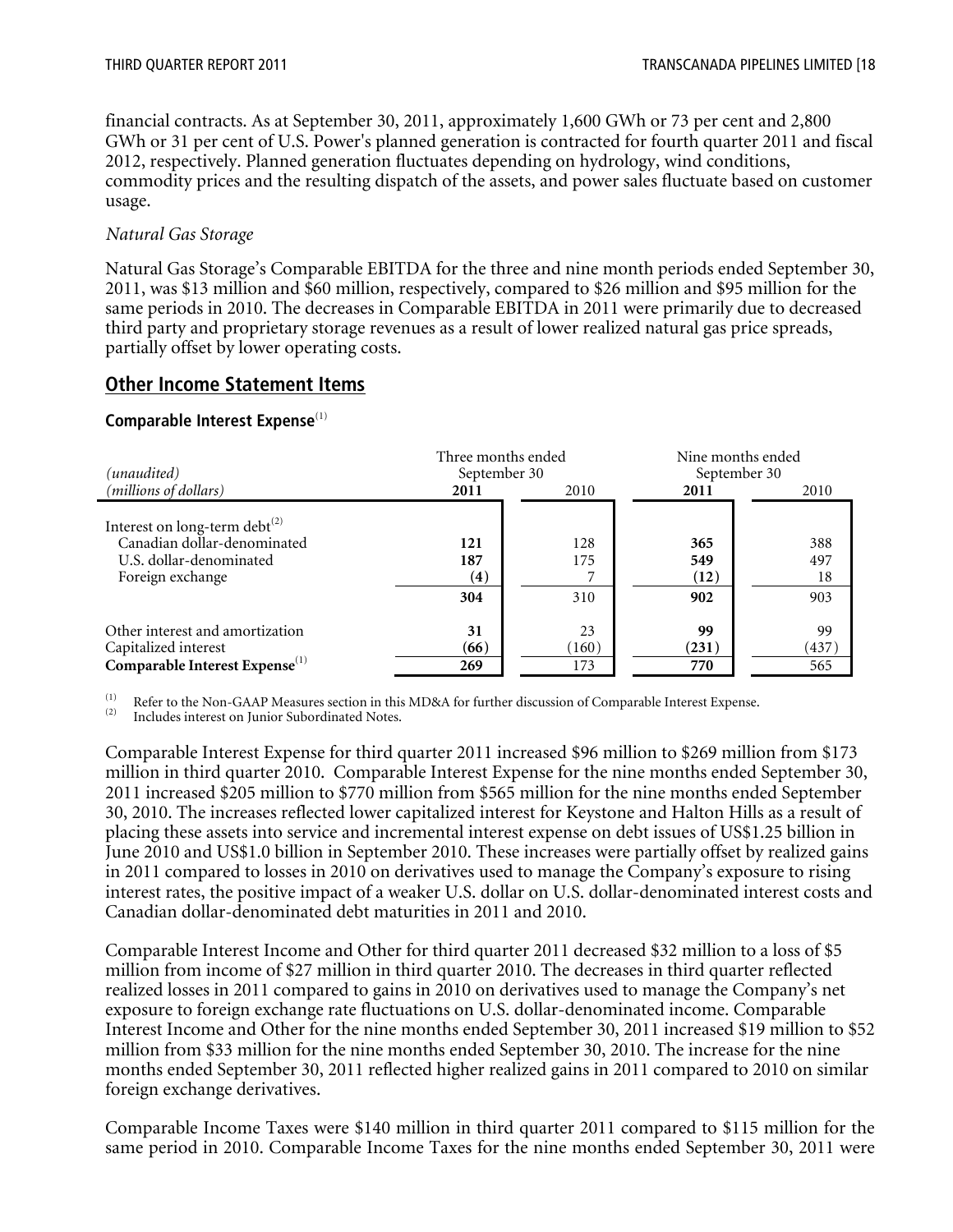financial contracts. As at September 30, 2011, approximately 1,600 GWh or 73 per cent and 2,800 GWh or 31 per cent of U.S. Power's planned generation is contracted for fourth quarter 2011 and fiscal 2012, respectively. Planned generation fluctuates depending on hydrology, wind conditions, commodity prices and the resulting dispatch of the assets, and power sales fluctuate based on customer usage.

*Natural Gas Storage*

Natural Gas Storage's Comparable EBITDA for the three and nine month periods ended September 30, 2011, was $13 million and $60 million, respectively, compared to $26 million and $95 million for the same periods in 2010. The decreases in Comparable EBITDA in 2011 were primarily due to decreased third party and proprietary storage revenues as a result of lower realized natural gas price spreads, partially offset by lower operating costs.

## Other Income Statement Items

### Comparable Interest Expense[1]

| *(unaudited)* | Three months ended September 30 | | Nine months ended September 30 | |
|---|---|---|---|---|
| *(millions of dollars)* | **2011** | 2010 | **2011** | 2010 |
| Interest on long-term debt[2] | | | | |
| Canadian dollar-denominated | **121** | 128 | **365** | 388 |
| U.S. dollar-denominated | **187** | 175 | **549** | 497 |
| Foreign exchange | **(4)** | 7 | **(12)** | 18 |
| | **304** | 310 | **902** | 903 |
| Other interest and amortization | **31** | 23 | **99** | 99 |
| Capitalized interest | **(66)** | (160) | **(231)** | (437) |
| **Comparable Interest Expense[1]** | **269** | 173 | **770** | 565 |

(1) Refer to the Non-GAAP Measures section in this MD&A for further discussion of Comparable Interest Expense.
(2) Includes interest on Junior Subordinated Notes.

Comparable Interest Expense for third quarter 2011 increased $96 million to $269 million from $173 million in third quarter 2010. Comparable Interest Expense for the nine months ended September 30, 2011 increased $205 million to $770 million from $565 million for the nine months ended September 30, 2010. The increases reflected lower capitalized interest for Keystone and Halton Hills as a result of placing these assets into service and incremental interest expense on debt issues of US$1.25 billion in June 2010 and US$1.0 billion in September 2010. These increases were partially offset by realized gains in 2011 compared to losses in 2010 on derivatives used to manage the Company's exposure to rising interest rates, the positive impact of a weaker U.S. dollar on U.S. dollar-denominated interest costs and Canadian dollar-denominated debt maturities in 2011 and 2010.

Comparable Interest Income and Other for third quarter 2011 decreased $32 million to a loss of $5 million from income of $27 million in third quarter 2010. The decreases in third quarter reflected realized losses in 2011 compared to gains in 2010 on derivatives used to manage the Company's net exposure to foreign exchange rate fluctuations on U.S. dollar-denominated income. Comparable Interest Income and Other for the nine months ended September 30, 2011 increased $19 million to $52 million from $33 million for the nine months ended September 30, 2010. The increase for the nine months ended September 30, 2011 reflected higher realized gains in 2011 compared to 2010 on similar foreign exchange derivatives.

Comparable Income Taxes were $140 million in third quarter 2011 compared to $115 million for the same period in 2010. Comparable Income Taxes for the nine months ended September 30, 2011 were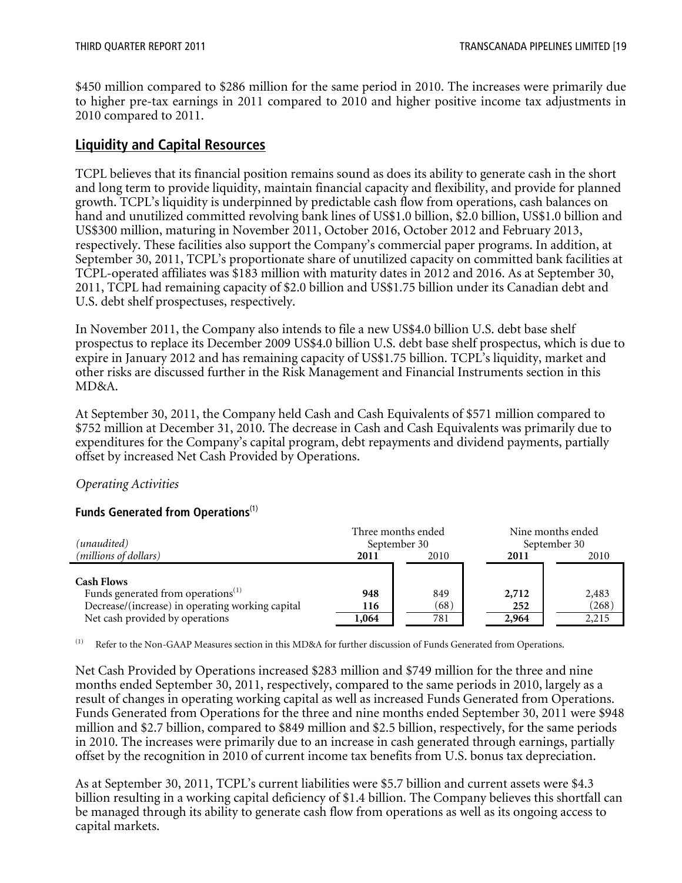$450 million compared to $286 million for the same period in 2010. The increases were primarily due to higher pre-tax earnings in 2011 compared to 2010 and higher positive income tax adjustments in 2010 compared to 2011.

## Liquidity and Capital Resources

TCPL believes that its financial position remains sound as does its ability to generate cash in the short and long term to provide liquidity, maintain financial capacity and flexibility, and provide for planned growth. TCPL's liquidity is underpinned by predictable cash flow from operations, cash balances on hand and unutilized committed revolving bank lines of US$1.0 billion, $2.0 billion, US$1.0 billion and US$300 million, maturing in November 2011, October 2016, October 2012 and February 2013, respectively. These facilities also support the Company's commercial paper programs. In addition, at September 30, 2011, TCPL's proportionate share of unutilized capacity on committed bank facilities at TCPL-operated affiliates was $183 million with maturity dates in 2012 and 2016. As at September 30, 2011, TCPL had remaining capacity of $2.0 billion and US$1.75 billion under its Canadian debt and U.S. debt shelf prospectuses, respectively.

In November 2011, the Company also intends to file a new US$4.0 billion U.S. debt base shelf prospectus to replace its December 2009 US$4.0 billion U.S. debt base shelf prospectus, which is due to expire in January 2012 and has remaining capacity of US$1.75 billion. TCPL's liquidity, market and other risks are discussed further in the Risk Management and Financial Instruments section in this MD&A.

At September 30, 2011, the Company held Cash and Cash Equivalents of $571 million compared to $752 million at December 31, 2010. The decrease in Cash and Cash Equivalents was primarily due to expenditures for the Company's capital program, debt repayments and dividend payments, partially offset by increased Net Cash Provided by Operations.

*Operating Activities*

**Funds Generated from Operations**[(1)]

| *(unaudited)* | Three months ended September 30 | | Nine months ended September 30 | |
|---|---|---|---|---|
| *(millions of dollars)* | **2011** | 2010 | **2011** | 2010 |
| **Cash Flows** | | | | |
| Funds generated from operations[(1)] | **948** | 849 | **2,712** | 2,483 |
| Decrease/(increase) in operating working capital | **116** | (68) | **252** | (268) |
| Net cash provided by operations | **1,064** | 781 | **2,964** | 2,215 |

(1) Refer to the Non-GAAP Measures section in this MD&A for further discussion of Funds Generated from Operations.

Net Cash Provided by Operations increased $283 million and $749 million for the three and nine months ended September 30, 2011, respectively, compared to the same periods in 2010, largely as a result of changes in operating working capital as well as increased Funds Generated from Operations. Funds Generated from Operations for the three and nine months ended September 30, 2011 were $948 million and $2.7 billion, compared to $849 million and $2.5 billion, respectively, for the same periods in 2010. The increases were primarily due to an increase in cash generated through earnings, partially offset by the recognition in 2010 of current income tax benefits from U.S. bonus tax depreciation.

As at September 30, 2011, TCPL's current liabilities were $5.7 billion and current assets were $4.3 billion resulting in a working capital deficiency of $1.4 billion. The Company believes this shortfall can be managed through its ability to generate cash flow from operations as well as its ongoing access to capital markets.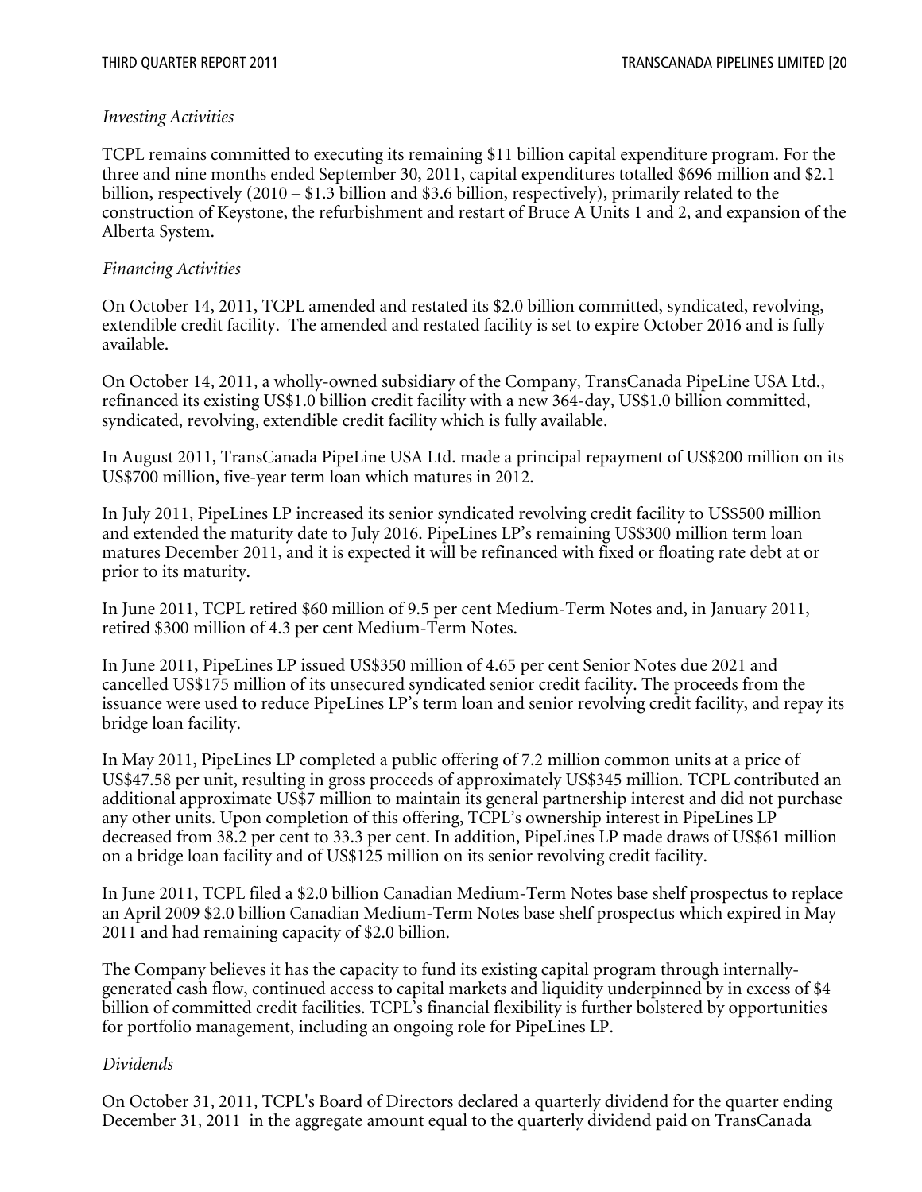*Investing Activities*

TCPL remains committed to executing its remaining $11 billion capital expenditure program. For the three and nine months ended September 30, 2011, capital expenditures totalled $696 million and $2.1 billion, respectively (2010 – $1.3 billion and $3.6 billion, respectively), primarily related to the construction of Keystone, the refurbishment and restart of Bruce A Units 1 and 2, and expansion of the Alberta System.

*Financing Activities*

On October 14, 2011, TCPL amended and restated its $2.0 billion committed, syndicated, revolving, extendible credit facility. The amended and restated facility is set to expire October 2016 and is fully available.

On October 14, 2011, a wholly-owned subsidiary of the Company, TransCanada PipeLine USA Ltd., refinanced its existing US$1.0 billion credit facility with a new 364-day, US$1.0 billion committed, syndicated, revolving, extendible credit facility which is fully available.

In August 2011, TransCanada PipeLine USA Ltd. made a principal repayment of US$200 million on its US$700 million, five-year term loan which matures in 2012.

In July 2011, PipeLines LP increased its senior syndicated revolving credit facility to US$500 million and extended the maturity date to July 2016. PipeLines LP's remaining US$300 million term loan matures December 2011, and it is expected it will be refinanced with fixed or floating rate debt at or prior to its maturity.

In June 2011, TCPL retired $60 million of 9.5 per cent Medium-Term Notes and, in January 2011, retired $300 million of 4.3 per cent Medium-Term Notes.

In June 2011, PipeLines LP issued US$350 million of 4.65 per cent Senior Notes due 2021 and cancelled US$175 million of its unsecured syndicated senior credit facility. The proceeds from the issuance were used to reduce PipeLines LP's term loan and senior revolving credit facility, and repay its bridge loan facility.

In May 2011, PipeLines LP completed a public offering of 7.2 million common units at a price of US$47.58 per unit, resulting in gross proceeds of approximately US$345 million. TCPL contributed an additional approximate US$7 million to maintain its general partnership interest and did not purchase any other units. Upon completion of this offering, TCPL's ownership interest in PipeLines LP decreased from 38.2 per cent to 33.3 per cent. In addition, PipeLines LP made draws of US$61 million on a bridge loan facility and of US$125 million on its senior revolving credit facility.

In June 2011, TCPL filed a $2.0 billion Canadian Medium-Term Notes base shelf prospectus to replace an April 2009 $2.0 billion Canadian Medium-Term Notes base shelf prospectus which expired in May 2011 and had remaining capacity of $2.0 billion.

The Company believes it has the capacity to fund its existing capital program through internally-generated cash flow, continued access to capital markets and liquidity underpinned by in excess of $4 billion of committed credit facilities. TCPL's financial flexibility is further bolstered by opportunities for portfolio management, including an ongoing role for PipeLines LP.

*Dividends*

On October 31, 2011, TCPL's Board of Directors declared a quarterly dividend for the quarter ending December 31, 2011 in the aggregate amount equal to the quarterly dividend paid on TransCanada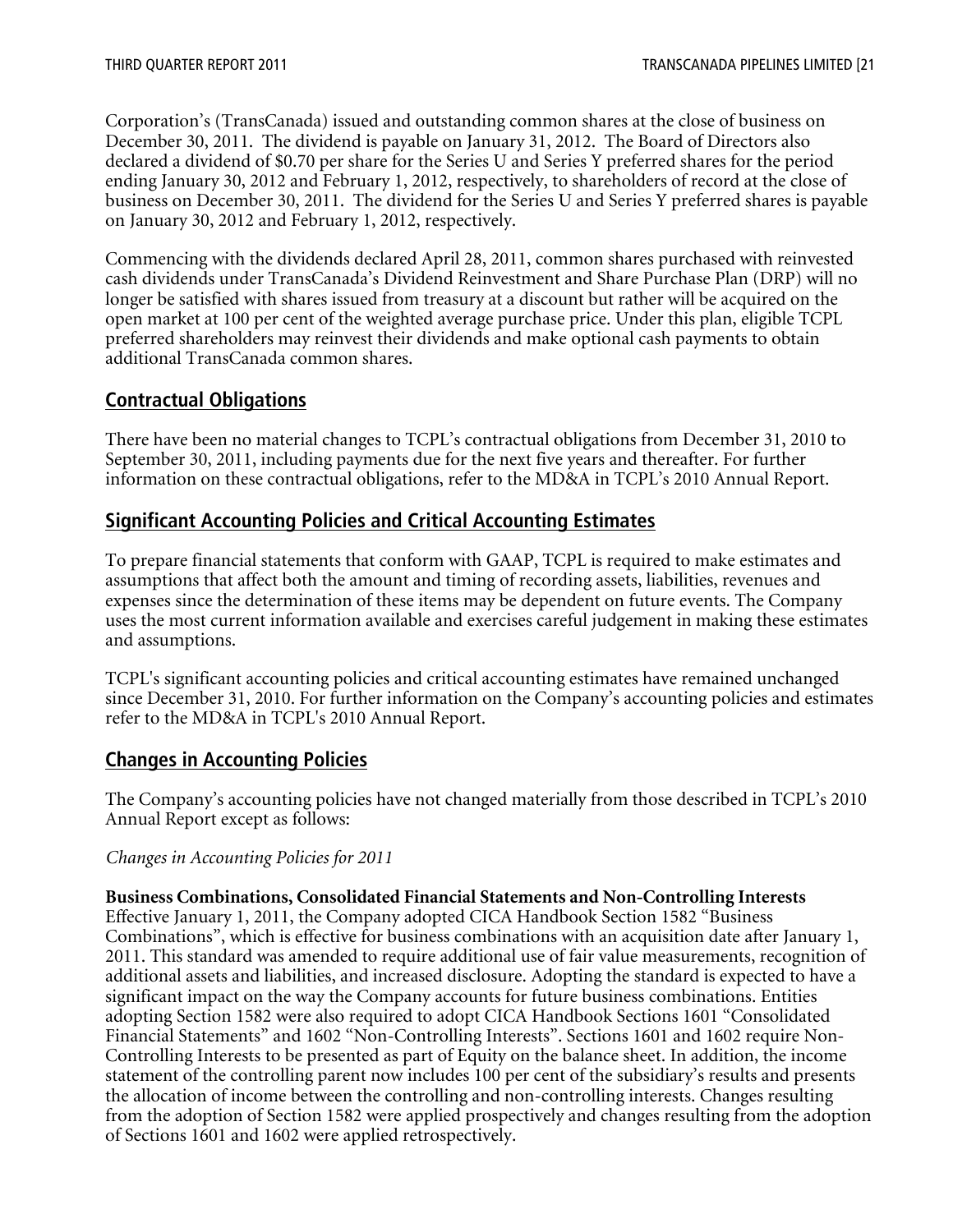Corporation's (TransCanada) issued and outstanding common shares at the close of business on December 30, 2011. The dividend is payable on January 31, 2012. The Board of Directors also declared a dividend of $0.70 per share for the Series U and Series Y preferred shares for the period ending January 30, 2012 and February 1, 2012, respectively, to shareholders of record at the close of business on December 30, 2011. The dividend for the Series U and Series Y preferred shares is payable on January 30, 2012 and February 1, 2012, respectively.

Commencing with the dividends declared April 28, 2011, common shares purchased with reinvested cash dividends under TransCanada's Dividend Reinvestment and Share Purchase Plan (DRP) will no longer be satisfied with shares issued from treasury at a discount but rather will be acquired on the open market at 100 per cent of the weighted average purchase price. Under this plan, eligible TCPL preferred shareholders may reinvest their dividends and make optional cash payments to obtain additional TransCanada common shares.

## Contractual Obligations

There have been no material changes to TCPL's contractual obligations from December 31, 2010 to September 30, 2011, including payments due for the next five years and thereafter. For further information on these contractual obligations, refer to the MD&A in TCPL's 2010 Annual Report.

## Significant Accounting Policies and Critical Accounting Estimates

To prepare financial statements that conform with GAAP, TCPL is required to make estimates and assumptions that affect both the amount and timing of recording assets, liabilities, revenues and expenses since the determination of these items may be dependent on future events. The Company uses the most current information available and exercises careful judgement in making these estimates and assumptions.

TCPL's significant accounting policies and critical accounting estimates have remained unchanged since December 31, 2010. For further information on the Company's accounting policies and estimates refer to the MD&A in TCPL's 2010 Annual Report.

## Changes in Accounting Policies

The Company's accounting policies have not changed materially from those described in TCPL's 2010 Annual Report except as follows:

*Changes in Accounting Policies for 2011*

**Business Combinations, Consolidated Financial Statements and Non-Controlling Interests**
Effective January 1, 2011, the Company adopted CICA Handbook Section 1582 "Business Combinations", which is effective for business combinations with an acquisition date after January 1, 2011. This standard was amended to require additional use of fair value measurements, recognition of additional assets and liabilities, and increased disclosure. Adopting the standard is expected to have a significant impact on the way the Company accounts for future business combinations. Entities adopting Section 1582 were also required to adopt CICA Handbook Sections 1601 "Consolidated Financial Statements" and 1602 "Non-Controlling Interests". Sections 1601 and 1602 require Non-Controlling Interests to be presented as part of Equity on the balance sheet. In addition, the income statement of the controlling parent now includes 100 per cent of the subsidiary's results and presents the allocation of income between the controlling and non-controlling interests. Changes resulting from the adoption of Section 1582 were applied prospectively and changes resulting from the adoption of Sections 1601 and 1602 were applied retrospectively.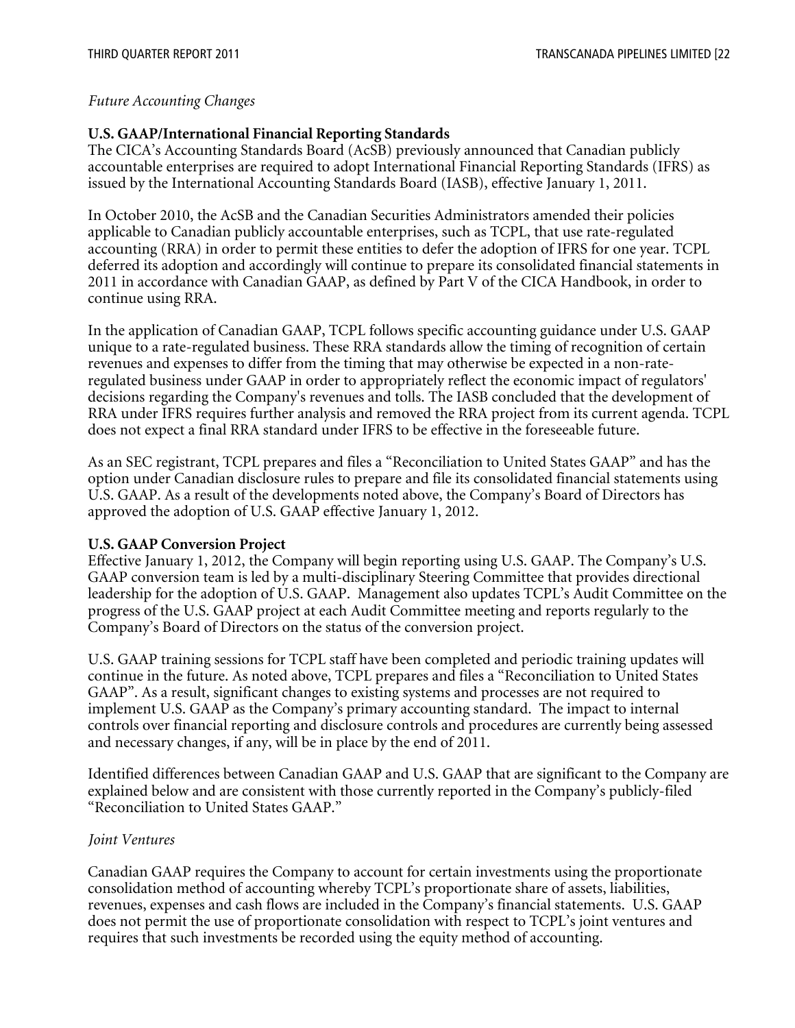*Future Accounting Changes*

**U.S. GAAP/International Financial Reporting Standards**

The CICA's Accounting Standards Board (AcSB) previously announced that Canadian publicly accountable enterprises are required to adopt International Financial Reporting Standards (IFRS) as issued by the International Accounting Standards Board (IASB), effective January 1, 2011.

In October 2010, the AcSB and the Canadian Securities Administrators amended their policies applicable to Canadian publicly accountable enterprises, such as TCPL, that use rate-regulated accounting (RRA) in order to permit these entities to defer the adoption of IFRS for one year. TCPL deferred its adoption and accordingly will continue to prepare its consolidated financial statements in 2011 in accordance with Canadian GAAP, as defined by Part V of the CICA Handbook, in order to continue using RRA.

In the application of Canadian GAAP, TCPL follows specific accounting guidance under U.S. GAAP unique to a rate-regulated business. These RRA standards allow the timing of recognition of certain revenues and expenses to differ from the timing that may otherwise be expected in a non-rate-regulated business under GAAP in order to appropriately reflect the economic impact of regulators' decisions regarding the Company's revenues and tolls. The IASB concluded that the development of RRA under IFRS requires further analysis and removed the RRA project from its current agenda. TCPL does not expect a final RRA standard under IFRS to be effective in the foreseeable future.

As an SEC registrant, TCPL prepares and files a "Reconciliation to United States GAAP" and has the option under Canadian disclosure rules to prepare and file its consolidated financial statements using U.S. GAAP. As a result of the developments noted above, the Company's Board of Directors has approved the adoption of U.S. GAAP effective January 1, 2012.

**U.S. GAAP Conversion Project**

Effective January 1, 2012, the Company will begin reporting using U.S. GAAP. The Company's U.S. GAAP conversion team is led by a multi-disciplinary Steering Committee that provides directional leadership for the adoption of U.S. GAAP. Management also updates TCPL's Audit Committee on the progress of the U.S. GAAP project at each Audit Committee meeting and reports regularly to the Company's Board of Directors on the status of the conversion project.

U.S. GAAP training sessions for TCPL staff have been completed and periodic training updates will continue in the future. As noted above, TCPL prepares and files a "Reconciliation to United States GAAP". As a result, significant changes to existing systems and processes are not required to implement U.S. GAAP as the Company's primary accounting standard. The impact to internal controls over financial reporting and disclosure controls and procedures are currently being assessed and necessary changes, if any, will be in place by the end of 2011.

Identified differences between Canadian GAAP and U.S. GAAP that are significant to the Company are explained below and are consistent with those currently reported in the Company's publicly-filed "Reconciliation to United States GAAP."

*Joint Ventures*

Canadian GAAP requires the Company to account for certain investments using the proportionate consolidation method of accounting whereby TCPL's proportionate share of assets, liabilities, revenues, expenses and cash flows are included in the Company's financial statements. U.S. GAAP does not permit the use of proportionate consolidation with respect to TCPL's joint ventures and requires that such investments be recorded using the equity method of accounting.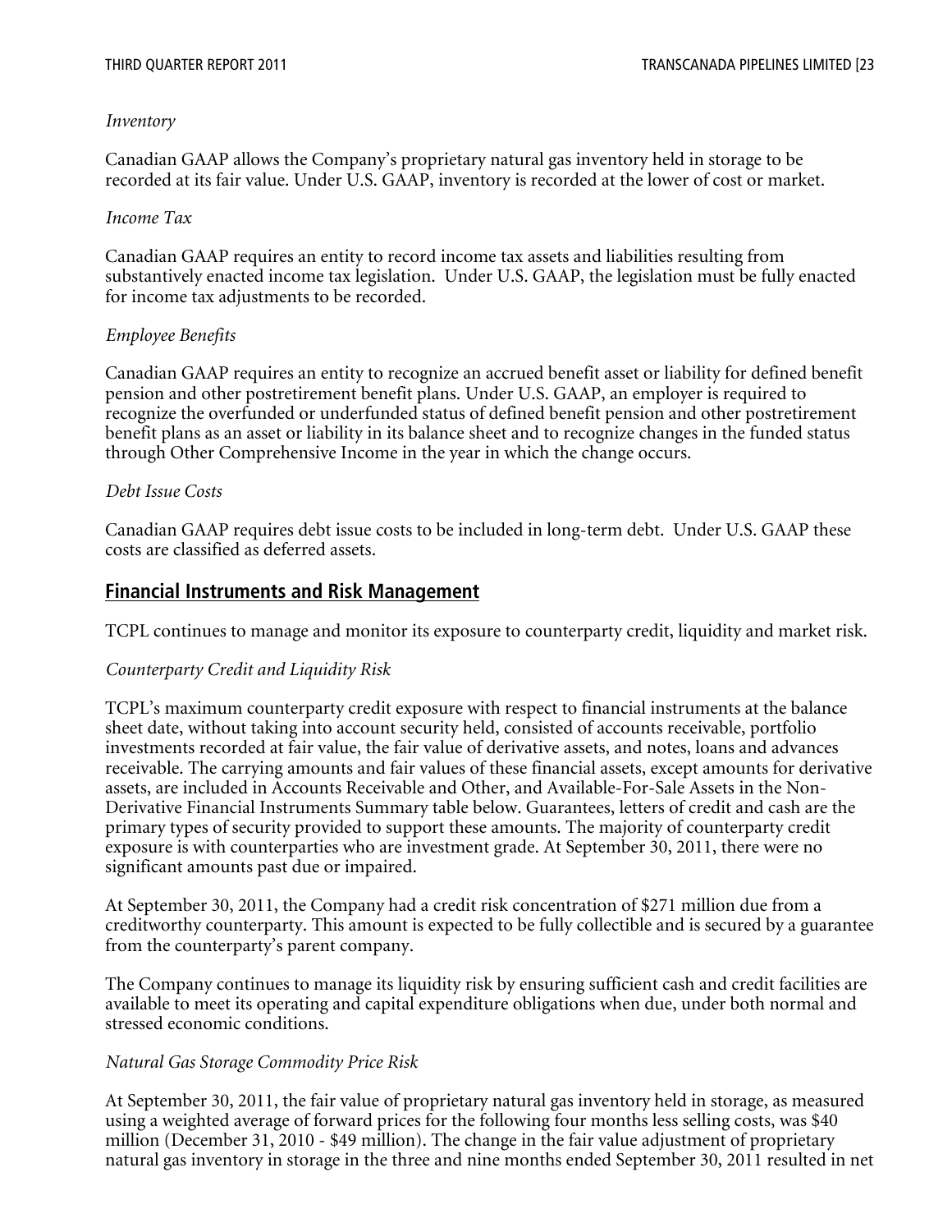*Inventory*

Canadian GAAP allows the Company's proprietary natural gas inventory held in storage to be recorded at its fair value. Under U.S. GAAP, inventory is recorded at the lower of cost or market.

*Income Tax*

Canadian GAAP requires an entity to record income tax assets and liabilities resulting from substantively enacted income tax legislation. Under U.S. GAAP, the legislation must be fully enacted for income tax adjustments to be recorded.

*Employee Benefits*

Canadian GAAP requires an entity to recognize an accrued benefit asset or liability for defined benefit pension and other postretirement benefit plans. Under U.S. GAAP, an employer is required to recognize the overfunded or underfunded status of defined benefit pension and other postretirement benefit plans as an asset or liability in its balance sheet and to recognize changes in the funded status through Other Comprehensive Income in the year in which the change occurs.

*Debt Issue Costs*

Canadian GAAP requires debt issue costs to be included in long-term debt. Under U.S. GAAP these costs are classified as deferred assets.

## Financial Instruments and Risk Management

TCPL continues to manage and monitor its exposure to counterparty credit, liquidity and market risk.

*Counterparty Credit and Liquidity Risk*

TCPL's maximum counterparty credit exposure with respect to financial instruments at the balance sheet date, without taking into account security held, consisted of accounts receivable, portfolio investments recorded at fair value, the fair value of derivative assets, and notes, loans and advances receivable. The carrying amounts and fair values of these financial assets, except amounts for derivative assets, are included in Accounts Receivable and Other, and Available-For-Sale Assets in the Non-Derivative Financial Instruments Summary table below. Guarantees, letters of credit and cash are the primary types of security provided to support these amounts. The majority of counterparty credit exposure is with counterparties who are investment grade. At September 30, 2011, there were no significant amounts past due or impaired.

At September 30, 2011, the Company had a credit risk concentration of $271 million due from a creditworthy counterparty. This amount is expected to be fully collectible and is secured by a guarantee from the counterparty's parent company.

The Company continues to manage its liquidity risk by ensuring sufficient cash and credit facilities are available to meet its operating and capital expenditure obligations when due, under both normal and stressed economic conditions.

*Natural Gas Storage Commodity Price Risk*

At September 30, 2011, the fair value of proprietary natural gas inventory held in storage, as measured using a weighted average of forward prices for the following four months less selling costs, was $40 million (December 31, 2010 - $49 million). The change in the fair value adjustment of proprietary natural gas inventory in storage in the three and nine months ended September 30, 2011 resulted in net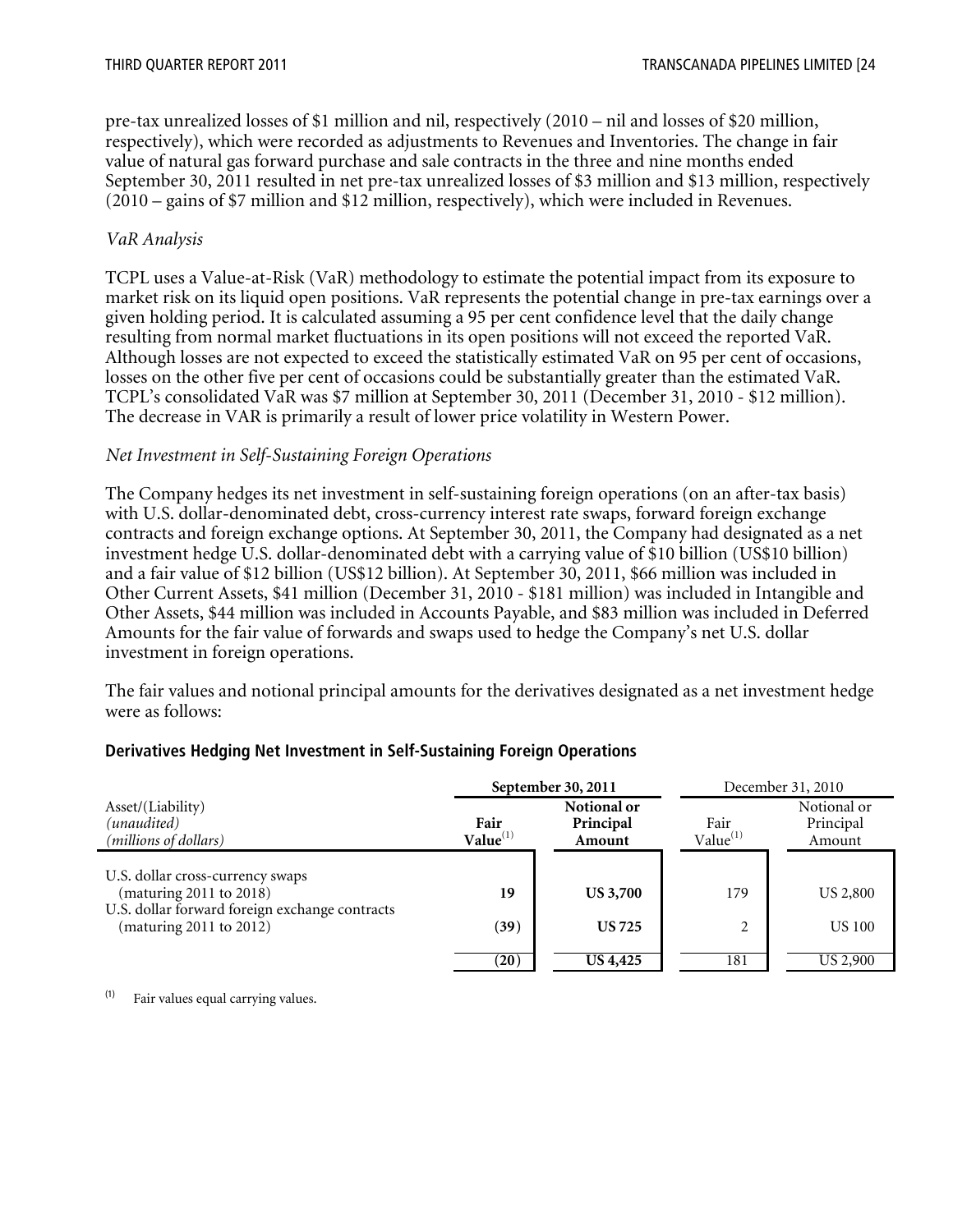pre-tax unrealized losses of $1 million and nil, respectively (2010 – nil and losses of $20 million, respectively), which were recorded as adjustments to Revenues and Inventories. The change in fair value of natural gas forward purchase and sale contracts in the three and nine months ended September 30, 2011 resulted in net pre-tax unrealized losses of $3 million and $13 million, respectively (2010 – gains of $7 million and $12 million, respectively), which were included in Revenues.

*VaR Analysis*

TCPL uses a Value-at-Risk (VaR) methodology to estimate the potential impact from its exposure to market risk on its liquid open positions. VaR represents the potential change in pre-tax earnings over a given holding period. It is calculated assuming a 95 per cent confidence level that the daily change resulting from normal market fluctuations in its open positions will not exceed the reported VaR. Although losses are not expected to exceed the statistically estimated VaR on 95 per cent of occasions, losses on the other five per cent of occasions could be substantially greater than the estimated VaR. TCPL's consolidated VaR was $7 million at September 30, 2011 (December 31, 2010 - $12 million). The decrease in VAR is primarily a result of lower price volatility in Western Power.

*Net Investment in Self-Sustaining Foreign Operations*

The Company hedges its net investment in self-sustaining foreign operations (on an after-tax basis) with U.S. dollar-denominated debt, cross-currency interest rate swaps, forward foreign exchange contracts and foreign exchange options. At September 30, 2011, the Company had designated as a net investment hedge U.S. dollar-denominated debt with a carrying value of $10 billion (US$10 billion) and a fair value of $12 billion (US$12 billion). At September 30, 2011, $66 million was included in Other Current Assets, $41 million (December 31, 2010 - $181 million) was included in Intangible and Other Assets, $44 million was included in Accounts Payable, and $83 million was included in Deferred Amounts for the fair value of forwards and swaps used to hedge the Company's net U.S. dollar investment in foreign operations.

The fair values and notional principal amounts for the derivatives designated as a net investment hedge were as follows:

**Derivatives Hedging Net Investment in Self-Sustaining Foreign Operations**

| Asset/(Liability) *(unaudited)* *(millions of dollars)* | **September 30, 2011** | | December 31, 2010 | |
|---|---|---|---|---|
| | **Fair Value[(1)]** | **Notional or Principal Amount** | Fair Value[(1)] | Notional or Principal Amount |
| U.S. dollar cross-currency swaps (maturing 2011 to 2018) | **19** | **US 3,700** | 179 | US 2,800 |
| U.S. dollar forward foreign exchange contracts (maturing 2011 to 2012) | **(39)** | **US 725** | 2 | US 100 |
| | **(20)** | **US 4,425** | 181 | US 2,900 |

(1) Fair values equal carrying values.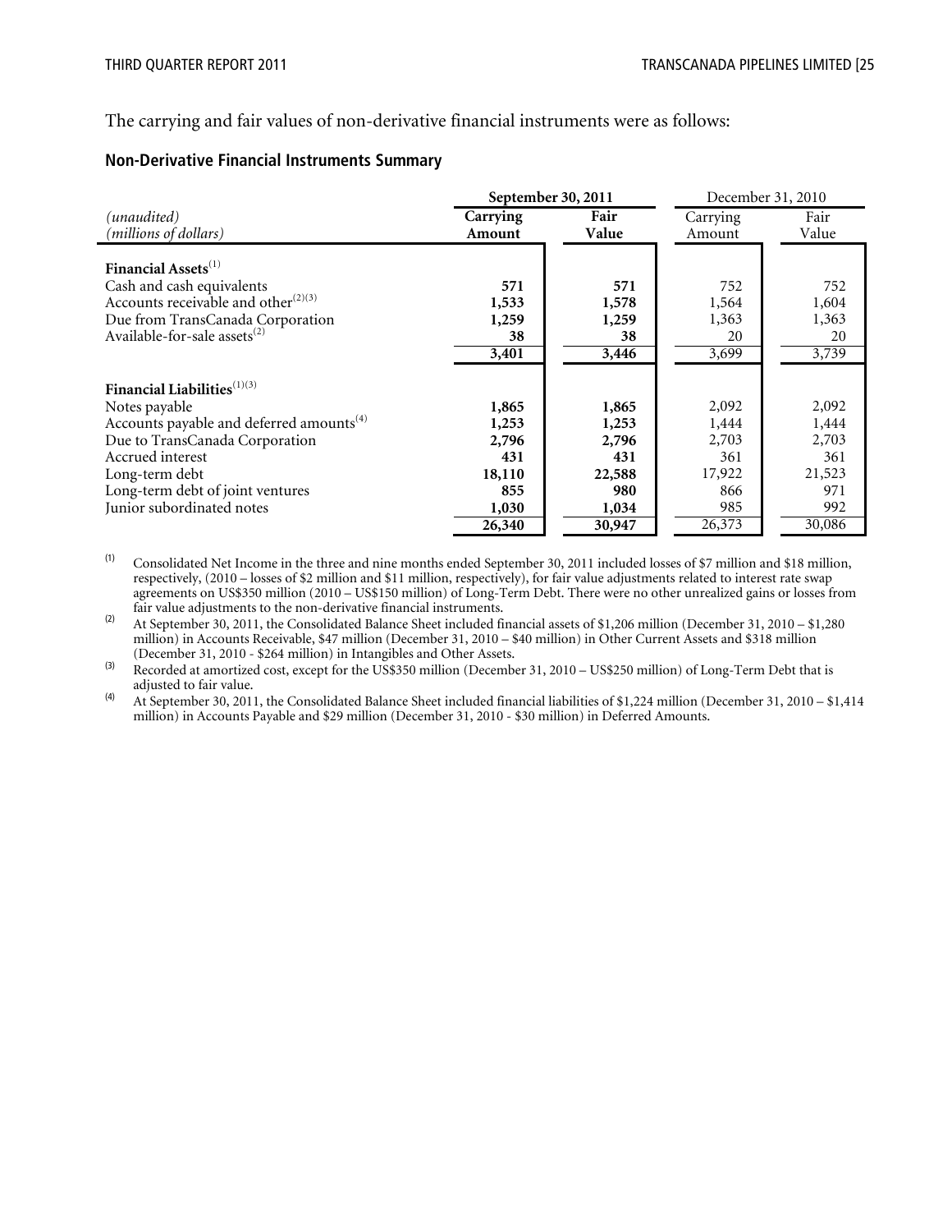The carrying and fair values of non-derivative financial instruments were as follows:

### Non-Derivative Financial Instruments Summary

| *(unaudited)* *(millions of dollars)* | September 30, 2011 Carrying Amount | September 30, 2011 Fair Value | December 31, 2010 Carrying Amount | December 31, 2010 Fair Value |
|---|---|---|---|---|
| **Financial Assets**[1] | | | | |
| Cash and cash equivalents | **571** | **571** | 752 | 752 |
| Accounts receivable and other[2][3] | **1,533** | **1,578** | 1,564 | 1,604 |
| Due from TransCanada Corporation | **1,259** | **1,259** | 1,363 | 1,363 |
| Available-for-sale assets[2] | **38** | **38** | 20 | 20 |
| | **3,401** | **3,446** | 3,699 | 3,739 |
| **Financial Liabilities**[1][3] | | | | |
| Notes payable | **1,865** | **1,865** | 2,092 | 2,092 |
| Accounts payable and deferred amounts[4] | **1,253** | **1,253** | 1,444 | 1,444 |
| Due to TransCanada Corporation | **2,796** | **2,796** | 2,703 | 2,703 |
| Accrued interest | **431** | **431** | 361 | 361 |
| Long-term debt | **18,110** | **22,588** | 17,922 | 21,523 |
| Long-term debt of joint ventures | **855** | **980** | 866 | 971 |
| Junior subordinated notes | **1,030** | **1,034** | 985 | 992 |
| | **26,340** | **30,947** | 26,373 | 30,086 |

(1) Consolidated Net Income in the three and nine months ended September 30, 2011 included losses of $7 million and $18 million, respectively, (2010 – losses of $2 million and $11 million, respectively), for fair value adjustments related to interest rate swap agreements on US$350 million (2010 – US$150 million) of Long-Term Debt. There were no other unrealized gains or losses from fair value adjustments to the non-derivative financial instruments.

(2) At September 30, 2011, the Consolidated Balance Sheet included financial assets of $1,206 million (December 31, 2010 – $1,280 million) in Accounts Receivable, $47 million (December 31, 2010 – $40 million) in Other Current Assets and $318 million (December 31, 2010 - $264 million) in Intangibles and Other Assets.

(3) Recorded at amortized cost, except for the US$350 million (December 31, 2010 – US$250 million) of Long-Term Debt that is adjusted to fair value.

(4) At September 30, 2011, the Consolidated Balance Sheet included financial liabilities of $1,224 million (December 31, 2010 – $1,414 million) in Accounts Payable and $29 million (December 31, 2010 - $30 million) in Deferred Amounts.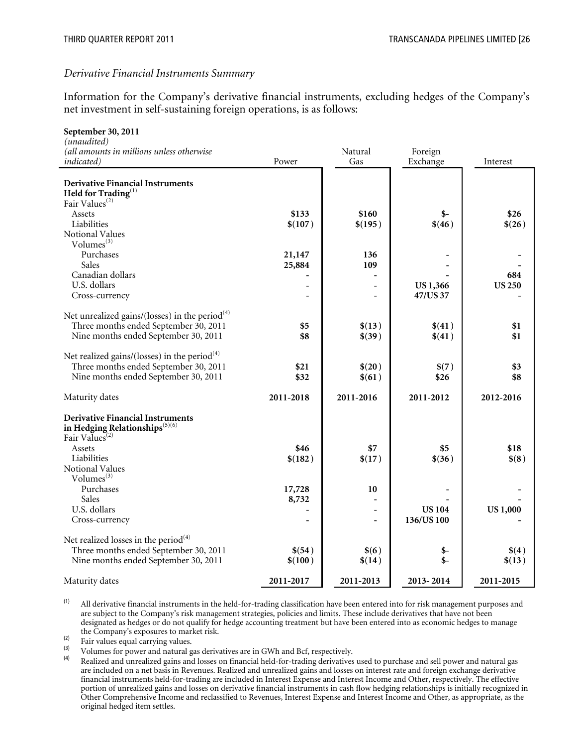*Derivative Financial Instruments Summary*

Information for the Company's derivative financial instruments, excluding hedges of the Company's net investment in self-sustaining foreign operations, is as follows:

| **September 30, 2011**<br>*(unaudited)*<br>*(all amounts in millions unless otherwise indicated)* | Power | Natural Gas | Foreign Exchange | Interest |
|---|---|---|---|---|
| **Derivative Financial Instruments Held for Trading**[1] | | | | |
| Fair Values[2] | | | | |
| Assets | **$133** | **$160** | **$-** | **$26** |
| Liabilities | **$(107)** | **$(195)** | **$(46)** | **$(26)** |
| Notional Values | | | | |
| Volumes[3] | | | | |
| Purchases | **21,147** | **136** | **-** | **-** |
| Sales | **25,884** | **109** | **-** | **-** |
| Canadian dollars | **-** | **-** | **-** | **684** |
| U.S. dollars | **-** | **-** | **US 1,366** | **US 250** |
| Cross-currency | **-** | **-** | **47/US 37** | **-** |
| Net unrealized gains/(losses) in the period[4] | | | | |
| Three months ended September 30, 2011 | **$5** | **$(13)** | **$(41)** | **$1** |
| Nine months ended September 30, 2011 | **$8** | **$(39)** | **$(41)** | **$1** |
| Net realized gains/(losses) in the period[4] | | | | |
| Three months ended September 30, 2011 | **$21** | **$(20)** | **$(7)** | **$3** |
| Nine months ended September 30, 2011 | **$32** | **$(61)** | **$26** | **$8** |
| Maturity dates | **2011-2018** | **2011-2016** | **2011-2012** | **2012-2016** |
| **Derivative Financial Instruments in Hedging Relationships**[5][6] | | | | |
| Fair Values[2] | | | | |
| Assets | **$46** | **$7** | **$5** | **$18** |
| Liabilities | **$(182)** | **$(17)** | **$(36)** | **$(8)** |
| Notional Values | | | | |
| Volumes[3] | | | | |
| Purchases | **17,728** | **10** | **-** | **-** |
| Sales | **8,732** | **-** | **-** | **-** |
| U.S. dollars | **-** | **-** | **US 104** | **US 1,000** |
| Cross-currency | **-** | **-** | **136/US 100** | **-** |
| Net realized losses in the period[4] | | | | |
| Three months ended September 30, 2011 | **$(54)** | **$(6)** | **$-** | **$(4)** |
| Nine months ended September 30, 2011 | **$(100)** | **$(14)** | **$-** | **$(13)** |
| Maturity dates | **2011-2017** | **2011-2013** | **2013-2014** | **2011-2015** |

(1) All derivative financial instruments in the held-for-trading classification have been entered into for risk management purposes and are subject to the Company's risk management strategies, policies and limits. These include derivatives that have not been designated as hedges or do not qualify for hedge accounting treatment but have been entered into as economic hedges to manage the Company's exposures to market risk.

(2) Fair values equal carrying values.

(3) Volumes for power and natural gas derivatives are in GWh and Bcf, respectively.

(4) Realized and unrealized gains and losses on financial held-for-trading derivatives used to purchase and sell power and natural gas are included on a net basis in Revenues. Realized and unrealized gains and losses on interest rate and foreign exchange derivative financial instruments held-for-trading are included in Interest Expense and Interest Income and Other, respectively. The effective portion of unrealized gains and losses on derivative financial instruments in cash flow hedging relationships is initially recognized in Other Comprehensive Income and reclassified to Revenues, Interest Expense and Interest Income and Other, as appropriate, as the original hedged item settles.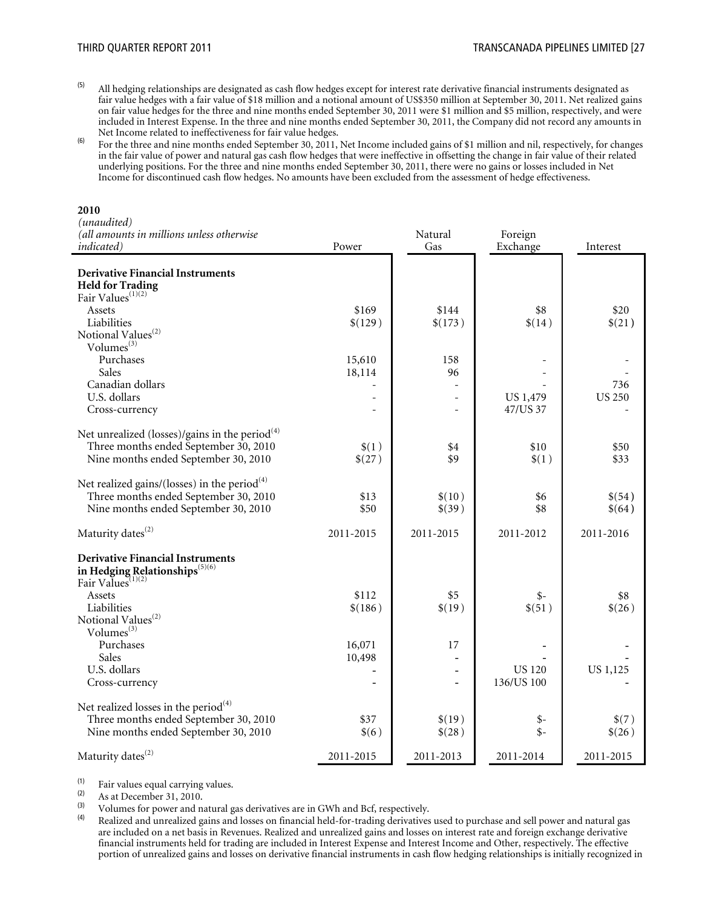(5) All hedging relationships are designated as cash flow hedges except for interest rate derivative financial instruments designated as fair value hedges with a fair value of $18 million and a notional amount of US$350 million at September 30, 2011. Net realized gains on fair value hedges for the three and nine months ended September 30, 2011 were $1 million and $5 million, respectively, and were included in Interest Expense. In the three and nine months ended September 30, 2011, the Company did not record any amounts in Net Income related to ineffectiveness for fair value hedges.

(6) For the three and nine months ended September 30, 2011, Net Income included gains of $1 million and nil, respectively, for changes in the fair value of power and natural gas cash flow hedges that were ineffective in offsetting the change in fair value of their related underlying positions. For the three and nine months ended September 30, 2011, there were no gains or losses included in Net Income for discontinued cash flow hedges. No amounts have been excluded from the assessment of hedge effectiveness.

**2010**

| *(unaudited)* *(all amounts in millions unless otherwise indicated)* | Power | Natural Gas | Foreign Exchange | Interest |
|---|---|---|---|---|
| **Derivative Financial Instruments Held for Trading** | | | | |
| Fair Values[(1)(2)] | | | | |
| Assets | $169 | $144 | $8 | $20 |
| Liabilities | $(129) | $(173) | $(14) | $(21) |
| Notional Values[(2)] | | | | |
| Volumes[(3)] | | | | |
| Purchases | 15,610 | 158 | - | - |
| Sales | 18,114 | 96 | - | - |
| Canadian dollars | - | - | - | 736 |
| U.S. dollars | - | - | US 1,479 | US 250 |
| Cross-currency | - | - | 47/US 37 | - |
| Net unrealized (losses)/gains in the period[(4)] | | | | |
| Three months ended September 30, 2010 | $(1) | $4 | $10 | $50 |
| Nine months ended September 30, 2010 | $(27) | $9 | $(1) | $33 |
| Net realized gains/(losses) in the period[(4)] | | | | |
| Three months ended September 30, 2010 | $13 | $(10) | $6 | $(54) |
| Nine months ended September 30, 2010 | $50 | $(39) | $8 | $(64) |
| Maturity dates[(2)] | 2011-2015 | 2011-2015 | 2011-2012 | 2011-2016 |
| **Derivative Financial Instruments in Hedging Relationships**[(5)(6)] | | | | |
| Fair Values[(1)(2)] | | | | |
| Assets | $112 | $5 | $- | $8 |
| Liabilities | $(186) | $(19) | $(51) | $(26) |
| Notional Values[(2)] | | | | |
| Volumes[(3)] | | | | |
| Purchases | 16,071 | 17 | - | - |
| Sales | 10,498 | - | - | - |
| U.S. dollars | - | - | US 120 | US 1,125 |
| Cross-currency | - | - | 136/US 100 | - |
| Net realized losses in the period[(4)] | | | | |
| Three months ended September 30, 2010 | $37 | $(19) | $- | $(7) |
| Nine months ended September 30, 2010 | $(6) | $(28) | $- | $(26) |
| Maturity dates[(2)] | 2011-2015 | 2011-2013 | 2011-2014 | 2011-2015 |

(1) Fair values equal carrying values.

(2) As at December 31, 2010.

(3) Volumes for power and natural gas derivatives are in GWh and Bcf, respectively.

(4) Realized and unrealized gains and losses on financial held-for-trading derivatives used to purchase and sell power and natural gas are included on a net basis in Revenues. Realized and unrealized gains and losses on interest rate and foreign exchange derivative financial instruments held for trading are included in Interest Expense and Interest Income and Other, respectively. The effective portion of unrealized gains and losses on derivative financial instruments in cash flow hedging relationships is initially recognized in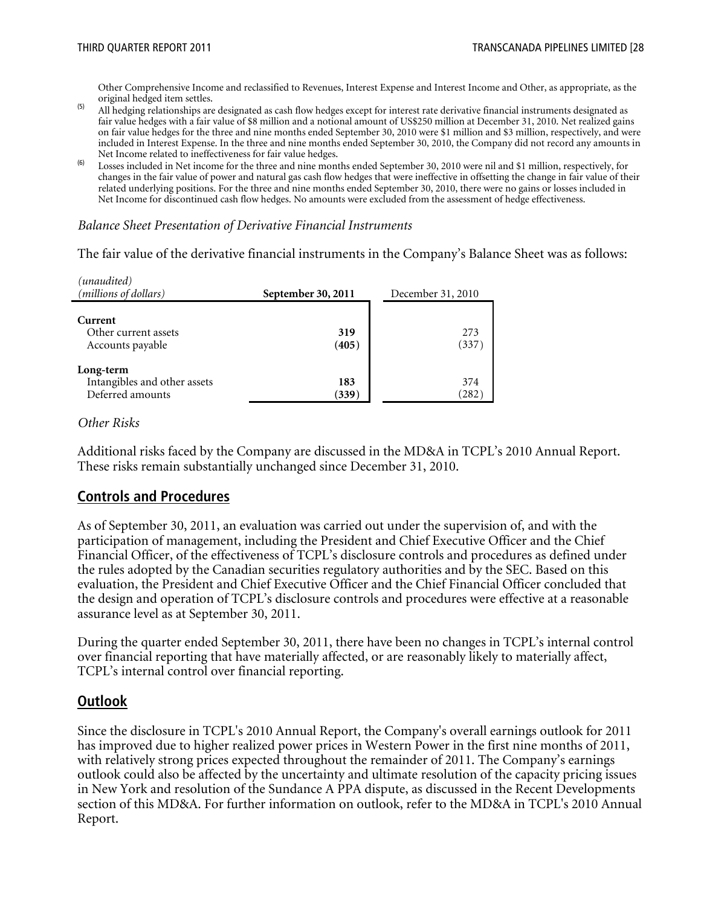Other Comprehensive Income and reclassified to Revenues, Interest Expense and Interest Income and Other, as appropriate, as the original hedged item settles.

(5) All hedging relationships are designated as cash flow hedges except for interest rate derivative financial instruments designated as fair value hedges with a fair value of $8 million and a notional amount of US$250 million at December 31, 2010. Net realized gains on fair value hedges for the three and nine months ended September 30, 2010 were $1 million and $3 million, respectively, and were included in Interest Expense. In the three and nine months ended September 30, 2010, the Company did not record any amounts in Net Income related to ineffectiveness for fair value hedges.

(6) Losses included in Net income for the three and nine months ended September 30, 2010 were nil and $1 million, respectively, for changes in the fair value of power and natural gas cash flow hedges that were ineffective in offsetting the change in fair value of their related underlying positions. For the three and nine months ended September 30, 2010, there were no gains or losses included in Net Income for discontinued cash flow hedges. No amounts were excluded from the assessment of hedge effectiveness.

*Balance Sheet Presentation of Derivative Financial Instruments*

The fair value of the derivative financial instruments in the Company's Balance Sheet was as follows:

| *(unaudited)* *(millions of dollars)* | **September 30, 2011** | December 31, 2010 |
|---|---|---|
| **Current** | | |
| Other current assets | **319** | 273 |
| Accounts payable | **(405)** | (337) |
| **Long-term** | | |
| Intangibles and other assets | **183** | 374 |
| Deferred amounts | **(339)** | (282) |

*Other Risks*

Additional risks faced by the Company are discussed in the MD&A in TCPL's 2010 Annual Report. These risks remain substantially unchanged since December 31, 2010.

## Controls and Procedures

As of September 30, 2011, an evaluation was carried out under the supervision of, and with the participation of management, including the President and Chief Executive Officer and the Chief Financial Officer, of the effectiveness of TCPL's disclosure controls and procedures as defined under the rules adopted by the Canadian securities regulatory authorities and by the SEC. Based on this evaluation, the President and Chief Executive Officer and the Chief Financial Officer concluded that the design and operation of TCPL's disclosure controls and procedures were effective at a reasonable assurance level as at September 30, 2011.

During the quarter ended September 30, 2011, there have been no changes in TCPL's internal control over financial reporting that have materially affected, or are reasonably likely to materially affect, TCPL's internal control over financial reporting.

## Outlook

Since the disclosure in TCPL's 2010 Annual Report, the Company's overall earnings outlook for 2011 has improved due to higher realized power prices in Western Power in the first nine months of 2011, with relatively strong prices expected throughout the remainder of 2011. The Company's earnings outlook could also be affected by the uncertainty and ultimate resolution of the capacity pricing issues in New York and resolution of the Sundance A PPA dispute, as discussed in the Recent Developments section of this MD&A. For further information on outlook, refer to the MD&A in TCPL's 2010 Annual Report.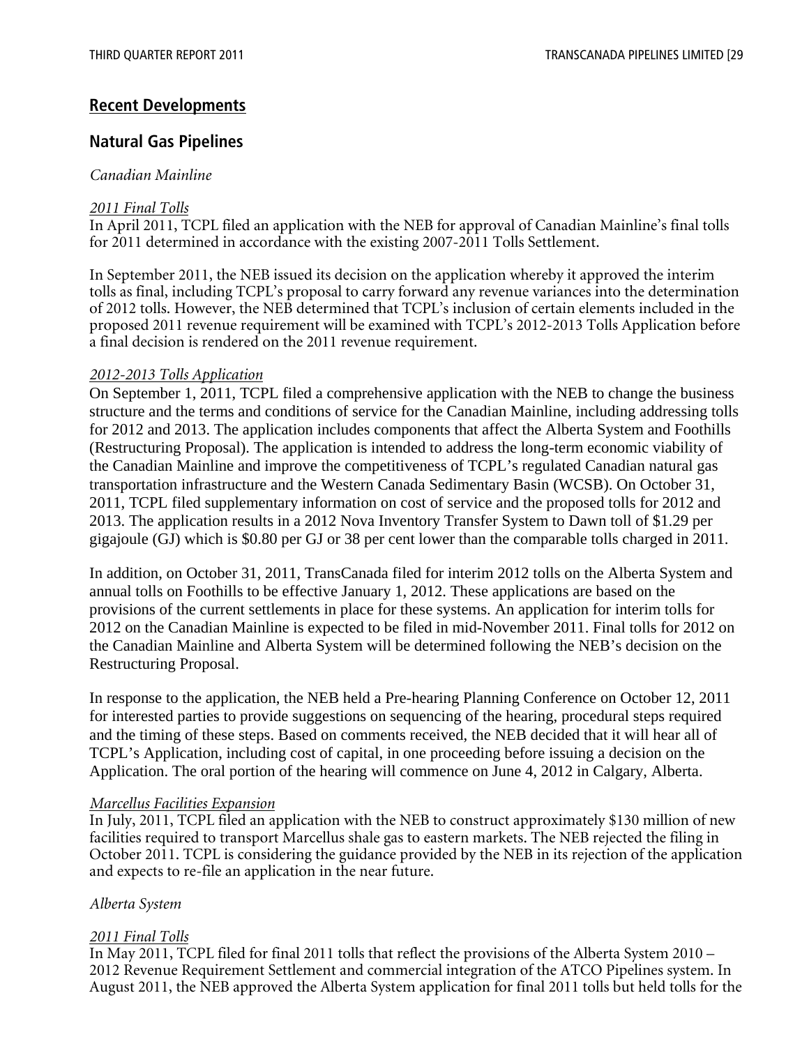## Recent Developments

## Natural Gas Pipelines

*Canadian Mainline*

*2011 Final Tolls*
In April 2011, TCPL filed an application with the NEB for approval of Canadian Mainline's final tolls for 2011 determined in accordance with the existing 2007-2011 Tolls Settlement.

In September 2011, the NEB issued its decision on the application whereby it approved the interim tolls as final, including TCPL's proposal to carry forward any revenue variances into the determination of 2012 tolls. However, the NEB determined that TCPL's inclusion of certain elements included in the proposed 2011 revenue requirement will be examined with TCPL's 2012-2013 Tolls Application before a final decision is rendered on the 2011 revenue requirement.

*2012-2013 Tolls Application*
On September 1, 2011, TCPL filed a comprehensive application with the NEB to change the business structure and the terms and conditions of service for the Canadian Mainline, including addressing tolls for 2012 and 2013. The application includes components that affect the Alberta System and Foothills (Restructuring Proposal). The application is intended to address the long-term economic viability of the Canadian Mainline and improve the competitiveness of TCPL's regulated Canadian natural gas transportation infrastructure and the Western Canada Sedimentary Basin (WCSB). On October 31, 2011, TCPL filed supplementary information on cost of service and the proposed tolls for 2012 and 2013. The application results in a 2012 Nova Inventory Transfer System to Dawn toll of $1.29 per gigajoule (GJ) which is $0.80 per GJ or 38 per cent lower than the comparable tolls charged in 2011.

In addition, on October 31, 2011, TransCanada filed for interim 2012 tolls on the Alberta System and annual tolls on Foothills to be effective January 1, 2012. These applications are based on the provisions of the current settlements in place for these systems. An application for interim tolls for 2012 on the Canadian Mainline is expected to be filed in mid-November 2011. Final tolls for 2012 on the Canadian Mainline and Alberta System will be determined following the NEB's decision on the Restructuring Proposal.

In response to the application, the NEB held a Pre-hearing Planning Conference on October 12, 2011 for interested parties to provide suggestions on sequencing of the hearing, procedural steps required and the timing of these steps. Based on comments received, the NEB decided that it will hear all of TCPL's Application, including cost of capital, in one proceeding before issuing a decision on the Application. The oral portion of the hearing will commence on June 4, 2012 in Calgary, Alberta.

*Marcellus Facilities Expansion*
In July, 2011, TCPL filed an application with the NEB to construct approximately $130 million of new facilities required to transport Marcellus shale gas to eastern markets. The NEB rejected the filing in October 2011. TCPL is considering the guidance provided by the NEB in its rejection of the application and expects to re-file an application in the near future.

*Alberta System*

*2011 Final Tolls*
In May 2011, TCPL filed for final 2011 tolls that reflect the provisions of the Alberta System 2010 – 2012 Revenue Requirement Settlement and commercial integration of the ATCO Pipelines system. In August 2011, the NEB approved the Alberta System application for final 2011 tolls but held tolls for the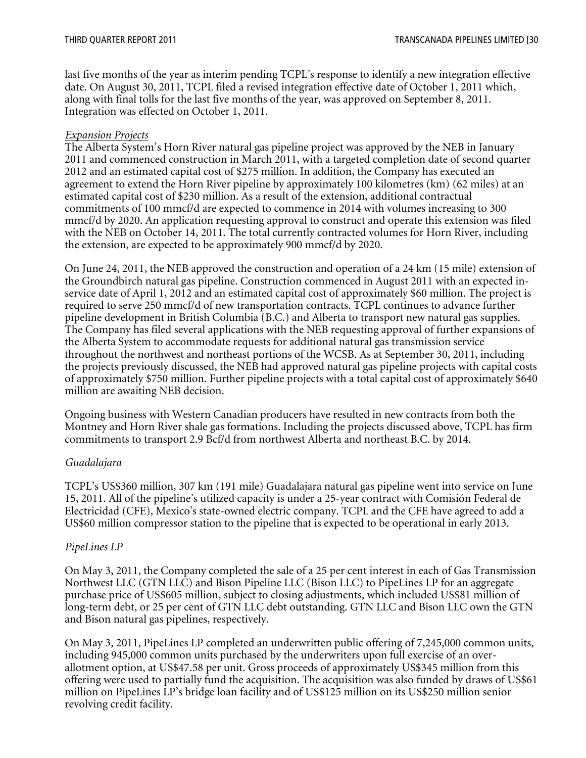last five months of the year as interim pending TCPL's response to identify a new integration effective date. On August 30, 2011, TCPL filed a revised integration effective date of October 1, 2011 which, along with final tolls for the last five months of the year, was approved on September 8, 2011. Integration was effected on October 1, 2011.

*Expansion Projects*

The Alberta System's Horn River natural gas pipeline project was approved by the NEB in January 2011 and commenced construction in March 2011, with a targeted completion date of second quarter 2012 and an estimated capital cost of $275 million. In addition, the Company has executed an agreement to extend the Horn River pipeline by approximately 100 kilometres (km) (62 miles) at an estimated capital cost of $230 million. As a result of the extension, additional contractual commitments of 100 mmcf/d are expected to commence in 2014 with volumes increasing to 300 mmcf/d by 2020. An application requesting approval to construct and operate this extension was filed with the NEB on October 14, 2011. The total currently contracted volumes for Horn River, including the extension, are expected to be approximately 900 mmcf/d by 2020.

On June 24, 2011, the NEB approved the construction and operation of a 24 km (15 mile) extension of the Groundbirch natural gas pipeline. Construction commenced in August 2011 with an expected in-service date of April 1, 2012 and an estimated capital cost of approximately $60 million. The project is required to serve 250 mmcf/d of new transportation contracts. TCPL continues to advance further pipeline development in British Columbia (B.C.) and Alberta to transport new natural gas supplies. The Company has filed several applications with the NEB requesting approval of further expansions of the Alberta System to accommodate requests for additional natural gas transmission service throughout the northwest and northeast portions of the WCSB. As at September 30, 2011, including the projects previously discussed, the NEB had approved natural gas pipeline projects with capital costs of approximately $750 million. Further pipeline projects with a total capital cost of approximately $640 million are awaiting NEB decision.

Ongoing business with Western Canadian producers have resulted in new contracts from both the Montney and Horn River shale gas formations. Including the projects discussed above, TCPL has firm commitments to transport 2.9 Bcf/d from northwest Alberta and northeast B.C. by 2014.

*Guadalajara*

TCPL's US$360 million, 307 km (191 mile) Guadalajara natural gas pipeline went into service on June 15, 2011. All of the pipeline's utilized capacity is under a 25-year contract with Comisión Federal de Electricidad (CFE), Mexico's state-owned electric company. TCPL and the CFE have agreed to add a US$60 million compressor station to the pipeline that is expected to be operational in early 2013.

*PipeLines LP*

On May 3, 2011, the Company completed the sale of a 25 per cent interest in each of Gas Transmission Northwest LLC (GTN LLC) and Bison Pipeline LLC (Bison LLC) to PipeLines LP for an aggregate purchase price of US$605 million, subject to closing adjustments, which included US$81 million of long-term debt, or 25 per cent of GTN LLC debt outstanding. GTN LLC and Bison LLC own the GTN and Bison natural gas pipelines, respectively.

On May 3, 2011, PipeLines LP completed an underwritten public offering of 7,245,000 common units, including 945,000 common units purchased by the underwriters upon full exercise of an over-allotment option, at US$47.58 per unit. Gross proceeds of approximately US$345 million from this offering were used to partially fund the acquisition. The acquisition was also funded by draws of US$61 million on PipeLines LP's bridge loan facility and of US$125 million on its US$250 million senior revolving credit facility.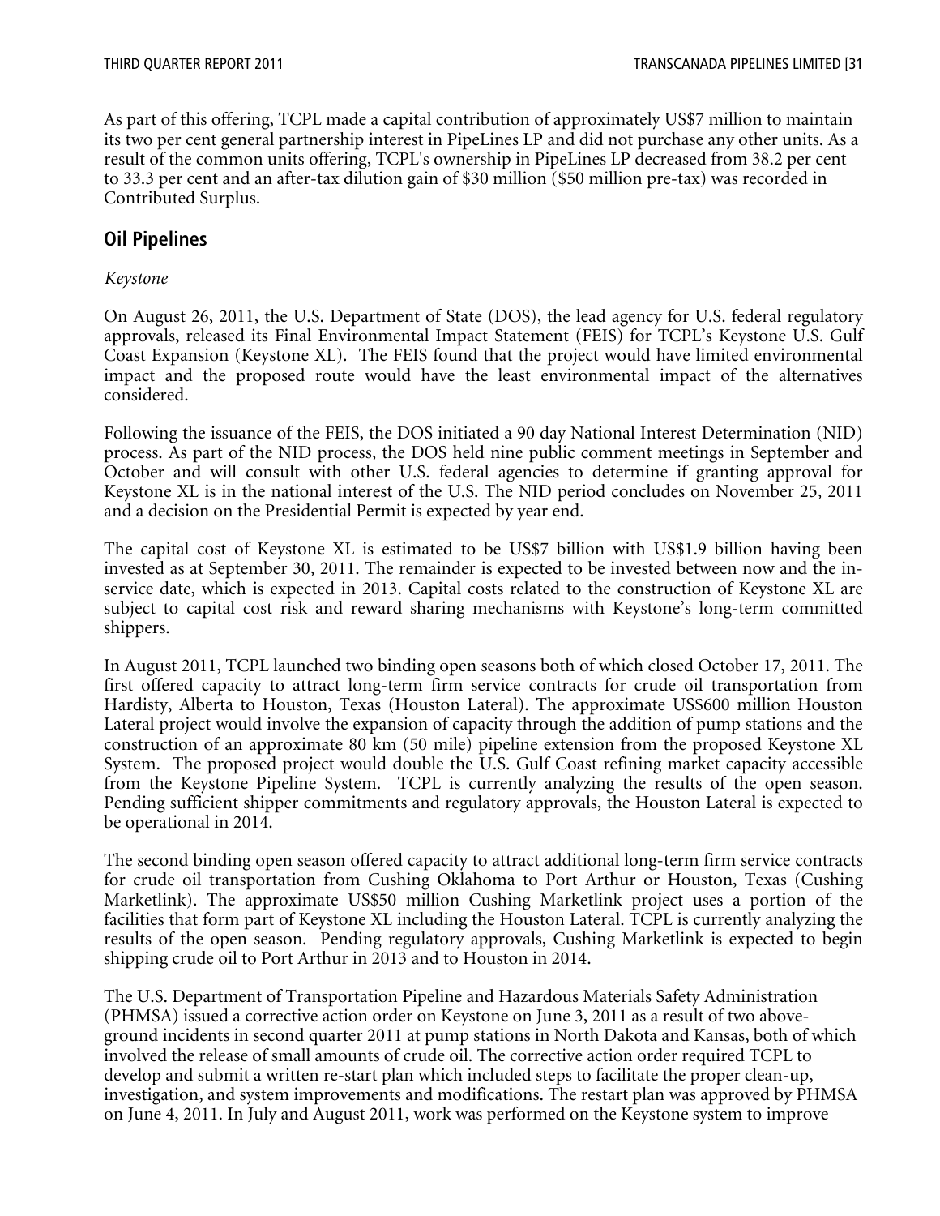As part of this offering, TCPL made a capital contribution of approximately US$7 million to maintain its two per cent general partnership interest in PipeLines LP and did not purchase any other units. As a result of the common units offering, TCPL's ownership in PipeLines LP decreased from 38.2 per cent to 33.3 per cent and an after-tax dilution gain of $30 million ($50 million pre-tax) was recorded in Contributed Surplus.

## Oil Pipelines

*Keystone*

On August 26, 2011, the U.S. Department of State (DOS), the lead agency for U.S. federal regulatory approvals, released its Final Environmental Impact Statement (FEIS) for TCPL's Keystone U.S. Gulf Coast Expansion (Keystone XL). The FEIS found that the project would have limited environmental impact and the proposed route would have the least environmental impact of the alternatives considered.

Following the issuance of the FEIS, the DOS initiated a 90 day National Interest Determination (NID) process. As part of the NID process, the DOS held nine public comment meetings in September and October and will consult with other U.S. federal agencies to determine if granting approval for Keystone XL is in the national interest of the U.S. The NID period concludes on November 25, 2011 and a decision on the Presidential Permit is expected by year end.

The capital cost of Keystone XL is estimated to be US$7 billion with US$1.9 billion having been invested as at September 30, 2011. The remainder is expected to be invested between now and the in-service date, which is expected in 2013. Capital costs related to the construction of Keystone XL are subject to capital cost risk and reward sharing mechanisms with Keystone's long-term committed shippers.

In August 2011, TCPL launched two binding open seasons both of which closed October 17, 2011. The first offered capacity to attract long-term firm service contracts for crude oil transportation from Hardisty, Alberta to Houston, Texas (Houston Lateral). The approximate US$600 million Houston Lateral project would involve the expansion of capacity through the addition of pump stations and the construction of an approximate 80 km (50 mile) pipeline extension from the proposed Keystone XL System. The proposed project would double the U.S. Gulf Coast refining market capacity accessible from the Keystone Pipeline System. TCPL is currently analyzing the results of the open season. Pending sufficient shipper commitments and regulatory approvals, the Houston Lateral is expected to be operational in 2014.

The second binding open season offered capacity to attract additional long-term firm service contracts for crude oil transportation from Cushing Oklahoma to Port Arthur or Houston, Texas (Cushing Marketlink). The approximate US$50 million Cushing Marketlink project uses a portion of the facilities that form part of Keystone XL including the Houston Lateral. TCPL is currently analyzing the results of the open season. Pending regulatory approvals, Cushing Marketlink is expected to begin shipping crude oil to Port Arthur in 2013 and to Houston in 2014.

The U.S. Department of Transportation Pipeline and Hazardous Materials Safety Administration (PHMSA) issued a corrective action order on Keystone on June 3, 2011 as a result of two above-ground incidents in second quarter 2011 at pump stations in North Dakota and Kansas, both of which involved the release of small amounts of crude oil. The corrective action order required TCPL to develop and submit a written re-start plan which included steps to facilitate the proper clean-up, investigation, and system improvements and modifications. The restart plan was approved by PHMSA on June 4, 2011. In July and August 2011, work was performed on the Keystone system to improve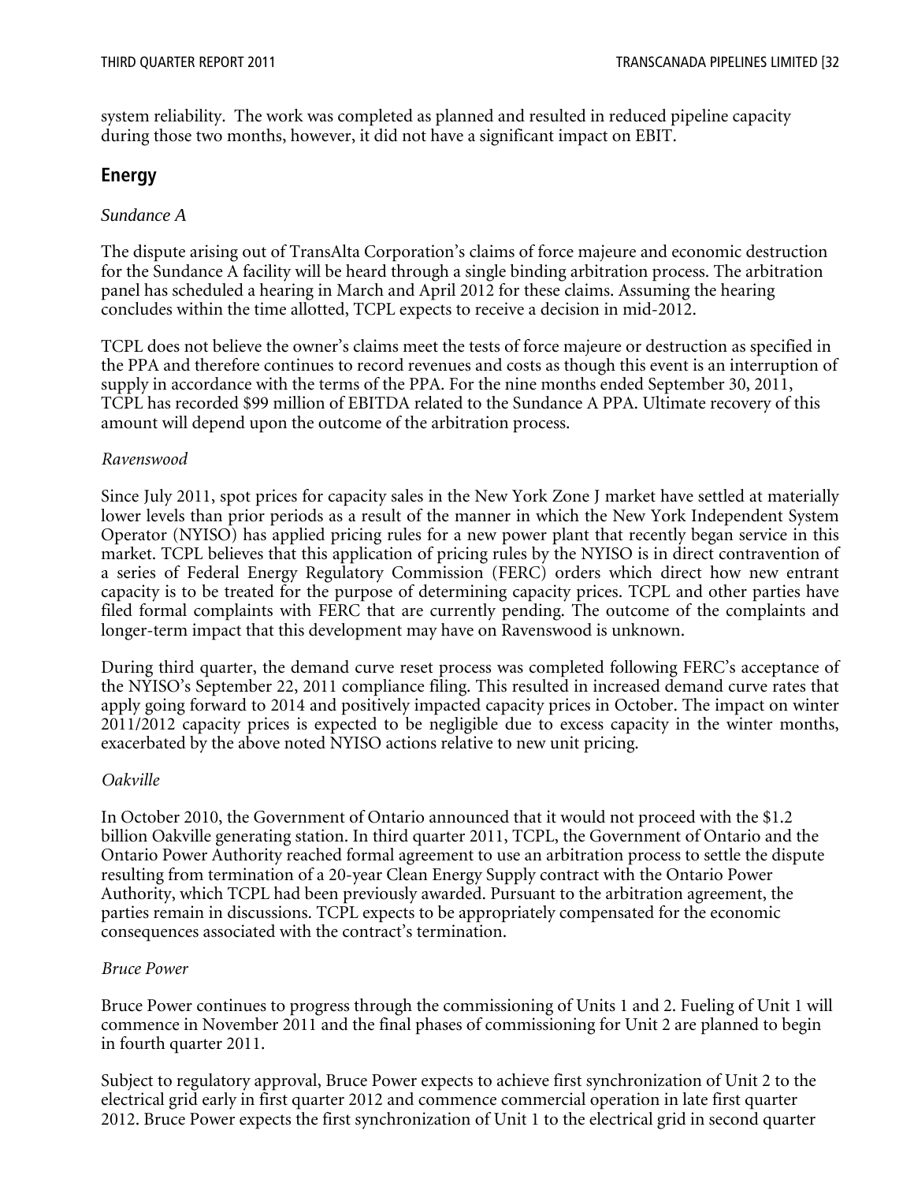system reliability. The work was completed as planned and resulted in reduced pipeline capacity during those two months, however, it did not have a significant impact on EBIT.

## Energy

*Sundance A*

The dispute arising out of TransAlta Corporation's claims of force majeure and economic destruction for the Sundance A facility will be heard through a single binding arbitration process. The arbitration panel has scheduled a hearing in March and April 2012 for these claims. Assuming the hearing concludes within the time allotted, TCPL expects to receive a decision in mid-2012.

TCPL does not believe the owner's claims meet the tests of force majeure or destruction as specified in the PPA and therefore continues to record revenues and costs as though this event is an interruption of supply in accordance with the terms of the PPA. For the nine months ended September 30, 2011, TCPL has recorded $99 million of EBITDA related to the Sundance A PPA. Ultimate recovery of this amount will depend upon the outcome of the arbitration process.

*Ravenswood*

Since July 2011, spot prices for capacity sales in the New York Zone J market have settled at materially lower levels than prior periods as a result of the manner in which the New York Independent System Operator (NYISO) has applied pricing rules for a new power plant that recently began service in this market. TCPL believes that this application of pricing rules by the NYISO is in direct contravention of a series of Federal Energy Regulatory Commission (FERC) orders which direct how new entrant capacity is to be treated for the purpose of determining capacity prices. TCPL and other parties have filed formal complaints with FERC that are currently pending. The outcome of the complaints and longer-term impact that this development may have on Ravenswood is unknown.

During third quarter, the demand curve reset process was completed following FERC's acceptance of the NYISO's September 22, 2011 compliance filing. This resulted in increased demand curve rates that apply going forward to 2014 and positively impacted capacity prices in October. The impact on winter 2011/2012 capacity prices is expected to be negligible due to excess capacity in the winter months, exacerbated by the above noted NYISO actions relative to new unit pricing.

*Oakville*

In October 2010, the Government of Ontario announced that it would not proceed with the $1.2 billion Oakville generating station. In third quarter 2011, TCPL, the Government of Ontario and the Ontario Power Authority reached formal agreement to use an arbitration process to settle the dispute resulting from termination of a 20-year Clean Energy Supply contract with the Ontario Power Authority, which TCPL had been previously awarded. Pursuant to the arbitration agreement, the parties remain in discussions. TCPL expects to be appropriately compensated for the economic consequences associated with the contract's termination.

*Bruce Power*

Bruce Power continues to progress through the commissioning of Units 1 and 2. Fueling of Unit 1 will commence in November 2011 and the final phases of commissioning for Unit 2 are planned to begin in fourth quarter 2011.

Subject to regulatory approval, Bruce Power expects to achieve first synchronization of Unit 2 to the electrical grid early in first quarter 2012 and commence commercial operation in late first quarter 2012. Bruce Power expects the first synchronization of Unit 1 to the electrical grid in second quarter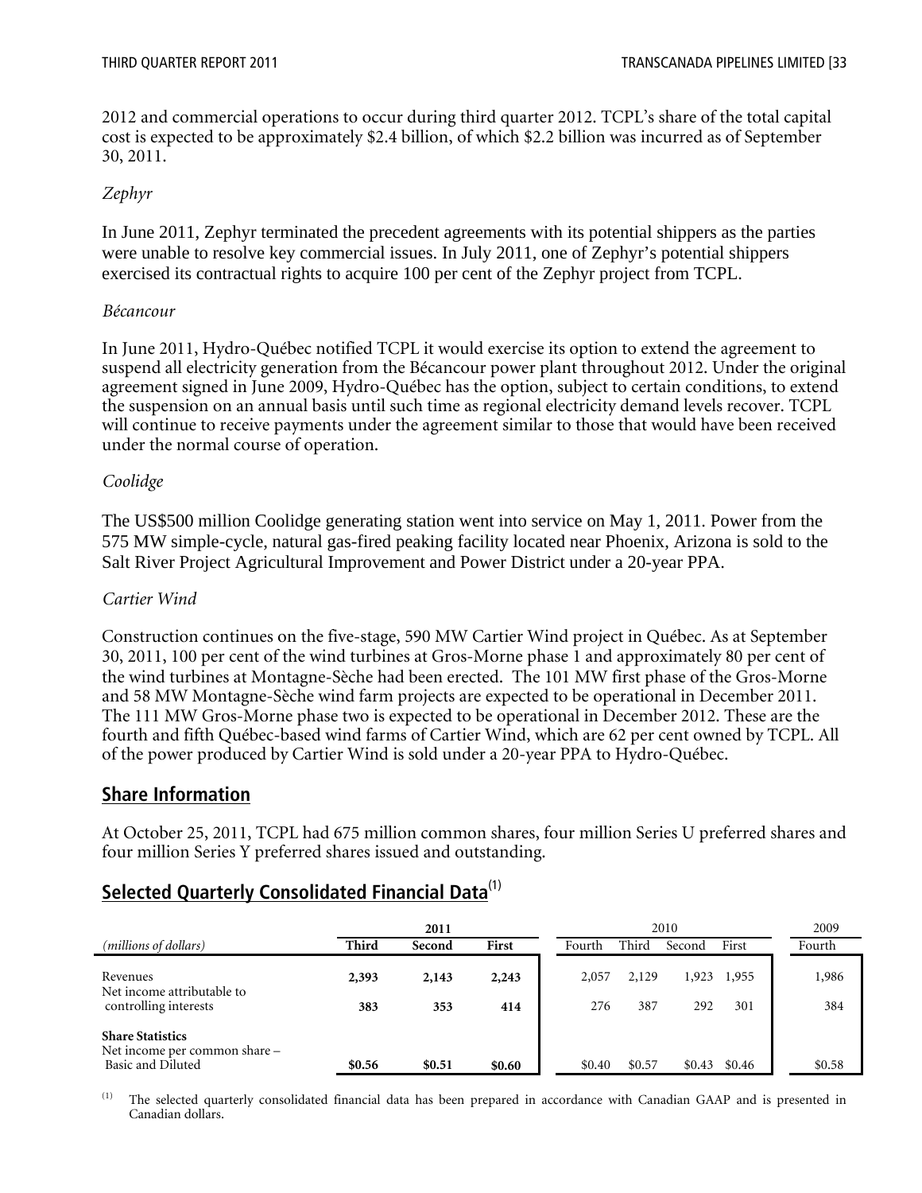2012 and commercial operations to occur during third quarter 2012. TCPL's share of the total capital cost is expected to be approximately $2.4 billion, of which $2.2 billion was incurred as of September 30, 2011.

*Zephyr*

In June 2011, Zephyr terminated the precedent agreements with its potential shippers as the parties were unable to resolve key commercial issues. In July 2011, one of Zephyr's potential shippers exercised its contractual rights to acquire 100 per cent of the Zephyr project from TCPL.

*Bécancour*

In June 2011, Hydro-Québec notified TCPL it would exercise its option to extend the agreement to suspend all electricity generation from the Bécancour power plant throughout 2012. Under the original agreement signed in June 2009, Hydro-Québec has the option, subject to certain conditions, to extend the suspension on an annual basis until such time as regional electricity demand levels recover. TCPL will continue to receive payments under the agreement similar to those that would have been received under the normal course of operation.

*Coolidge*

The US$500 million Coolidge generating station went into service on May 1, 2011. Power from the 575 MW simple-cycle, natural gas-fired peaking facility located near Phoenix, Arizona is sold to the Salt River Project Agricultural Improvement and Power District under a 20-year PPA.

*Cartier Wind*

Construction continues on the five-stage, 590 MW Cartier Wind project in Québec. As at September 30, 2011, 100 per cent of the wind turbines at Gros-Morne phase 1 and approximately 80 per cent of the wind turbines at Montagne-Sèche had been erected. The 101 MW first phase of the Gros-Morne and 58 MW Montagne-Sèche wind farm projects are expected to be operational in December 2011. The 111 MW Gros-Morne phase two is expected to be operational in December 2012. These are the fourth and fifth Québec-based wind farms of Cartier Wind, which are 62 per cent owned by TCPL. All of the power produced by Cartier Wind is sold under a 20-year PPA to Hydro-Québec.

## Share Information

At October 25, 2011, TCPL had 675 million common shares, four million Series U preferred shares and four million Series Y preferred shares issued and outstanding.

## Selected Quarterly Consolidated Financial Data[1]

| | 2011 | | | 2010 | | | | 2009 |
|---|---|---|---|---|---|---|---|---|
| *(millions of dollars)* | **Third** | **Second** | **First** | Fourth | Third | Second | First | Fourth |
| Revenues | **2,393** | **2,143** | **2,243** | 2,057 | 2,129 | 1,923 | 1,955 | 1,986 |
| Net income attributable to controlling interests | **383** | **353** | **414** | 276 | 387 | 292 | 301 | 384 |
| **Share Statistics** | | | | | | | | |
| Net income per common share – Basic and Diluted | **$0.56** | **$0.51** | **$0.60** | $0.40 | $0.57 | $0.43 | $0.46 | $0.58 |

(1) The selected quarterly consolidated financial data has been prepared in accordance with Canadian GAAP and is presented in Canadian dollars.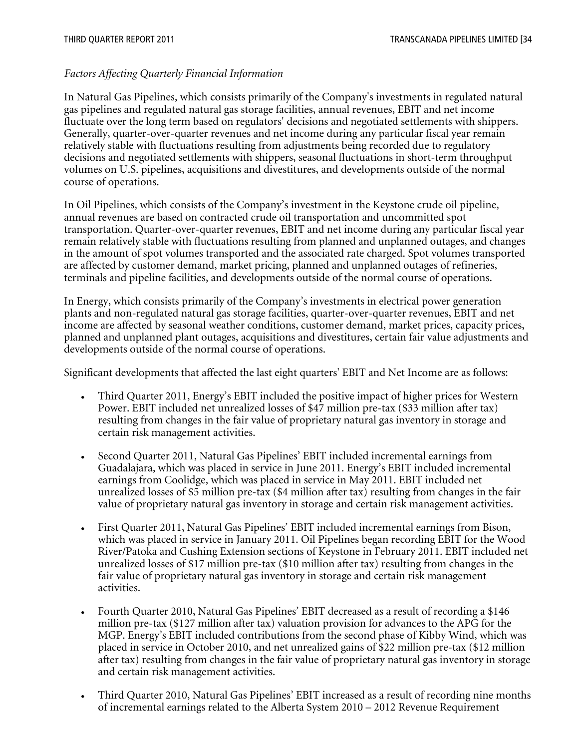*Factors Affecting Quarterly Financial Information*

In Natural Gas Pipelines, which consists primarily of the Company's investments in regulated natural gas pipelines and regulated natural gas storage facilities, annual revenues, EBIT and net income fluctuate over the long term based on regulators' decisions and negotiated settlements with shippers. Generally, quarter-over-quarter revenues and net income during any particular fiscal year remain relatively stable with fluctuations resulting from adjustments being recorded due to regulatory decisions and negotiated settlements with shippers, seasonal fluctuations in short-term throughput volumes on U.S. pipelines, acquisitions and divestitures, and developments outside of the normal course of operations.

In Oil Pipelines, which consists of the Company's investment in the Keystone crude oil pipeline, annual revenues are based on contracted crude oil transportation and uncommitted spot transportation. Quarter-over-quarter revenues, EBIT and net income during any particular fiscal year remain relatively stable with fluctuations resulting from planned and unplanned outages, and changes in the amount of spot volumes transported and the associated rate charged. Spot volumes transported are affected by customer demand, market pricing, planned and unplanned outages of refineries, terminals and pipeline facilities, and developments outside of the normal course of operations.

In Energy, which consists primarily of the Company's investments in electrical power generation plants and non-regulated natural gas storage facilities, quarter-over-quarter revenues, EBIT and net income are affected by seasonal weather conditions, customer demand, market prices, capacity prices, planned and unplanned plant outages, acquisitions and divestitures, certain fair value adjustments and developments outside of the normal course of operations.

Significant developments that affected the last eight quarters' EBIT and Net Income are as follows:

- Third Quarter 2011, Energy's EBIT included the positive impact of higher prices for Western Power. EBIT included net unrealized losses of $47 million pre-tax ($33 million after tax) resulting from changes in the fair value of proprietary natural gas inventory in storage and certain risk management activities.
- Second Quarter 2011, Natural Gas Pipelines' EBIT included incremental earnings from Guadalajara, which was placed in service in June 2011. Energy's EBIT included incremental earnings from Coolidge, which was placed in service in May 2011. EBIT included net unrealized losses of $5 million pre-tax ($4 million after tax) resulting from changes in the fair value of proprietary natural gas inventory in storage and certain risk management activities.
- First Quarter 2011, Natural Gas Pipelines' EBIT included incremental earnings from Bison, which was placed in service in January 2011. Oil Pipelines began recording EBIT for the Wood River/Patoka and Cushing Extension sections of Keystone in February 2011. EBIT included net unrealized losses of $17 million pre-tax ($10 million after tax) resulting from changes in the fair value of proprietary natural gas inventory in storage and certain risk management activities.
- Fourth Quarter 2010, Natural Gas Pipelines' EBIT decreased as a result of recording a $146 million pre-tax ($127 million after tax) valuation provision for advances to the APG for the MGP. Energy's EBIT included contributions from the second phase of Kibby Wind, which was placed in service in October 2010, and net unrealized gains of $22 million pre-tax ($12 million after tax) resulting from changes in the fair value of proprietary natural gas inventory in storage and certain risk management activities.
- Third Quarter 2010, Natural Gas Pipelines' EBIT increased as a result of recording nine months of incremental earnings related to the Alberta System 2010 – 2012 Revenue Requirement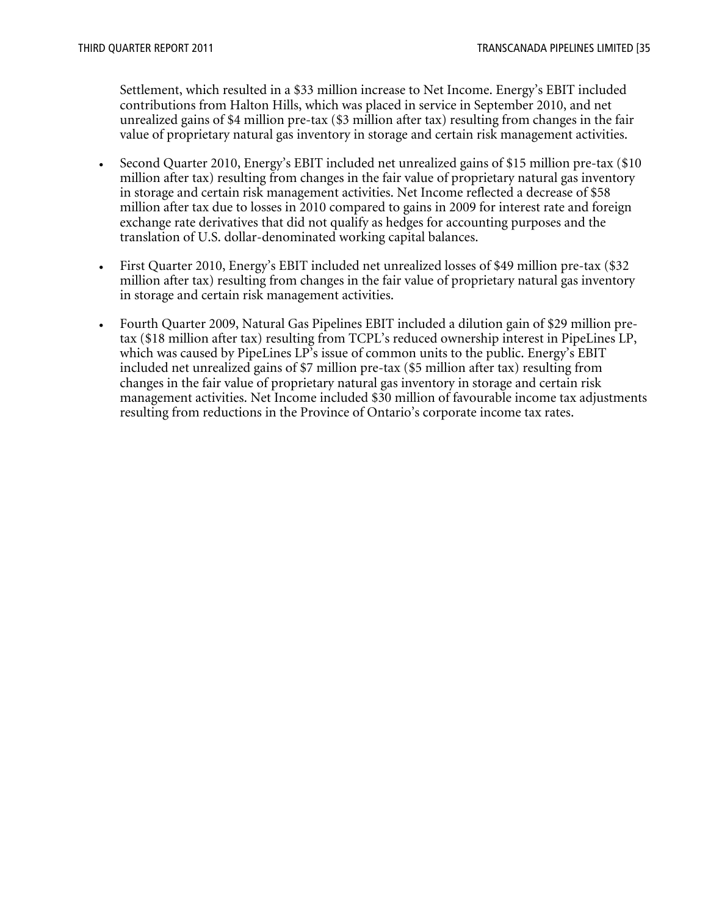Settlement, which resulted in a $33 million increase to Net Income. Energy's EBIT included contributions from Halton Hills, which was placed in service in September 2010, and net unrealized gains of $4 million pre-tax ($3 million after tax) resulting from changes in the fair value of proprietary natural gas inventory in storage and certain risk management activities.

- Second Quarter 2010, Energy's EBIT included net unrealized gains of $15 million pre-tax ($10 million after tax) resulting from changes in the fair value of proprietary natural gas inventory in storage and certain risk management activities. Net Income reflected a decrease of $58 million after tax due to losses in 2010 compared to gains in 2009 for interest rate and foreign exchange rate derivatives that did not qualify as hedges for accounting purposes and the translation of U.S. dollar-denominated working capital balances.

- First Quarter 2010, Energy's EBIT included net unrealized losses of $49 million pre-tax ($32 million after tax) resulting from changes in the fair value of proprietary natural gas inventory in storage and certain risk management activities.

- Fourth Quarter 2009, Natural Gas Pipelines EBIT included a dilution gain of $29 million pre-tax ($18 million after tax) resulting from TCPL's reduced ownership interest in PipeLines LP, which was caused by PipeLines LP's issue of common units to the public. Energy's EBIT included net unrealized gains of $7 million pre-tax ($5 million after tax) resulting from changes in the fair value of proprietary natural gas inventory in storage and certain risk management activities. Net Income included $30 million of favourable income tax adjustments resulting from reductions in the Province of Ontario's corporate income tax rates.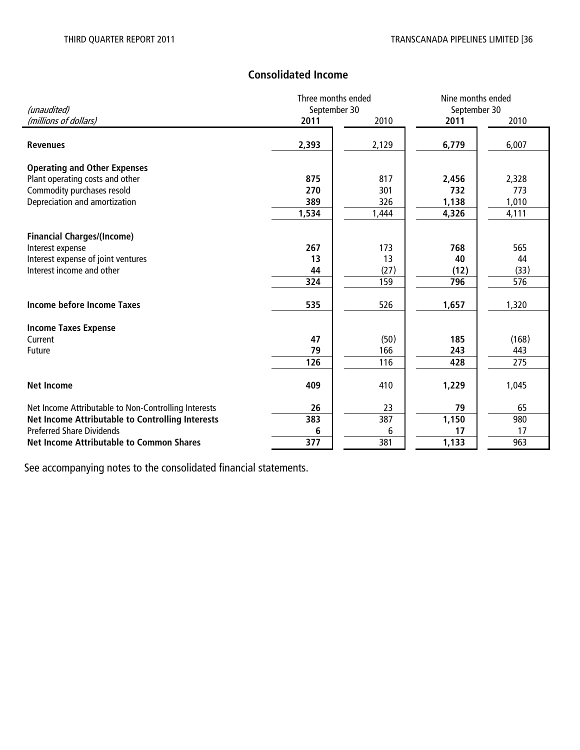## Consolidated Income

| *(unaudited)*<br>*(millions of dollars)* | Three months ended September 30 | | Nine months ended September 30 | |
|---|---|---|---|---|
| | **2011** | 2010 | **2011** | 2010 |
| **Revenues** | **2,393** | 2,129 | **6,779** | 6,007 |
| **Operating and Other Expenses** | | | | |
| Plant operating costs and other | **875** | 817 | **2,456** | 2,328 |
| Commodity purchases resold | **270** | 301 | **732** | 773 |
| Depreciation and amortization | **389** | 326 | **1,138** | 1,010 |
| | **1,534** | 1,444 | **4,326** | 4,111 |
| **Financial Charges/(Income)** | | | | |
| Interest expense | **267** | 173 | **768** | 565 |
| Interest expense of joint ventures | **13** | 13 | **40** | 44 |
| Interest income and other | **44** | (27) | **(12)** | (33) |
| | **324** | 159 | **796** | 576 |
| **Income before Income Taxes** | **535** | 526 | **1,657** | 1,320 |
| **Income Taxes Expense** | | | | |
| Current | **47** | (50) | **185** | (168) |
| Future | **79** | 166 | **243** | 443 |
| | **126** | 116 | **428** | 275 |
| **Net Income** | **409** | 410 | **1,229** | 1,045 |
| Net Income Attributable to Non-Controlling Interests | **26** | 23 | **79** | 65 |
| **Net Income Attributable to Controlling Interests** | **383** | 387 | **1,150** | 980 |
| Preferred Share Dividends | **6** | 6 | **17** | 17 |
| **Net Income Attributable to Common Shares** | **377** | 381 | **1,133** | 963 |

See accompanying notes to the consolidated financial statements.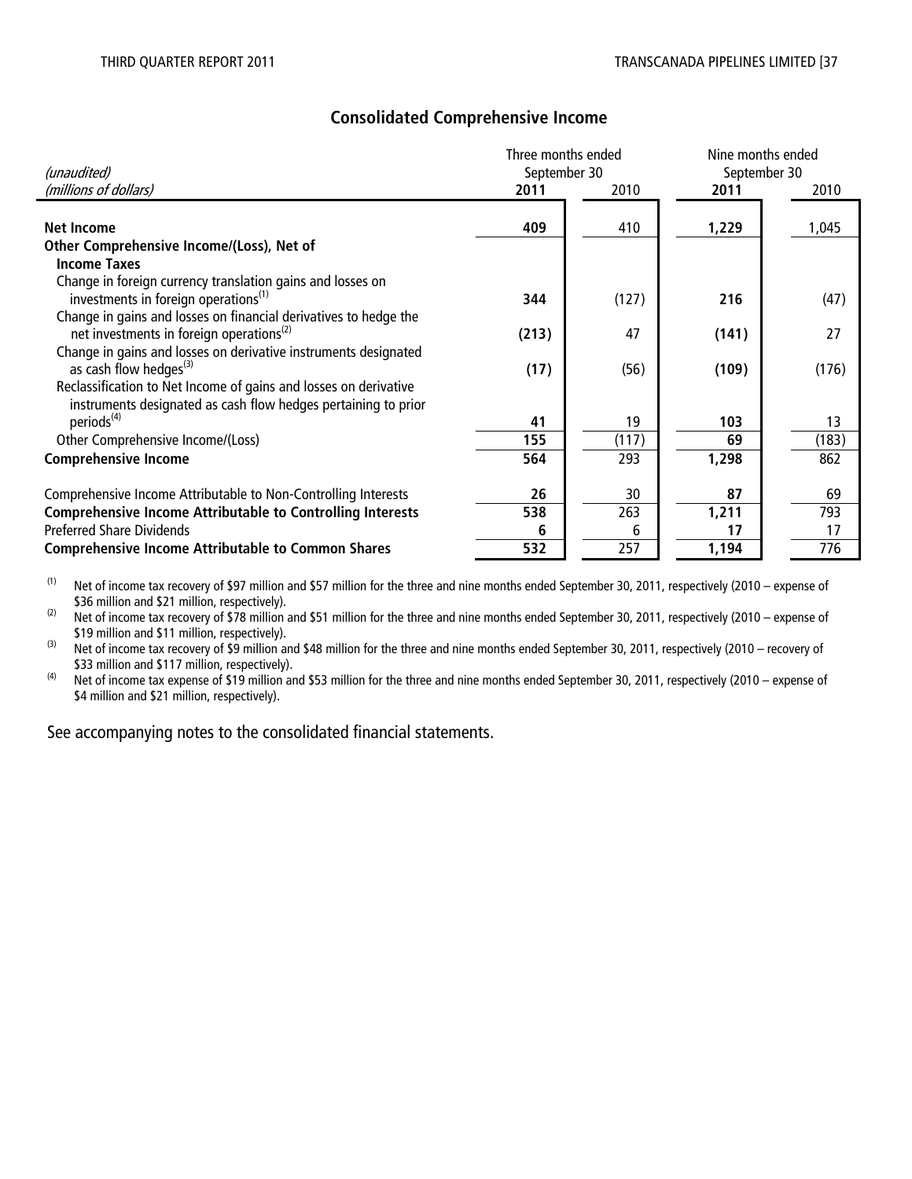## Consolidated Comprehensive Income

| *(unaudited)* *(millions of dollars)* | Three months ended September 30 **2011** | 2010 | Nine months ended September 30 **2011** | 2010 |
|---|---|---|---|---|
| **Net Income** | **409** | 410 | **1,229** | 1,045 |
| **Other Comprehensive Income/(Loss), Net of Income Taxes** | | | | |
| Change in foreign currency translation gains and losses on investments in foreign operations[(1)] | **344** | (127) | **216** | (47) |
| Change in gains and losses on financial derivatives to hedge the net investments in foreign operations[(2)] | **(213)** | 47 | **(141)** | 27 |
| Change in gains and losses on derivative instruments designated as cash flow hedges[(3)] | **(17)** | (56) | **(109)** | (176) |
| Reclassification to Net Income of gains and losses on derivative instruments designated as cash flow hedges pertaining to prior periods[(4)] | **41** | 19 | **103** | 13 |
| Other Comprehensive Income/(Loss) | **155** | (117) | **69** | (183) |
| **Comprehensive Income** | **564** | 293 | **1,298** | 862 |
| Comprehensive Income Attributable to Non-Controlling Interests | **26** | 30 | **87** | 69 |
| **Comprehensive Income Attributable to Controlling Interests** | **538** | 263 | **1,211** | 793 |
| Preferred Share Dividends | **6** | 6 | **17** | 17 |
| **Comprehensive Income Attributable to Common Shares** | **532** | 257 | **1,194** | 776 |

(1) Net of income tax recovery of $97 million and $57 million for the three and nine months ended September 30, 2011, respectively (2010 – expense of $36 million and $21 million, respectively).

(2) Net of income tax recovery of $78 million and $51 million for the three and nine months ended September 30, 2011, respectively (2010 – expense of $19 million and $11 million, respectively).

(3) Net of income tax recovery of $9 million and $48 million for the three and nine months ended September 30, 2011, respectively (2010 – recovery of $33 million and $117 million, respectively).

(4) Net of income tax expense of $19 million and $53 million for the three and nine months ended September 30, 2011, respectively (2010 – expense of $4 million and $21 million, respectively).

See accompanying notes to the consolidated financial statements.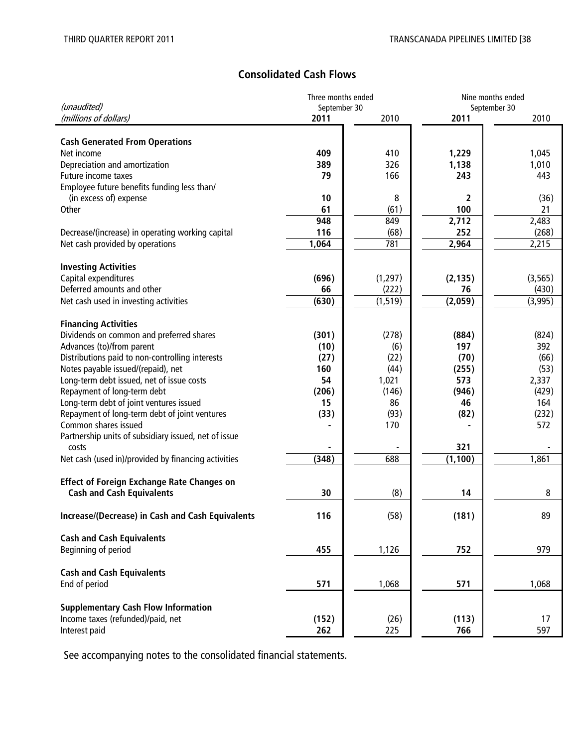## Consolidated Cash Flows

| *(unaudited)* | Three months ended September 30 | | Nine months ended September 30 | |
|---|---|---|---|---|
| *(millions of dollars)* | **2011** | 2010 | **2011** | 2010 |
| **Cash Generated From Operations** | | | | |
| Net income | **409** | 410 | **1,229** | 1,045 |
| Depreciation and amortization | **389** | 326 | **1,138** | 1,010 |
| Future income taxes | **79** | 166 | **243** | 443 |
| Employee future benefits funding less than/ (in excess of) expense | **10** | 8 | **2** | (36) |
| Other | **61** | (61) | **100** | 21 |
| | **948** | 849 | **2,712** | 2,483 |
| Decrease/(increase) in operating working capital | **116** | (68) | **252** | (268) |
| Net cash provided by operations | **1,064** | 781 | **2,964** | 2,215 |
| **Investing Activities** | | | | |
| Capital expenditures | **(696)** | (1,297) | **(2,135)** | (3,565) |
| Deferred amounts and other | **66** | (222) | **76** | (430) |
| Net cash used in investing activities | **(630)** | (1,519) | **(2,059)** | (3,995) |
| **Financing Activities** | | | | |
| Dividends on common and preferred shares | **(301)** | (278) | **(884)** | (824) |
| Advances (to)/from parent | **(10)** | (6) | **197** | 392 |
| Distributions paid to non-controlling interests | **(27)** | (22) | **(70)** | (66) |
| Notes payable issued/(repaid), net | **160** | (44) | **(255)** | (53) |
| Long-term debt issued, net of issue costs | **54** | 1,021 | **573** | 2,337 |
| Repayment of long-term debt | **(206)** | (146) | **(946)** | (429) |
| Long-term debt of joint ventures issued | **15** | 86 | **46** | 164 |
| Repayment of long-term debt of joint ventures | **(33)** | (93) | **(82)** | (232) |
| Common shares issued | **-** | 170 | **-** | 572 |
| Partnership units of subsidiary issued, net of issue costs | **-** | - | **321** | - |
| Net cash (used in)/provided by financing activities | **(348)** | 688 | **(1,100)** | 1,861 |
| **Effect of Foreign Exchange Rate Changes on Cash and Cash Equivalents** | **30** | (8) | **14** | 8 |
| **Increase/(Decrease) in Cash and Cash Equivalents** | **116** | (58) | **(181)** | 89 |
| **Cash and Cash Equivalents** | | | | |
| Beginning of period | **455** | 1,126 | **752** | 979 |
| **Cash and Cash Equivalents** | | | | |
| End of period | **571** | 1,068 | **571** | 1,068 |
| **Supplementary Cash Flow Information** | | | | |
| Income taxes (refunded)/paid, net | **(152)** | (26) | **(113)** | 17 |
| Interest paid | **262** | 225 | **766** | 597 |

See accompanying notes to the consolidated financial statements.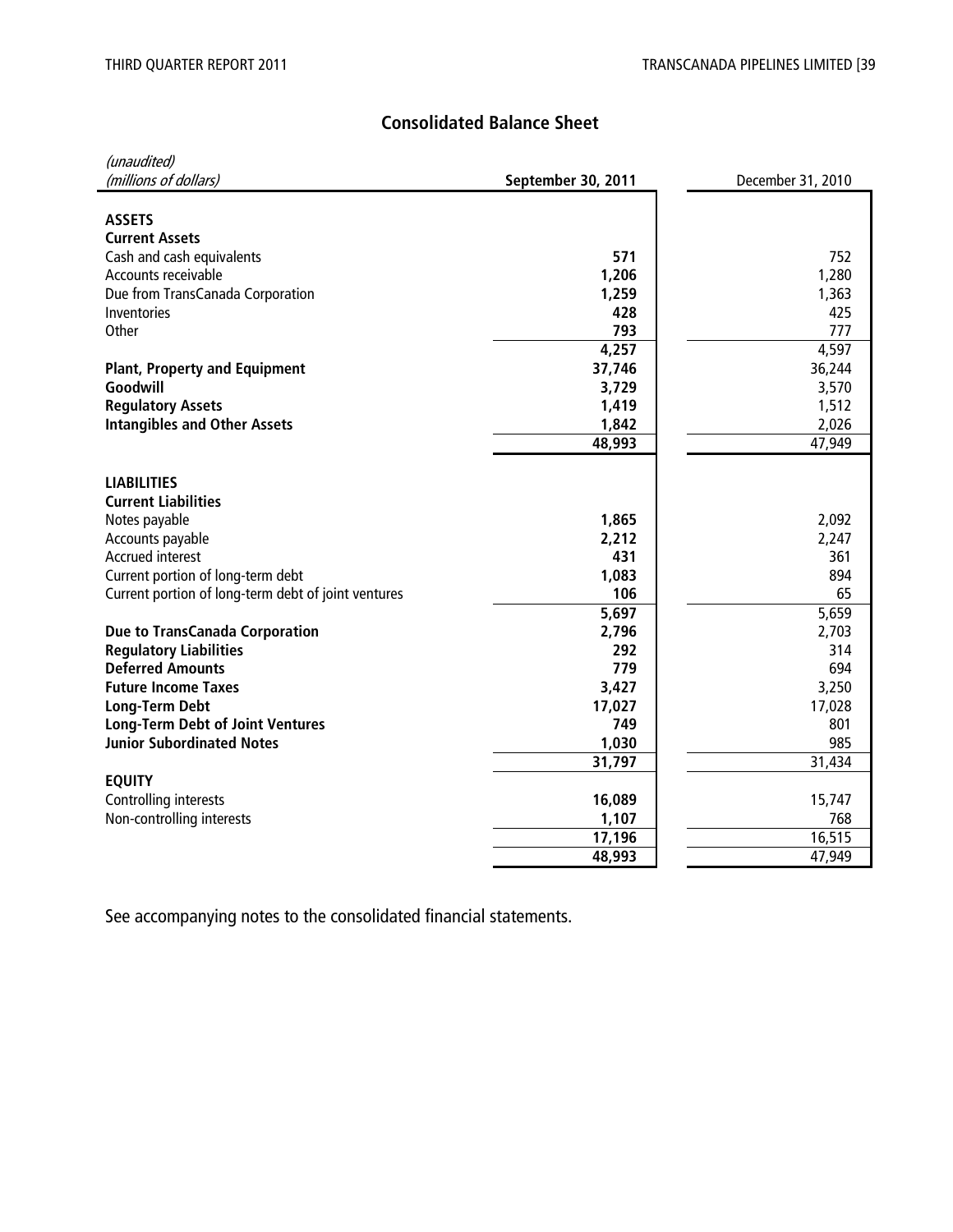## Consolidated Balance Sheet

| *(unaudited)*<br>*(millions of dollars)* | **September 30, 2011** | December 31, 2010 |
|---|---|---|
| **ASSETS** | | |
| **Current Assets** | | |
| Cash and cash equivalents | **571** | 752 |
| Accounts receivable | **1,206** | 1,280 |
| Due from TransCanada Corporation | **1,259** | 1,363 |
| Inventories | **428** | 425 |
| Other | **793** | 777 |
| | **4,257** | 4,597 |
| **Plant, Property and Equipment** | **37,746** | 36,244 |
| **Goodwill** | **3,729** | 3,570 |
| **Regulatory Assets** | **1,419** | 1,512 |
| **Intangibles and Other Assets** | **1,842** | 2,026 |
| | **48,993** | 47,949 |
| **LIABILITIES** | | |
| **Current Liabilities** | | |
| Notes payable | **1,865** | 2,092 |
| Accounts payable | **2,212** | 2,247 |
| Accrued interest | **431** | 361 |
| Current portion of long-term debt | **1,083** | 894 |
| Current portion of long-term debt of joint ventures | **106** | 65 |
| | **5,697** | 5,659 |
| **Due to TransCanada Corporation** | **2,796** | 2,703 |
| **Regulatory Liabilities** | **292** | 314 |
| **Deferred Amounts** | **779** | 694 |
| **Future Income Taxes** | **3,427** | 3,250 |
| **Long-Term Debt** | **17,027** | 17,028 |
| **Long-Term Debt of Joint Ventures** | **749** | 801 |
| **Junior Subordinated Notes** | **1,030** | 985 |
| | **31,797** | 31,434 |
| **EQUITY** | | |
| Controlling interests | **16,089** | 15,747 |
| Non-controlling interests | **1,107** | 768 |
| | **17,196** | 16,515 |
| | **48,993** | 47,949 |

See accompanying notes to the consolidated financial statements.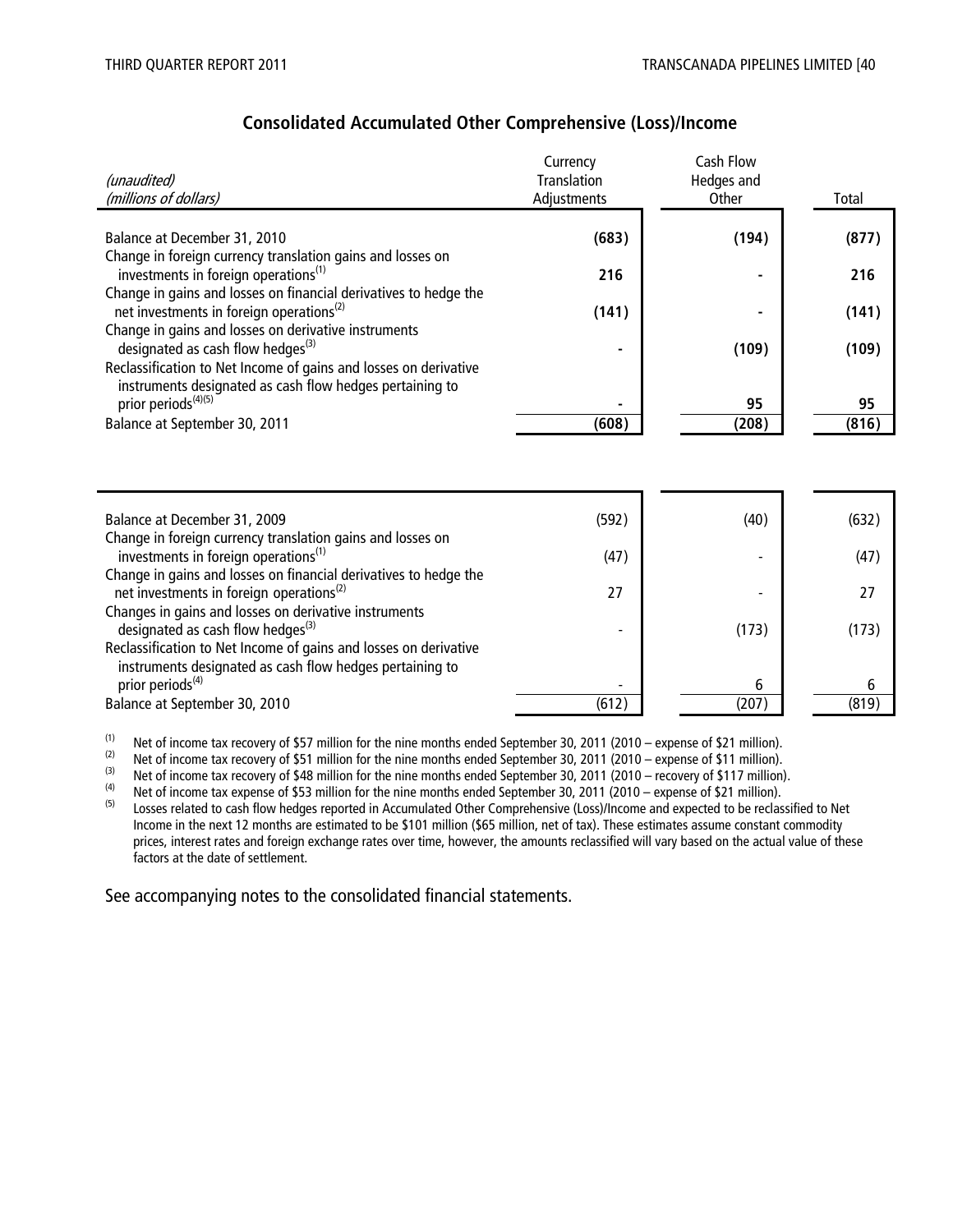## Consolidated Accumulated Other Comprehensive (Loss)/Income

| *(unaudited)*<br>*(millions of dollars)* | Currency Translation Adjustments | Cash Flow Hedges and Other | Total |
|---|---|---|---|
| Balance at December 31, 2010 | **(683)** | **(194)** | **(877)** |
| Change in foreign currency translation gains and losses on investments in foreign operations[1] | **216** | **-** | **216** |
| Change in gains and losses on financial derivatives to hedge the net investments in foreign operations[2] | **(141)** | **-** | **(141)** |
| Change in gains and losses on derivative instruments designated as cash flow hedges[3] | **-** | **(109)** | **(109)** |
| Reclassification to Net Income of gains and losses on derivative instruments designated as cash flow hedges pertaining to prior periods[4][5] | **-** | **95** | **95** |
| Balance at September 30, 2011 | **(608)** | **(208)** | **(816)** |
| | | | |
| Balance at December 31, 2009 | (592) | (40) | (632) |
| Change in foreign currency translation gains and losses on investments in foreign operations[1] | (47) | - | (47) |
| Change in gains and losses on financial derivatives to hedge the net investments in foreign operations[2] | 27 | - | 27 |
| Changes in gains and losses on derivative instruments designated as cash flow hedges[3] | - | (173) | (173) |
| Reclassification to Net Income of gains and losses on derivative instruments designated as cash flow hedges pertaining to prior periods[4] | - | 6 | 6 |
| Balance at September 30, 2010 | (612) | (207) | (819) |

(1) Net of income tax recovery of $57 million for the nine months ended September 30, 2011 (2010 – expense of $21 million).

(2) Net of income tax recovery of $51 million for the nine months ended September 30, 2011 (2010 – expense of $11 million).

(3) Net of income tax recovery of $48 million for the nine months ended September 30, 2011 (2010 – recovery of $117 million).

(4) Net of income tax expense of $53 million for the nine months ended September 30, 2011 (2010 – expense of $21 million).

(5) Losses related to cash flow hedges reported in Accumulated Other Comprehensive (Loss)/Income and expected to be reclassified to Net Income in the next 12 months are estimated to be $101 million ($65 million, net of tax). These estimates assume constant commodity prices, interest rates and foreign exchange rates over time, however, the amounts reclassified will vary based on the actual value of these factors at the date of settlement.

See accompanying notes to the consolidated financial statements.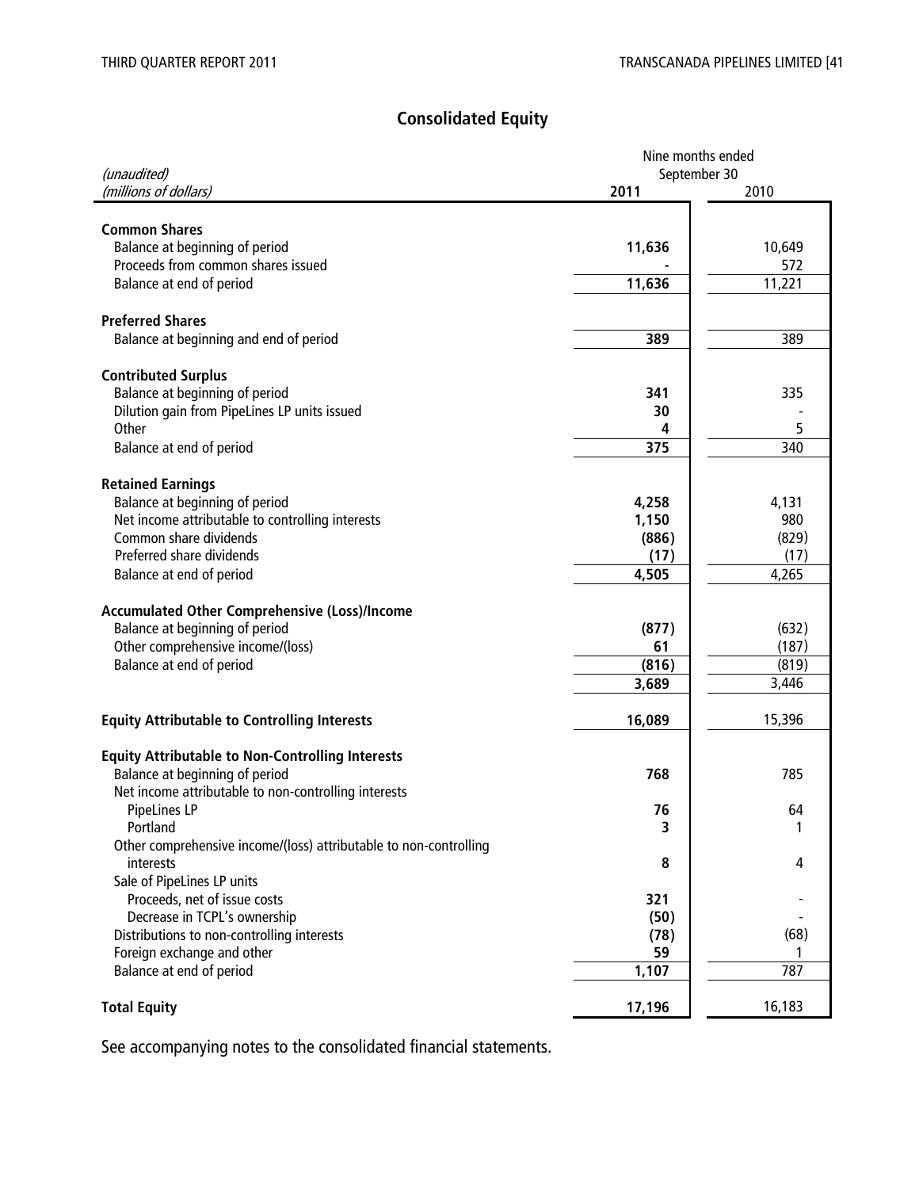# Consolidated Equity

| *(unaudited)* *(millions of dollars)* | Nine months ended September 30 2011 | 2010 |
|---|---|---|
| **Common Shares** | | |
| Balance at beginning of period | **11,636** | 10,649 |
| Proceeds from common shares issued | **-** | 572 |
| Balance at end of period | **11,636** | 11,221 |
| **Preferred Shares** | | |
| Balance at beginning and end of period | **389** | 389 |
| **Contributed Surplus** | | |
| Balance at beginning of period | **341** | 335 |
| Dilution gain from PipeLines LP units issued | **30** | - |
| Other | **4** | 5 |
| Balance at end of period | **375** | 340 |
| **Retained Earnings** | | |
| Balance at beginning of period | **4,258** | 4,131 |
| Net income attributable to controlling interests | **1,150** | 980 |
| Common share dividends | **(886)** | (829) |
| Preferred share dividends | **(17)** | (17) |
| Balance at end of period | **4,505** | 4,265 |
| **Accumulated Other Comprehensive (Loss)/Income** | | |
| Balance at beginning of period | **(877)** | (632) |
| Other comprehensive income/(loss) | **61** | (187) |
| Balance at end of period | **(816)** | (819) |
| | **3,689** | 3,446 |
| **Equity Attributable to Controlling Interests** | **16,089** | 15,396 |
| **Equity Attributable to Non-Controlling Interests** | | |
| Balance at beginning of period | **768** | 785 |
| Net income attributable to non-controlling interests | | |
| PipeLines LP | **76** | 64 |
| Portland | **3** | 1 |
| Other comprehensive income/(loss) attributable to non-controlling interests | **8** | 4 |
| Sale of PipeLines LP units | | |
| Proceeds, net of issue costs | **321** | - |
| Decrease in TCPL's ownership | **(50)** | - |
| Distributions to non-controlling interests | **(78)** | (68) |
| Foreign exchange and other | **59** | 1 |
| Balance at end of period | **1,107** | 787 |
| **Total Equity** | **17,196** | 16,183 |

See accompanying notes to the consolidated financial statements.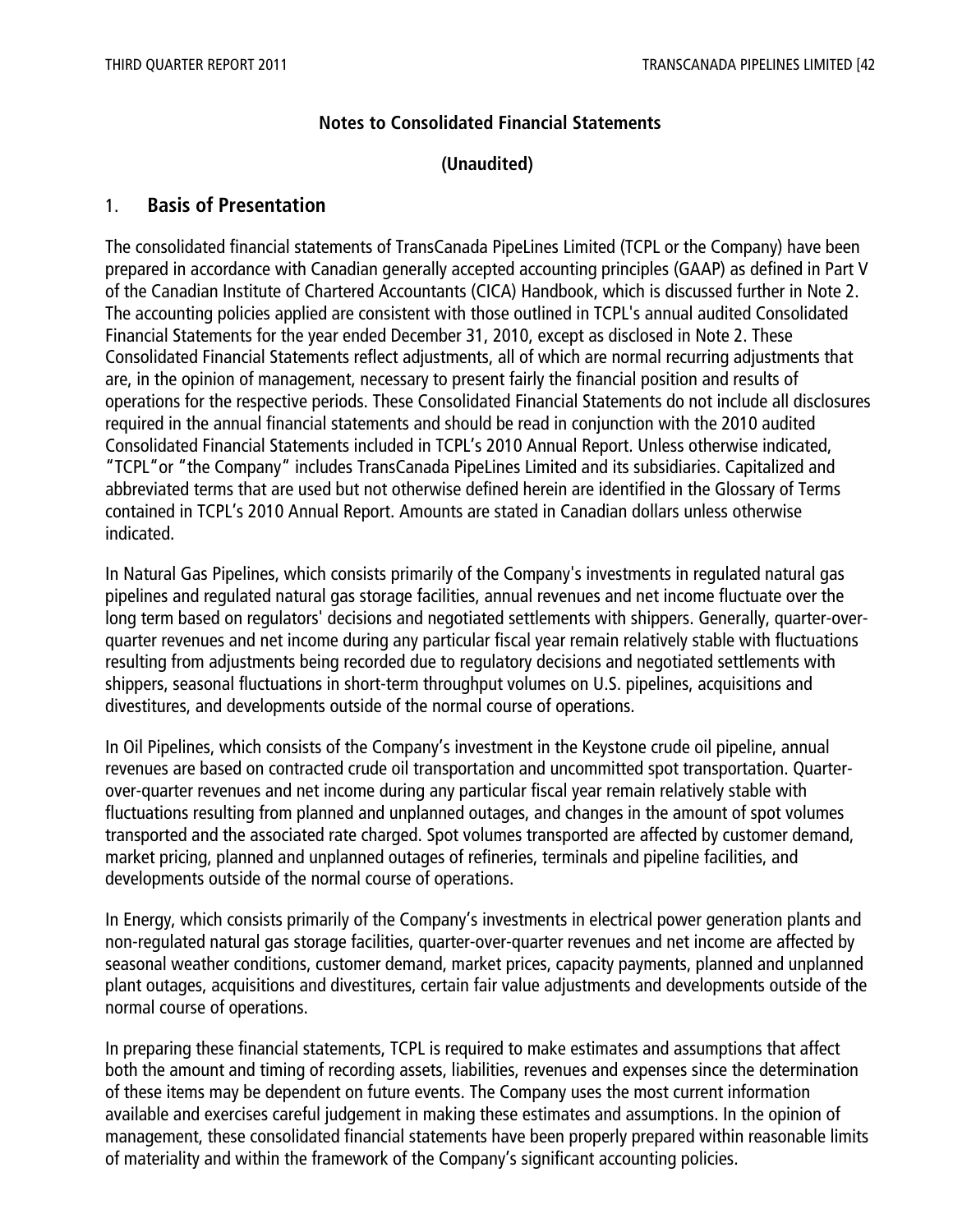## Notes to Consolidated Financial Statements

**(Unaudited)**

## 1. Basis of Presentation

The consolidated financial statements of TransCanada PipeLines Limited (TCPL or the Company) have been prepared in accordance with Canadian generally accepted accounting principles (GAAP) as defined in Part V of the Canadian Institute of Chartered Accountants (CICA) Handbook, which is discussed further in Note 2. The accounting policies applied are consistent with those outlined in TCPL's annual audited Consolidated Financial Statements for the year ended December 31, 2010, except as disclosed in Note 2. These Consolidated Financial Statements reflect adjustments, all of which are normal recurring adjustments that are, in the opinion of management, necessary to present fairly the financial position and results of operations for the respective periods. These Consolidated Financial Statements do not include all disclosures required in the annual financial statements and should be read in conjunction with the 2010 audited Consolidated Financial Statements included in TCPL's 2010 Annual Report. Unless otherwise indicated, "TCPL"or "the Company" includes TransCanada PipeLines Limited and its subsidiaries. Capitalized and abbreviated terms that are used but not otherwise defined herein are identified in the Glossary of Terms contained in TCPL's 2010 Annual Report. Amounts are stated in Canadian dollars unless otherwise indicated.

In Natural Gas Pipelines, which consists primarily of the Company's investments in regulated natural gas pipelines and regulated natural gas storage facilities, annual revenues and net income fluctuate over the long term based on regulators' decisions and negotiated settlements with shippers. Generally, quarter-over-quarter revenues and net income during any particular fiscal year remain relatively stable with fluctuations resulting from adjustments being recorded due to regulatory decisions and negotiated settlements with shippers, seasonal fluctuations in short-term throughput volumes on U.S. pipelines, acquisitions and divestitures, and developments outside of the normal course of operations.

In Oil Pipelines, which consists of the Company's investment in the Keystone crude oil pipeline, annual revenues are based on contracted crude oil transportation and uncommitted spot transportation. Quarter-over-quarter revenues and net income during any particular fiscal year remain relatively stable with fluctuations resulting from planned and unplanned outages, and changes in the amount of spot volumes transported and the associated rate charged. Spot volumes transported are affected by customer demand, market pricing, planned and unplanned outages of refineries, terminals and pipeline facilities, and developments outside of the normal course of operations.

In Energy, which consists primarily of the Company's investments in electrical power generation plants and non-regulated natural gas storage facilities, quarter-over-quarter revenues and net income are affected by seasonal weather conditions, customer demand, market prices, capacity payments, planned and unplanned plant outages, acquisitions and divestitures, certain fair value adjustments and developments outside of the normal course of operations.

In preparing these financial statements, TCPL is required to make estimates and assumptions that affect both the amount and timing of recording assets, liabilities, revenues and expenses since the determination of these items may be dependent on future events. The Company uses the most current information available and exercises careful judgement in making these estimates and assumptions. In the opinion of management, these consolidated financial statements have been properly prepared within reasonable limits of materiality and within the framework of the Company's significant accounting policies.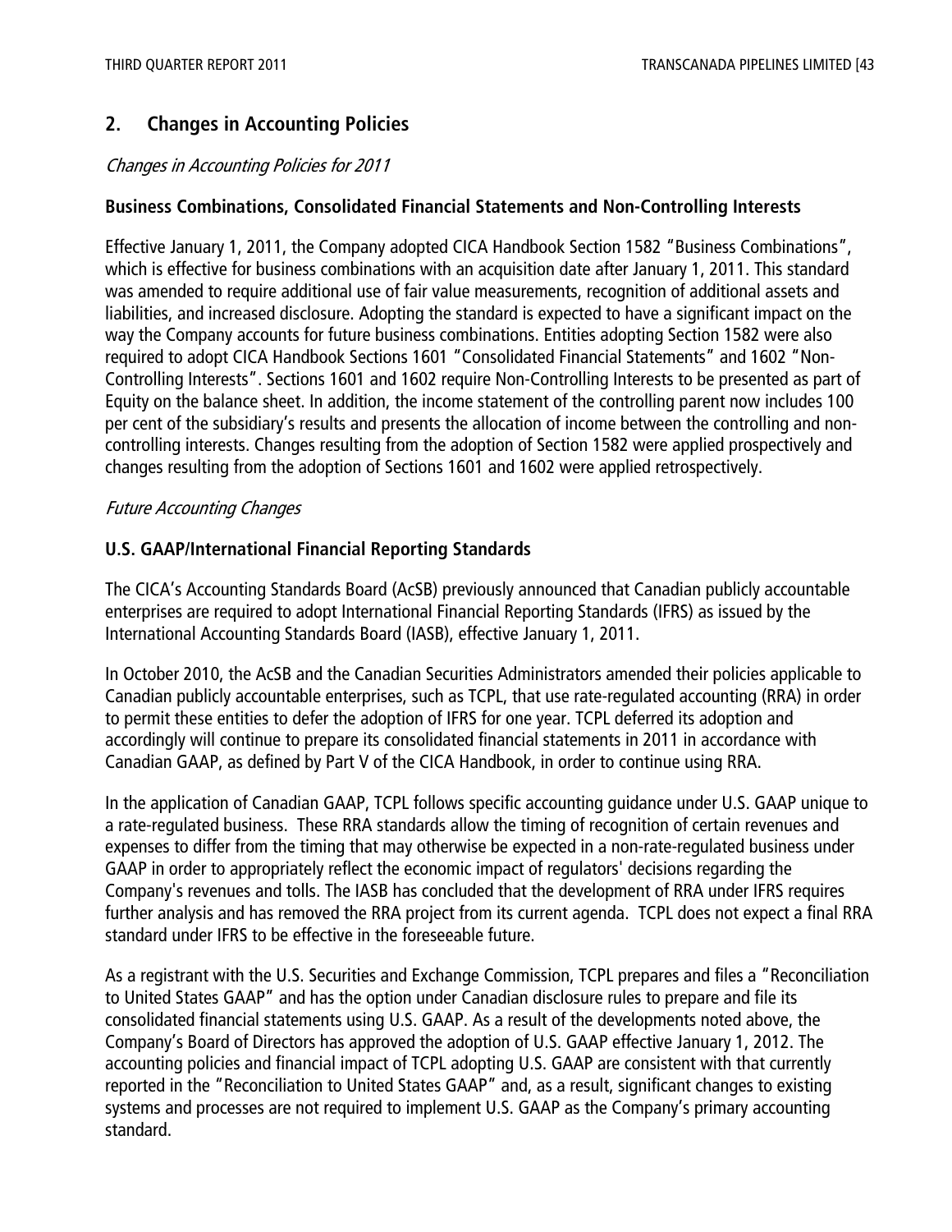## 2. Changes in Accounting Policies

*Changes in Accounting Policies for 2011*

**Business Combinations, Consolidated Financial Statements and Non-Controlling Interests**

Effective January 1, 2011, the Company adopted CICA Handbook Section 1582 "Business Combinations", which is effective for business combinations with an acquisition date after January 1, 2011. This standard was amended to require additional use of fair value measurements, recognition of additional assets and liabilities, and increased disclosure. Adopting the standard is expected to have a significant impact on the way the Company accounts for future business combinations. Entities adopting Section 1582 were also required to adopt CICA Handbook Sections 1601 "Consolidated Financial Statements" and 1602 "Non-Controlling Interests". Sections 1601 and 1602 require Non-Controlling Interests to be presented as part of Equity on the balance sheet. In addition, the income statement of the controlling parent now includes 100 per cent of the subsidiary's results and presents the allocation of income between the controlling and non-controlling interests. Changes resulting from the adoption of Section 1582 were applied prospectively and changes resulting from the adoption of Sections 1601 and 1602 were applied retrospectively.

*Future Accounting Changes*

**U.S. GAAP/International Financial Reporting Standards**

The CICA's Accounting Standards Board (AcSB) previously announced that Canadian publicly accountable enterprises are required to adopt International Financial Reporting Standards (IFRS) as issued by the International Accounting Standards Board (IASB), effective January 1, 2011.

In October 2010, the AcSB and the Canadian Securities Administrators amended their policies applicable to Canadian publicly accountable enterprises, such as TCPL, that use rate-regulated accounting (RRA) in order to permit these entities to defer the adoption of IFRS for one year. TCPL deferred its adoption and accordingly will continue to prepare its consolidated financial statements in 2011 in accordance with Canadian GAAP, as defined by Part V of the CICA Handbook, in order to continue using RRA.

In the application of Canadian GAAP, TCPL follows specific accounting guidance under U.S. GAAP unique to a rate-regulated business. These RRA standards allow the timing of recognition of certain revenues and expenses to differ from the timing that may otherwise be expected in a non-rate-regulated business under GAAP in order to appropriately reflect the economic impact of regulators' decisions regarding the Company's revenues and tolls. The IASB has concluded that the development of RRA under IFRS requires further analysis and has removed the RRA project from its current agenda. TCPL does not expect a final RRA standard under IFRS to be effective in the foreseeable future.

As a registrant with the U.S. Securities and Exchange Commission, TCPL prepares and files a "Reconciliation to United States GAAP" and has the option under Canadian disclosure rules to prepare and file its consolidated financial statements using U.S. GAAP. As a result of the developments noted above, the Company's Board of Directors has approved the adoption of U.S. GAAP effective January 1, 2012. The accounting policies and financial impact of TCPL adopting U.S. GAAP are consistent with that currently reported in the "Reconciliation to United States GAAP" and, as a result, significant changes to existing systems and processes are not required to implement U.S. GAAP as the Company's primary accounting standard.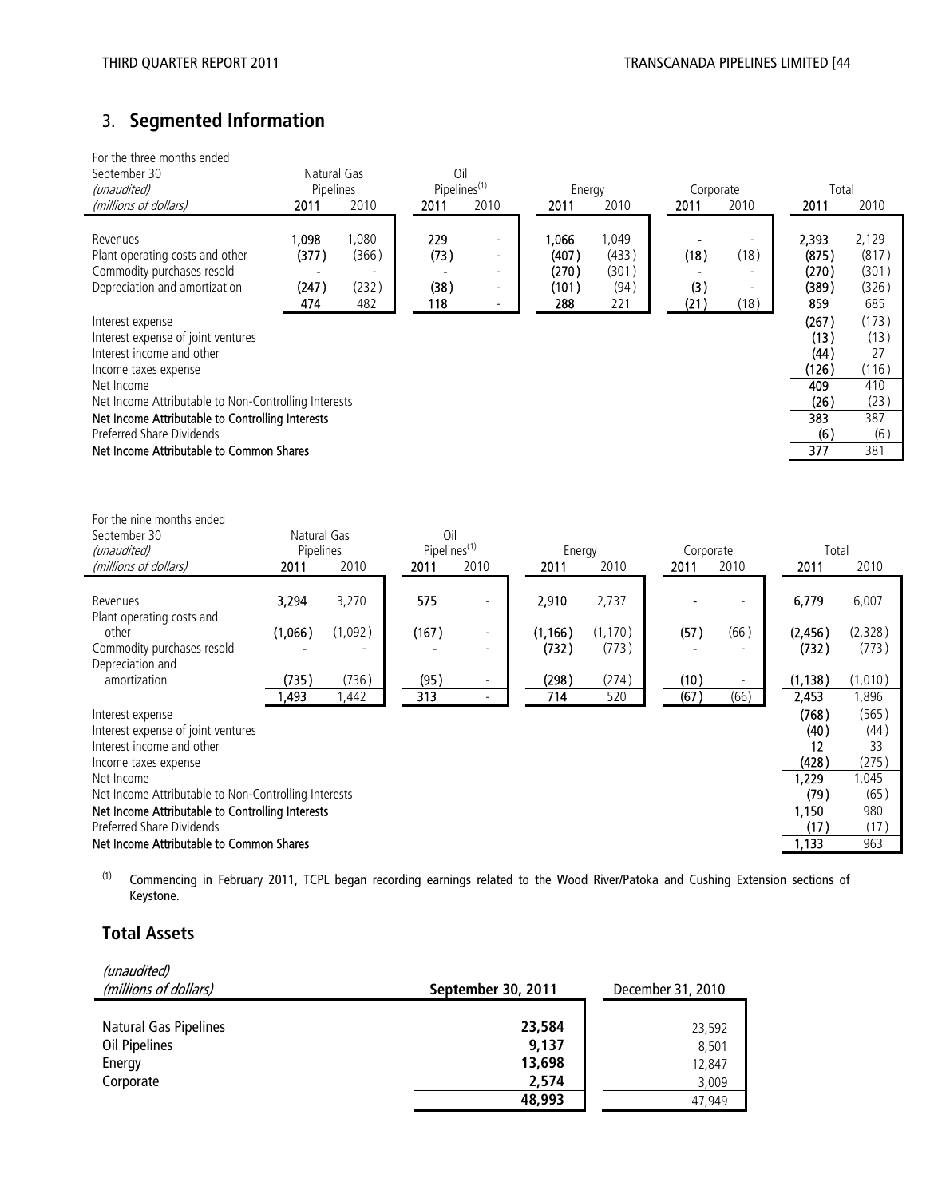## 3. **Segmented Information**

| For the three months ended September 30 *(unaudited)* *(millions of dollars)* | Natural Gas Pipelines | | Oil Pipelines[1] | | Energy | | Corporate | | Total | |
|---|---|---|---|---|---|---|---|---|---|---|
| | **2011** | 2010 | **2011** | 2010 | **2011** | 2010 | **2011** | 2010 | **2011** | 2010 |
| Revenues | **1,098** | 1,080 | **229** | - | **1,066** | 1,049 | **-** | - | **2,393** | 2,129 |
| Plant operating costs and other | **(377)** | (366) | **(73)** | - | **(407)** | (433) | **(18)** | (18) | **(875)** | (817) |
| Commodity purchases resold | **-** | - | **-** | - | **(270)** | (301) | **-** | - | **(270)** | (301) |
| Depreciation and amortization | **(247)** | (232) | **(38)** | - | **(101)** | (94) | **(3)** | - | **(389)** | (326) |
| | **474** | 482 | **118** | - | **288** | 221 | **(21)** | (18) | **859** | 685 |
| Interest expense | | | | | | | | | **(267)** | (173) |
| Interest expense of joint ventures | | | | | | | | | **(13)** | (13) |
| Interest income and other | | | | | | | | | **(44)** | 27 |
| Income taxes expense | | | | | | | | | **(126)** | (116) |
| Net Income | | | | | | | | | **409** | 410 |
| Net Income Attributable to Non-Controlling Interests | | | | | | | | | **(26)** | (23) |
| **Net Income Attributable to Controlling Interests** | | | | | | | | | **383** | 387 |
| Preferred Share Dividends | | | | | | | | | **(6)** | (6) |
| **Net Income Attributable to Common Shares** | | | | | | | | | **377** | 381 |

| For the nine months ended September 30 *(unaudited)* *(millions of dollars)* | Natural Gas Pipelines | | Oil Pipelines[1] | | Energy | | Corporate | | Total | |
|---|---|---|---|---|---|---|---|---|---|---|
| | **2011** | 2010 | **2011** | 2010 | **2011** | 2010 | **2011** | 2010 | **2011** | 2010 |
| Revenues | **3,294** | 3,270 | **575** | - | **2,910** | 2,737 | **-** | - | **6,779** | 6,007 |
| Plant operating costs and other | **(1,066)** | (1,092) | **(167)** | - | **(1,166)** | (1,170) | **(57)** | (66) | **(2,456)** | (2,328) |
| Commodity purchases resold | **-** | - | **-** | - | **(732)** | (773) | **-** | - | **(732)** | (773) |
| Depreciation and amortization | **(735)** | (736) | **(95)** | - | **(298)** | (274) | **(10)** | - | **(1,138)** | (1,010) |
| | **1,493** | 1,442 | **313** | - | **714** | 520 | **(67)** | (66) | **2,453** | 1,896 |
| Interest expense | | | | | | | | | **(768)** | (565) |
| Interest expense of joint ventures | | | | | | | | | **(40)** | (44) |
| Interest income and other | | | | | | | | | **12** | 33 |
| Income taxes expense | | | | | | | | | **(428)** | (275) |
| Net Income | | | | | | | | | **1,229** | 1,045 |
| Net Income Attributable to Non-Controlling Interests | | | | | | | | | **(79)** | (65) |
| **Net Income Attributable to Controlling Interests** | | | | | | | | | **1,150** | 980 |
| Preferred Share Dividends | | | | | | | | | **(17)** | (17) |
| **Net Income Attributable to Common Shares** | | | | | | | | | **1,133** | 963 |

[1] Commencing in February 2011, TCPL began recording earnings related to the Wood River/Patoka and Cushing Extension sections of Keystone.

## **Total Assets**

| *(unaudited)* *(millions of dollars)* | **September 30, 2011** | December 31, 2010 |
|---|---|---|
| Natural Gas Pipelines | **23,584** | 23,592 |
| Oil Pipelines | **9,137** | 8,501 |
| Energy | **13,698** | 12,847 |
| Corporate | **2,574** | 3,009 |
| | **48,993** | 47,949 |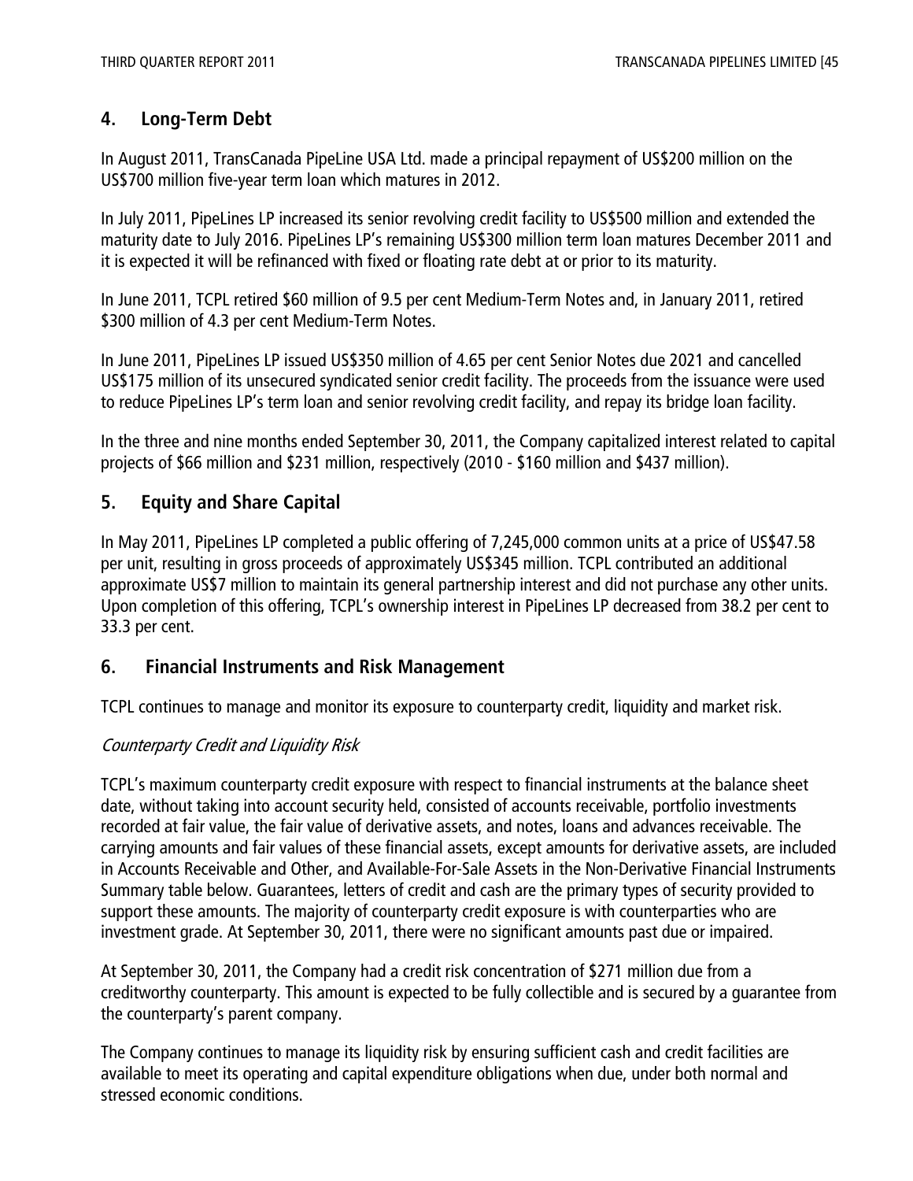## 4. Long-Term Debt

In August 2011, TransCanada PipeLine USA Ltd. made a principal repayment of US$200 million on the US$700 million five-year term loan which matures in 2012.

In July 2011, PipeLines LP increased its senior revolving credit facility to US$500 million and extended the maturity date to July 2016. PipeLines LP's remaining US$300 million term loan matures December 2011 and it is expected it will be refinanced with fixed or floating rate debt at or prior to its maturity.

In June 2011, TCPL retired $60 million of 9.5 per cent Medium-Term Notes and, in January 2011, retired $300 million of 4.3 per cent Medium-Term Notes.

In June 2011, PipeLines LP issued US$350 million of 4.65 per cent Senior Notes due 2021 and cancelled US$175 million of its unsecured syndicated senior credit facility. The proceeds from the issuance were used to reduce PipeLines LP's term loan and senior revolving credit facility, and repay its bridge loan facility.

In the three and nine months ended September 30, 2011, the Company capitalized interest related to capital projects of $66 million and $231 million, respectively (2010 - $160 million and $437 million).

## 5. Equity and Share Capital

In May 2011, PipeLines LP completed a public offering of 7,245,000 common units at a price of US$47.58 per unit, resulting in gross proceeds of approximately US$345 million. TCPL contributed an additional approximate US$7 million to maintain its general partnership interest and did not purchase any other units. Upon completion of this offering, TCPL's ownership interest in PipeLines LP decreased from 38.2 per cent to 33.3 per cent.

## 6. Financial Instruments and Risk Management

TCPL continues to manage and monitor its exposure to counterparty credit, liquidity and market risk.

*Counterparty Credit and Liquidity Risk*

TCPL's maximum counterparty credit exposure with respect to financial instruments at the balance sheet date, without taking into account security held, consisted of accounts receivable, portfolio investments recorded at fair value, the fair value of derivative assets, and notes, loans and advances receivable. The carrying amounts and fair values of these financial assets, except amounts for derivative assets, are included in Accounts Receivable and Other, and Available-For-Sale Assets in the Non-Derivative Financial Instruments Summary table below. Guarantees, letters of credit and cash are the primary types of security provided to support these amounts. The majority of counterparty credit exposure is with counterparties who are investment grade. At September 30, 2011, there were no significant amounts past due or impaired.

At September 30, 2011, the Company had a credit risk concentration of $271 million due from a creditworthy counterparty. This amount is expected to be fully collectible and is secured by a guarantee from the counterparty's parent company.

The Company continues to manage its liquidity risk by ensuring sufficient cash and credit facilities are available to meet its operating and capital expenditure obligations when due, under both normal and stressed economic conditions.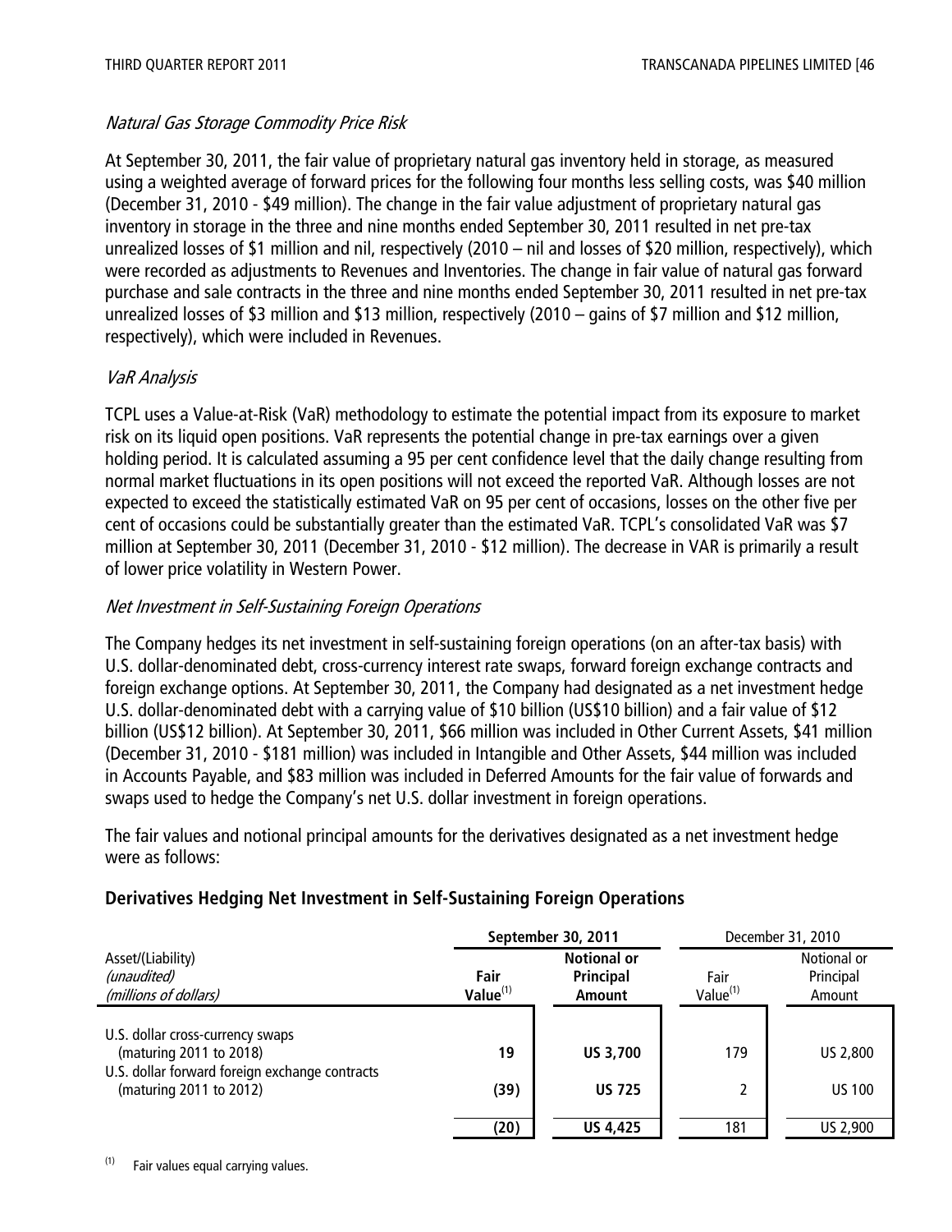### *Natural Gas Storage Commodity Price Risk*

At September 30, 2011, the fair value of proprietary natural gas inventory held in storage, as measured using a weighted average of forward prices for the following four months less selling costs, was $40 million (December 31, 2010 - $49 million). The change in the fair value adjustment of proprietary natural gas inventory in storage in the three and nine months ended September 30, 2011 resulted in net pre-tax unrealized losses of $1 million and nil, respectively (2010 – nil and losses of $20 million, respectively), which were recorded as adjustments to Revenues and Inventories. The change in fair value of natural gas forward purchase and sale contracts in the three and nine months ended September 30, 2011 resulted in net pre-tax unrealized losses of $3 million and $13 million, respectively (2010 – gains of $7 million and $12 million, respectively), which were included in Revenues.

### *VaR Analysis*

TCPL uses a Value-at-Risk (VaR) methodology to estimate the potential impact from its exposure to market risk on its liquid open positions. VaR represents the potential change in pre-tax earnings over a given holding period. It is calculated assuming a 95 per cent confidence level that the daily change resulting from normal market fluctuations in its open positions will not exceed the reported VaR. Although losses are not expected to exceed the statistically estimated VaR on 95 per cent of occasions, losses on the other five per cent of occasions could be substantially greater than the estimated VaR. TCPL's consolidated VaR was $7 million at September 30, 2011 (December 31, 2010 - $12 million). The decrease in VAR is primarily a result of lower price volatility in Western Power.

### *Net Investment in Self-Sustaining Foreign Operations*

The Company hedges its net investment in self-sustaining foreign operations (on an after-tax basis) with U.S. dollar-denominated debt, cross-currency interest rate swaps, forward foreign exchange contracts and foreign exchange options. At September 30, 2011, the Company had designated as a net investment hedge U.S. dollar-denominated debt with a carrying value of $10 billion (US$10 billion) and a fair value of $12 billion (US$12 billion). At September 30, 2011, $66 million was included in Other Current Assets, $41 million (December 31, 2010 - $181 million) was included in Intangible and Other Assets, $44 million was included in Accounts Payable, and $83 million was included in Deferred Amounts for the fair value of forwards and swaps used to hedge the Company's net U.S. dollar investment in foreign operations.

The fair values and notional principal amounts for the derivatives designated as a net investment hedge were as follows:

**Derivatives Hedging Net Investment in Self-Sustaining Foreign Operations**

| Asset/(Liability) *(unaudited)* *(millions of dollars)* | **September 30, 2011** | | December 31, 2010 | |
|---|---|---|---|---|
| | **Fair Value[(1)]** | **Notional or Principal Amount** | Fair Value[(1)] | Notional or Principal Amount |
| U.S. dollar cross-currency swaps (maturing 2011 to 2018) | **19** | **US 3,700** | 179 | US 2,800 |
| U.S. dollar forward foreign exchange contracts (maturing 2011 to 2012) | **(39)** | **US 725** | 2 | US 100 |
| | **(20)** | **US 4,425** | 181 | US 2,900 |

(1) Fair values equal carrying values.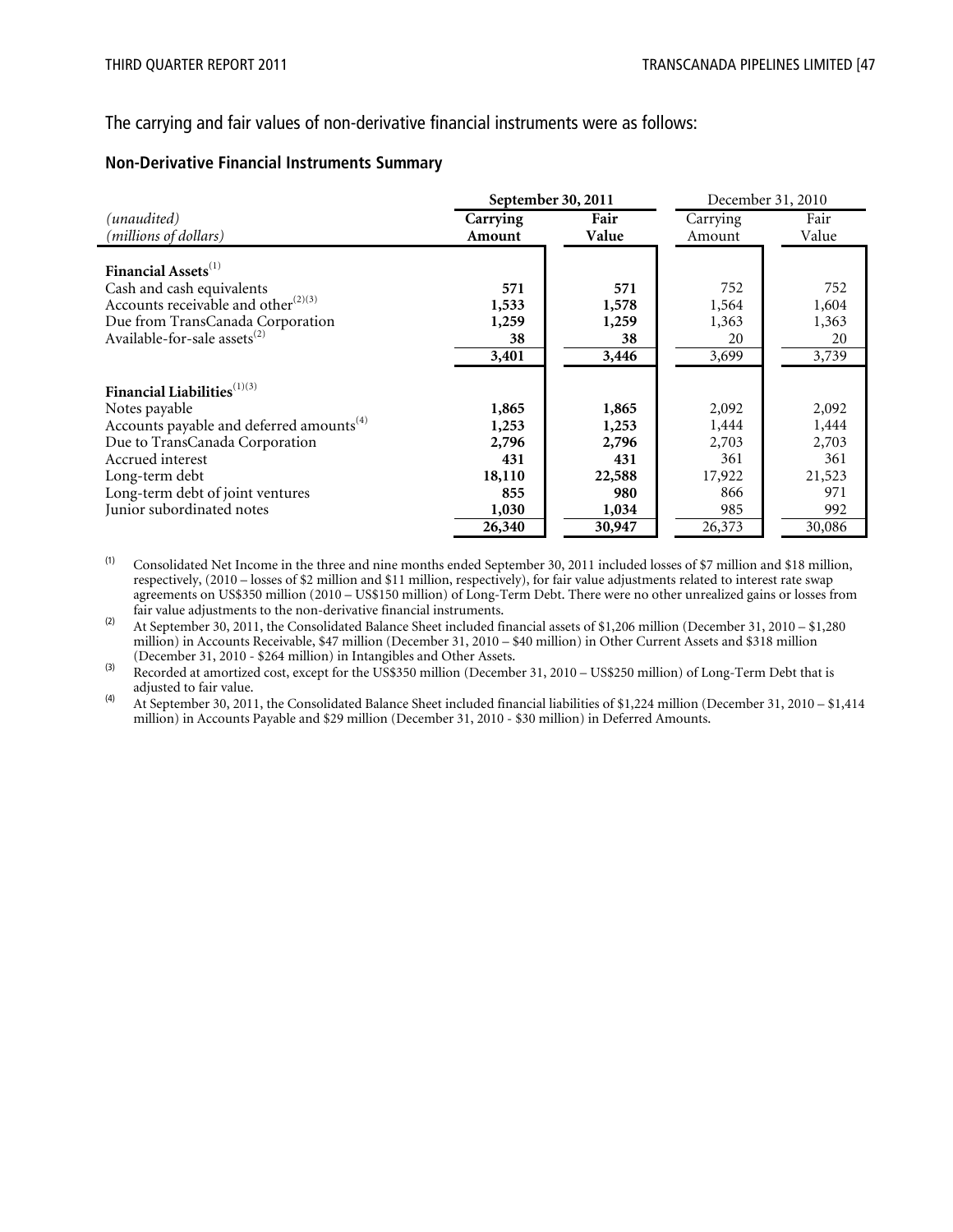The carrying and fair values of non-derivative financial instruments were as follows:

**Non-Derivative Financial Instruments Summary**

| *(unaudited)* *(millions of dollars)* | **September 30, 2011** | | December 31, 2010 | |
|---|---|---|---|---|
| | **Carrying Amount** | **Fair Value** | Carrying Amount | Fair Value |
| **Financial Assets**[1] | | | | |
| Cash and cash equivalents | **571** | **571** | 752 | 752 |
| Accounts receivable and other[2][3] | **1,533** | **1,578** | 1,564 | 1,604 |
| Due from TransCanada Corporation | **1,259** | **1,259** | 1,363 | 1,363 |
| Available-for-sale assets[2] | **38** | **38** | 20 | 20 |
| | **3,401** | **3,446** | 3,699 | 3,739 |
| **Financial Liabilities**[1][3] | | | | |
| Notes payable | **1,865** | **1,865** | 2,092 | 2,092 |
| Accounts payable and deferred amounts[4] | **1,253** | **1,253** | 1,444 | 1,444 |
| Due to TransCanada Corporation | **2,796** | **2,796** | 2,703 | 2,703 |
| Accrued interest | **431** | **431** | 361 | 361 |
| Long-term debt | **18,110** | **22,588** | 17,922 | 21,523 |
| Long-term debt of joint ventures | **855** | **980** | 866 | 971 |
| Junior subordinated notes | **1,030** | **1,034** | 985 | 992 |
| | **26,340** | **30,947** | 26,373 | 30,086 |

(1) Consolidated Net Income in the three and nine months ended September 30, 2011 included losses of $7 million and $18 million, respectively, (2010 – losses of $2 million and $11 million, respectively), for fair value adjustments related to interest rate swap agreements on US$350 million (2010 – US$150 million) of Long-Term Debt. There were no other unrealized gains or losses from fair value adjustments to the non-derivative financial instruments.

(2) At September 30, 2011, the Consolidated Balance Sheet included financial assets of $1,206 million (December 31, 2010 – $1,280 million) in Accounts Receivable, $47 million (December 31, 2010 – $40 million) in Other Current Assets and $318 million (December 31, 2010 - $264 million) in Intangibles and Other Assets.

(3) Recorded at amortized cost, except for the US$350 million (December 31, 2010 – US$250 million) of Long-Term Debt that is adjusted to fair value.

(4) At September 30, 2011, the Consolidated Balance Sheet included financial liabilities of $1,224 million (December 31, 2010 – $1,414 million) in Accounts Payable and $29 million (December 31, 2010 - $30 million) in Deferred Amounts.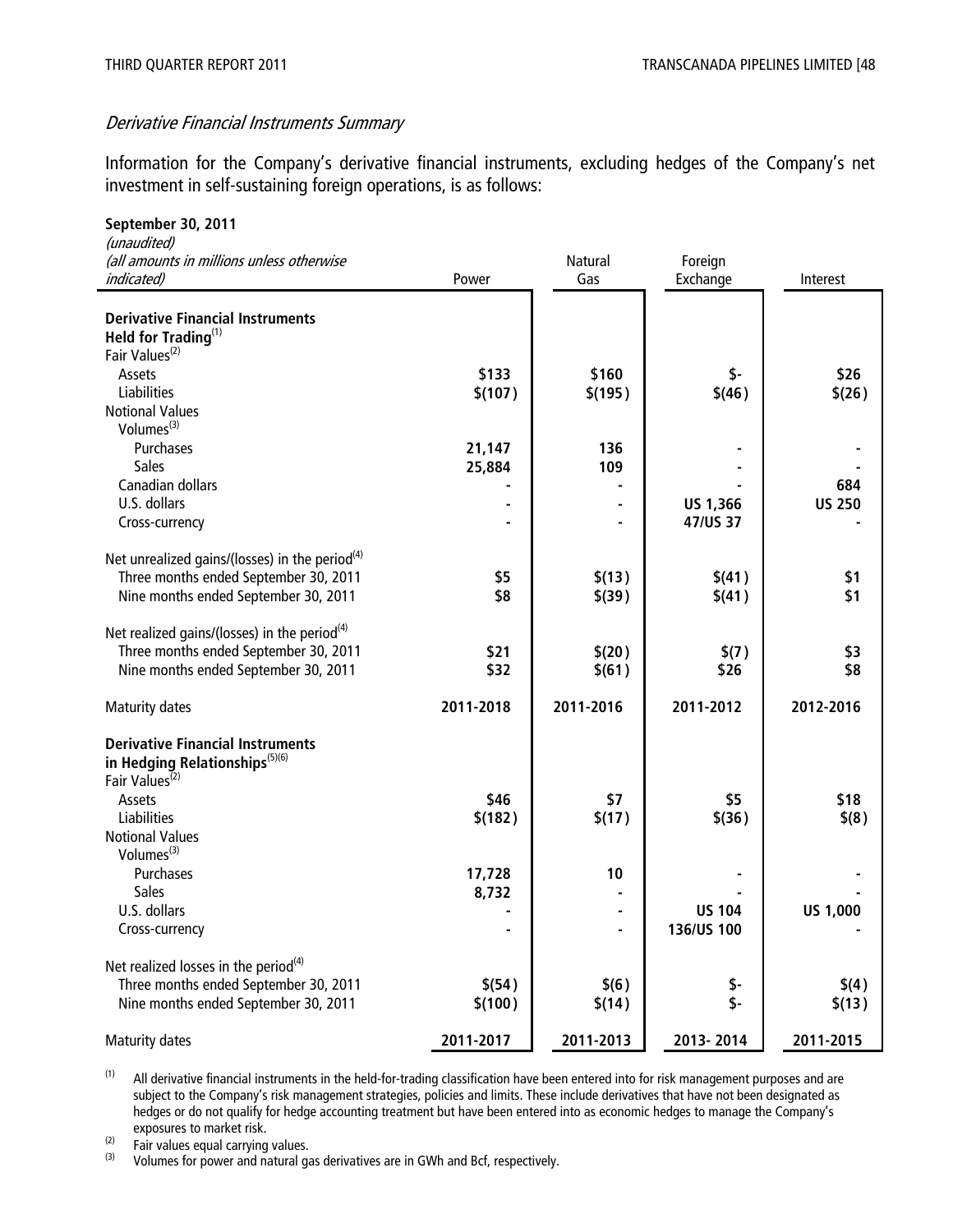### *Derivative Financial Instruments Summary*

Information for the Company's derivative financial instruments, excluding hedges of the Company's net investment in self-sustaining foreign operations, is as follows:

| **September 30, 2011**<br>*(unaudited)*<br>*(all amounts in millions unless otherwise indicated)* | Power | Natural Gas | Foreign Exchange | Interest |
|---|---|---|---|---|
| **Derivative Financial Instruments Held for Trading**[1] | | | | |
| Fair Values[2] | | | | |
| Assets | **\$133** | **\$160** | **\$-** | **\$26** |
| Liabilities | **\$(107)** | **\$(195)** | **\$(46)** | **\$(26)** |
| Notional Values | | | | |
| Volumes[3] | | | | |
| Purchases | **21,147** | **136** | **-** | **-** |
| Sales | **25,884** | **109** | **-** | **-** |
| Canadian dollars | **-** | **-** | **-** | **684** |
| U.S. dollars | **-** | **-** | **US 1,366** | **US 250** |
| Cross-currency | **-** | **-** | **47/US 37** | **-** |
| Net unrealized gains/(losses) in the period[4] | | | | |
| Three months ended September 30, 2011 | **\$5** | **\$(13)** | **\$(41)** | **\$1** |
| Nine months ended September 30, 2011 | **\$8** | **\$(39)** | **\$(41)** | **\$1** |
| Net realized gains/(losses) in the period[4] | | | | |
| Three months ended September 30, 2011 | **\$21** | **\$(20)** | **\$(7)** | **\$3** |
| Nine months ended September 30, 2011 | **\$32** | **\$(61)** | **\$26** | **\$8** |
| Maturity dates | **2011-2018** | **2011-2016** | **2011-2012** | **2012-2016** |
| **Derivative Financial Instruments in Hedging Relationships**[5][6] | | | | |
| Fair Values[2] | | | | |
| Assets | **\$46** | **\$7** | **\$5** | **\$18** |
| Liabilities | **\$(182)** | **\$(17)** | **\$(36)** | **\$(8)** |
| Notional Values | | | | |
| Volumes[3] | | | | |
| Purchases | **17,728** | **10** | **-** | **-** |
| Sales | **8,732** | **-** | **-** | **-** |
| U.S. dollars | **-** | **-** | **US 104** | **US 1,000** |
| Cross-currency | **-** | **-** | **136/US 100** | **-** |
| Net realized losses in the period[4] | | | | |
| Three months ended September 30, 2011 | **\$(54)** | **\$(6)** | **\$-** | **\$(4)** |
| Nine months ended September 30, 2011 | **\$(100)** | **\$(14)** | **\$-** | **\$(13)** |
| Maturity dates | **2011-2017** | **2011-2013** | **2013- 2014** | **2011-2015** |

(1) All derivative financial instruments in the held-for-trading classification have been entered into for risk management purposes and are subject to the Company's risk management strategies, policies and limits. These include derivatives that have not been designated as hedges or do not qualify for hedge accounting treatment but have been entered into as economic hedges to manage the Company's exposures to market risk.

(2) Fair values equal carrying values.

(3) Volumes for power and natural gas derivatives are in GWh and Bcf, respectively.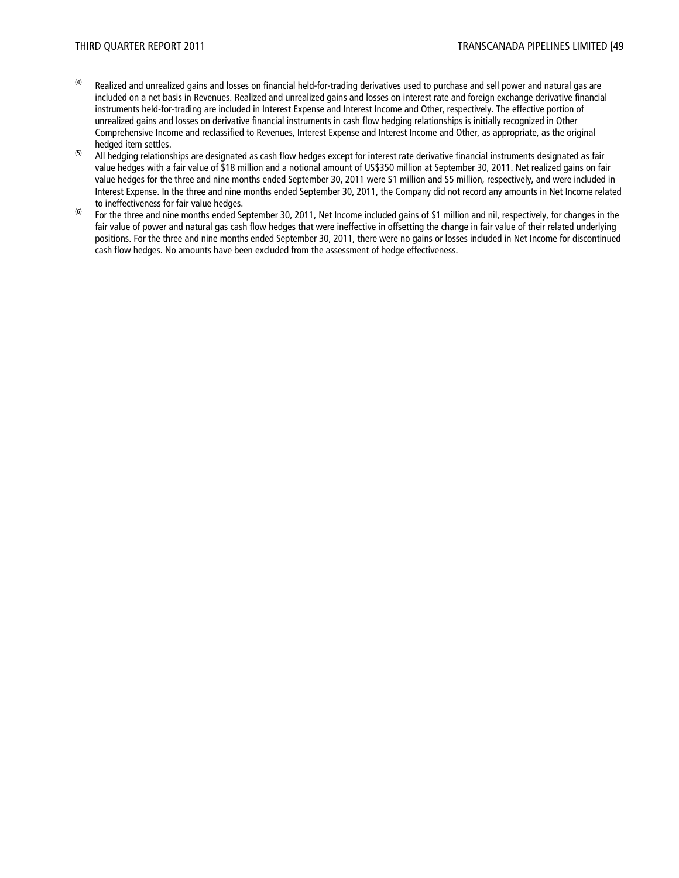(4) Realized and unrealized gains and losses on financial held-for-trading derivatives used to purchase and sell power and natural gas are included on a net basis in Revenues. Realized and unrealized gains and losses on interest rate and foreign exchange derivative financial instruments held-for-trading are included in Interest Expense and Interest Income and Other, respectively. The effective portion of unrealized gains and losses on derivative financial instruments in cash flow hedging relationships is initially recognized in Other Comprehensive Income and reclassified to Revenues, Interest Expense and Interest Income and Other, as appropriate, as the original hedged item settles.

(5) All hedging relationships are designated as cash flow hedges except for interest rate derivative financial instruments designated as fair value hedges with a fair value of $18 million and a notional amount of US$350 million at September 30, 2011. Net realized gains on fair value hedges for the three and nine months ended September 30, 2011 were $1 million and $5 million, respectively, and were included in Interest Expense. In the three and nine months ended September 30, 2011, the Company did not record any amounts in Net Income related to ineffectiveness for fair value hedges.

(6) For the three and nine months ended September 30, 2011, Net Income included gains of $1 million and nil, respectively, for changes in the fair value of power and natural gas cash flow hedges that were ineffective in offsetting the change in fair value of their related underlying positions. For the three and nine months ended September 30, 2011, there were no gains or losses included in Net Income for discontinued cash flow hedges. No amounts have been excluded from the assessment of hedge effectiveness.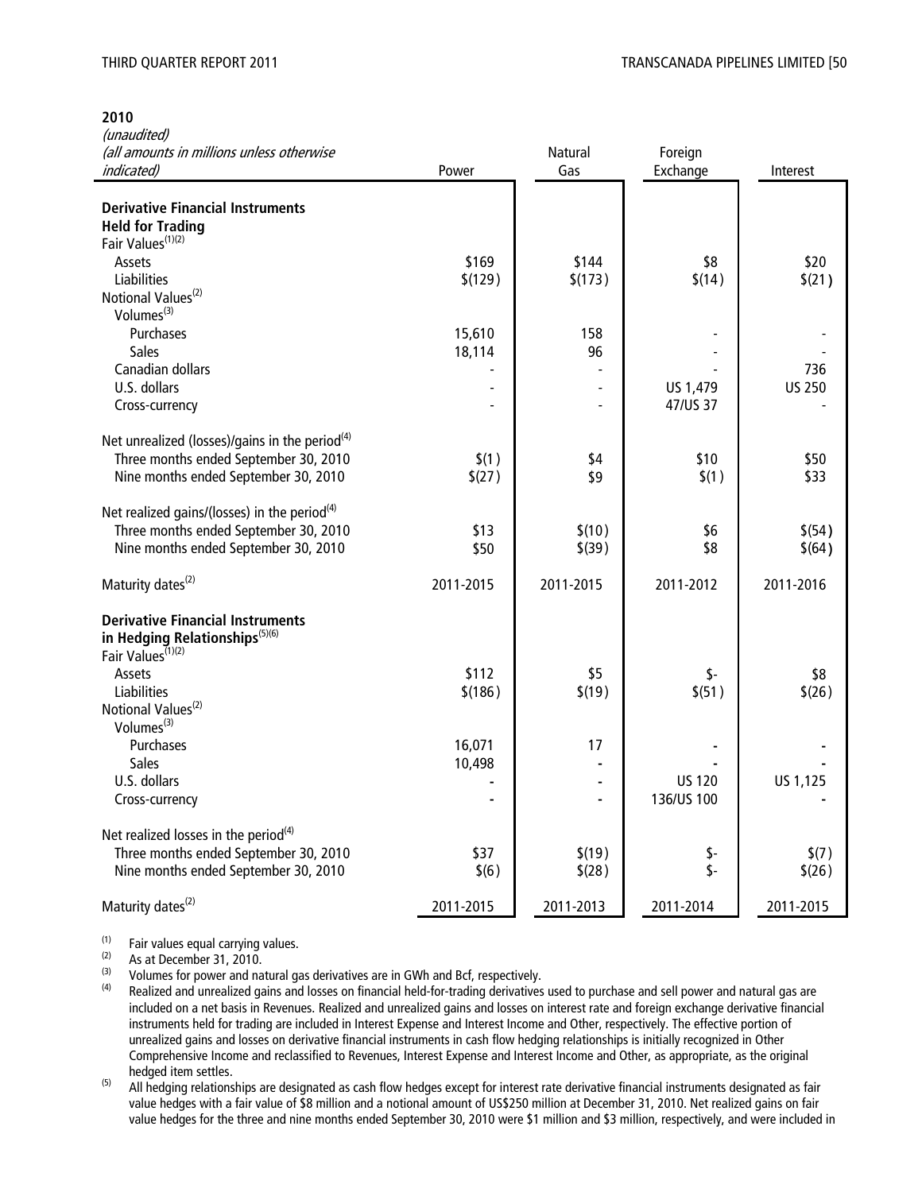**2010**

| *(unaudited)* *(all amounts in millions unless otherwise indicated)* | Power | Natural Gas | Foreign Exchange | Interest |
|---|---|---|---|---|
| **Derivative Financial Instruments Held for Trading** | | | | |
| Fair Values[(1)(2)] | | | | |
| Assets | $169 | $144 | $8 | $20 |
| Liabilities | $(129) | $(173) | $(14) | $(21) |
| Notional Values[(2)] | | | | |
| Volumes[(3)] | | | | |
| Purchases | 15,610 | 158 | - | - |
| Sales | 18,114 | 96 | - | - |
| Canadian dollars | - | - | - | 736 |
| U.S. dollars | - | - | US 1,479 | US 250 |
| Cross-currency | - | - | 47/US 37 | - |
| Net unrealized (losses)/gains in the period[(4)] | | | | |
| Three months ended September 30, 2010 | $(1) | $4 | $10 | $50 |
| Nine months ended September 30, 2010 | $(27) | $9 | $(1) | $33 |
| Net realized gains/(losses) in the period[(4)] | | | | |
| Three months ended September 30, 2010 | $13 | $(10) | $6 | $(54) |
| Nine months ended September 30, 2010 | $50 | $(39) | $8 | $(64) |
| Maturity dates[(2)] | 2011-2015 | 2011-2015 | 2011-2012 | 2011-2016 |
| **Derivative Financial Instruments in Hedging Relationships[(5)(6)]** | | | | |
| Fair Values[(1)(2)] | | | | |
| Assets | $112 | $5 | $- | $8 |
| Liabilities | $(186) | $(19) | $(51) | $(26) |
| Notional Values[(2)] | | | | |
| Volumes[(3)] | | | | |
| Purchases | 16,071 | 17 | - | - |
| Sales | 10,498 | - | - | - |
| U.S. dollars | - | - | US 120 | US 1,125 |
| Cross-currency | - | - | 136/US 100 | - |
| Net realized losses in the period[(4)] | | | | |
| Three months ended September 30, 2010 | $37 | $(19) | $- | $(7) |
| Nine months ended September 30, 2010 | $(6) | $(28) | $- | $(26) |
| Maturity dates[(2)] | 2011-2015 | 2011-2013 | 2011-2014 | 2011-2015 |

(1) Fair values equal carrying values.

(2) As at December 31, 2010.

(3) Volumes for power and natural gas derivatives are in GWh and Bcf, respectively.

(4) Realized and unrealized gains and losses on financial held-for-trading derivatives used to purchase and sell power and natural gas are included on a net basis in Revenues. Realized and unrealized gains and losses on interest rate and foreign exchange derivative financial instruments held for trading are included in Interest Expense and Interest Income and Other, respectively. The effective portion of unrealized gains and losses on derivative financial instruments in cash flow hedging relationships is initially recognized in Other Comprehensive Income and reclassified to Revenues, Interest Expense and Interest Income and Other, as appropriate, as the original hedged item settles.

(5) All hedging relationships are designated as cash flow hedges except for interest rate derivative financial instruments designated as fair value hedges with a fair value of $8 million and a notional amount of US$250 million at December 31, 2010. Net realized gains on fair value hedges for the three and nine months ended September 30, 2010 were $1 million and $3 million, respectively, and were included in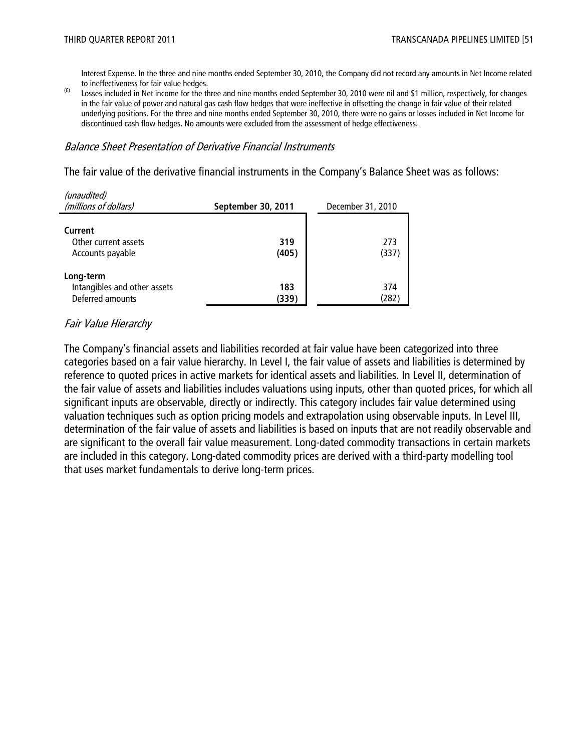Interest Expense. In the three and nine months ended September 30, 2010, the Company did not record any amounts in Net Income related to ineffectiveness for fair value hedges.

(6) Losses included in Net income for the three and nine months ended September 30, 2010 were nil and $1 million, respectively, for changes in the fair value of power and natural gas cash flow hedges that were ineffective in offsetting the change in fair value of their related underlying positions. For the three and nine months ended September 30, 2010, there were no gains or losses included in Net Income for discontinued cash flow hedges. No amounts were excluded from the assessment of hedge effectiveness.

### *Balance Sheet Presentation of Derivative Financial Instruments*

The fair value of the derivative financial instruments in the Company's Balance Sheet was as follows:

| *(unaudited)* *(millions of dollars)* | **September 30, 2011** | December 31, 2010 |
|---|---|---|
| **Current** | | |
| Other current assets | **319** | 273 |
| Accounts payable | **(405)** | (337) |
| **Long-term** | | |
| Intangibles and other assets | **183** | 374 |
| Deferred amounts | **(339)** | (282) |

### *Fair Value Hierarchy*

The Company's financial assets and liabilities recorded at fair value have been categorized into three categories based on a fair value hierarchy. In Level I, the fair value of assets and liabilities is determined by reference to quoted prices in active markets for identical assets and liabilities. In Level II, determination of the fair value of assets and liabilities includes valuations using inputs, other than quoted prices, for which all significant inputs are observable, directly or indirectly. This category includes fair value determined using valuation techniques such as option pricing models and extrapolation using observable inputs. In Level III, determination of the fair value of assets and liabilities is based on inputs that are not readily observable and are significant to the overall fair value measurement. Long-dated commodity transactions in certain markets are included in this category. Long-dated commodity prices are derived with a third-party modelling tool that uses market fundamentals to derive long-term prices.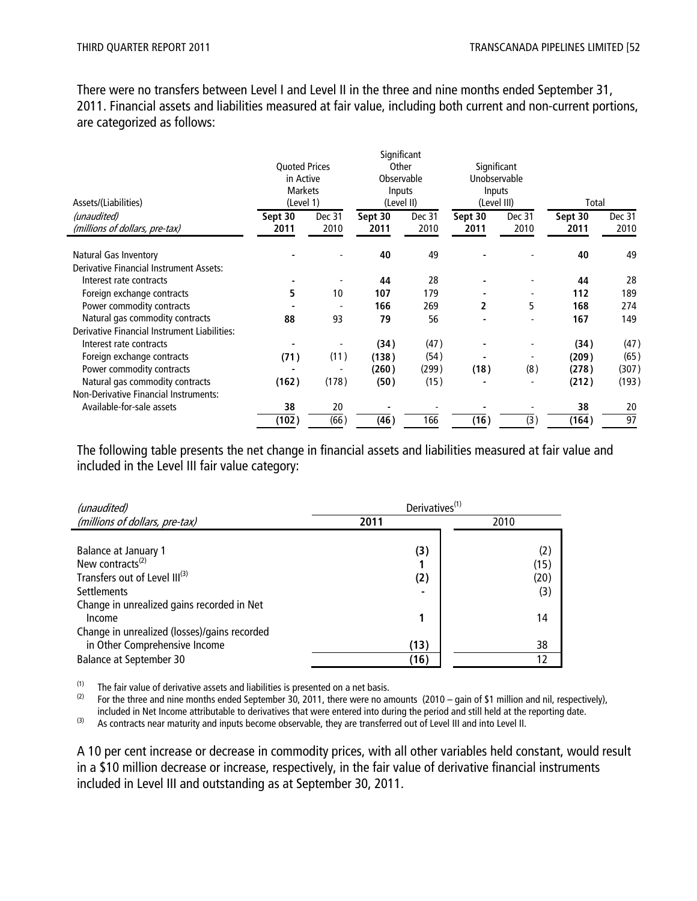There were no transfers between Level I and Level II in the three and nine months ended September 31, 2011. Financial assets and liabilities measured at fair value, including both current and non-current portions, are categorized as follows:

| Assets/(Liabilities) | Quoted Prices in Active Markets (Level 1) | | Significant Other Observable Inputs (Level II) | | Significant Unobservable Inputs (Level III) | | Total | |
|---|---|---|---|---|---|---|---|---|
| *(unaudited)* *(millions of dollars, pre-tax)* | **Sept 30 2011** | Dec 31 2010 | **Sept 30 2011** | Dec 31 2010 | **Sept 30 2011** | Dec 31 2010 | **Sept 30 2011** | Dec 31 2010 |
| Natural Gas Inventory | **-** | - | **40** | 49 | **-** | - | **40** | 49 |
| Derivative Financial Instrument Assets: | | | | | | | | |
| Interest rate contracts | **-** | - | **44** | 28 | **-** | - | **44** | 28 |
| Foreign exchange contracts | **5** | 10 | **107** | 179 | **-** | - | **112** | 189 |
| Power commodity contracts | **-** | - | **166** | 269 | **2** | 5 | **168** | 274 |
| Natural gas commodity contracts | **88** | 93 | **79** | 56 | **-** | - | **167** | 149 |
| Derivative Financial Instrument Liabilities: | | | | | | | | |
| Interest rate contracts | **-** | - | **(34)** | (47) | **-** | - | **(34)** | (47) |
| Foreign exchange contracts | **(71)** | (11) | **(138)** | (54) | **-** | - | **(209)** | (65) |
| Power commodity contracts | **-** | - | **(260)** | (299) | **(18)** | (8) | **(278)** | (307) |
| Natural gas commodity contracts | **(162)** | (178) | **(50)** | (15) | **-** | - | **(212)** | (193) |
| Non-Derivative Financial Instruments: | | | | | | | | |
| Available-for-sale assets | **38** | 20 | **-** | - | **-** | - | **38** | 20 |
| | **(102)** | (66) | **(46)** | 166 | **(16)** | (3) | **(164)** | 97 |

The following table presents the net change in financial assets and liabilities measured at fair value and included in the Level III fair value category:

| *(unaudited)* *(millions of dollars, pre-tax)* | Derivatives(1) 2011 | Derivatives(1) 2010 |
|---|---|---|
| Balance at January 1 | **(3)** | (2) |
| New contracts(2) | **1** | (15) |
| Transfers out of Level III(3) | **(2)** | (20) |
| Settlements | **-** | (3) |
| Change in unrealized gains recorded in Net Income | **1** | 14 |
| Change in unrealized (losses)/gains recorded in Other Comprehensive Income | **(13)** | 38 |
| Balance at September 30 | **(16)** | 12 |

(1) The fair value of derivative assets and liabilities is presented on a net basis.

(2) For the three and nine months ended September 30, 2011, there were no amounts (2010 – gain of $1 million and nil, respectively), included in Net Income attributable to derivatives that were entered into during the period and still held at the reporting date.

(3) As contracts near maturity and inputs become observable, they are transferred out of Level III and into Level II.

A 10 per cent increase or decrease in commodity prices, with all other variables held constant, would result in a $10 million decrease or increase, respectively, in the fair value of derivative financial instruments included in Level III and outstanding as at September 30, 2011.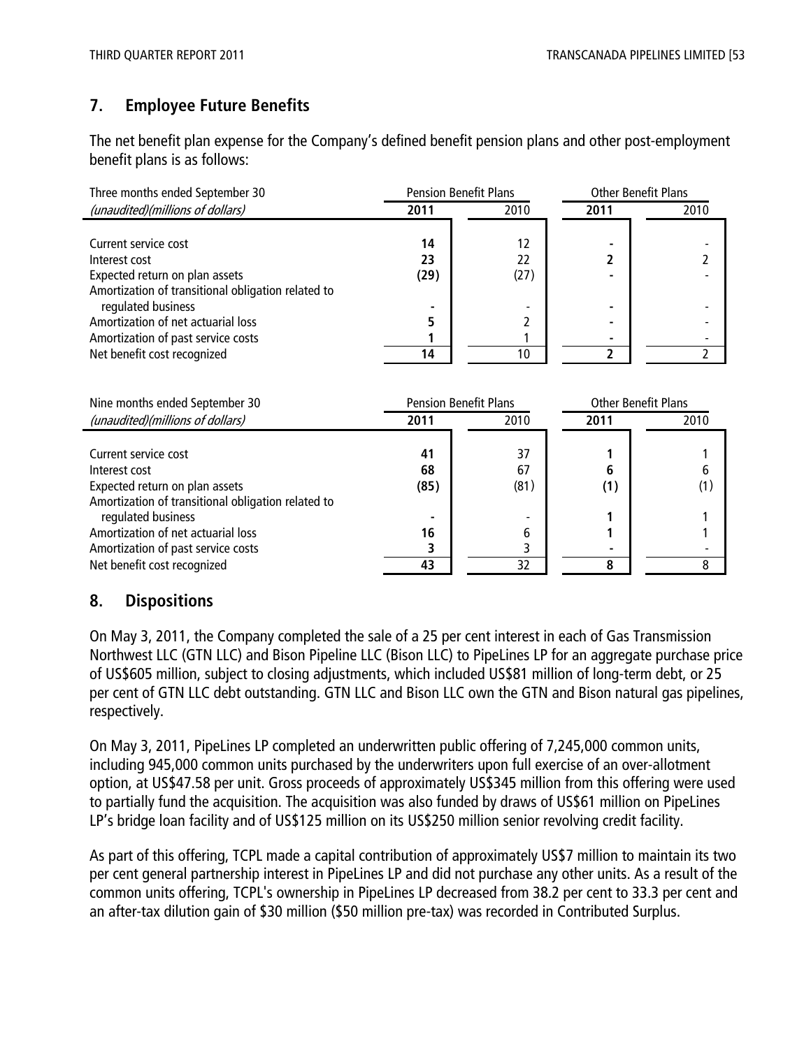## 7. Employee Future Benefits

The net benefit plan expense for the Company's defined benefit pension plans and other post-employment benefit plans is as follows:

| Three months ended September 30 | Pension Benefit Plans | | Other Benefit Plans | |
|---|---|---|---|---|
| *(unaudited)(millions of dollars)* | **2011** | 2010 | **2011** | 2010 |
| Current service cost | **14** | 12 | **-** | - |
| Interest cost | **23** | 22 | **2** | 2 |
| Expected return on plan assets | **(29)** | (27) | **-** | - |
| Amortization of transitional obligation related to regulated business | **-** | - | **-** | - |
| Amortization of net actuarial loss | **5** | 2 | **-** | - |
| Amortization of past service costs | **1** | 1 | **-** | - |
| Net benefit cost recognized | **14** | 10 | **2** | 2 |

| Nine months ended September 30 | Pension Benefit Plans | | Other Benefit Plans | |
|---|---|---|---|---|
| *(unaudited)(millions of dollars)* | **2011** | 2010 | **2011** | 2010 |
| Current service cost | **41** | 37 | **1** | 1 |
| Interest cost | **68** | 67 | **6** | 6 |
| Expected return on plan assets | **(85)** | (81) | **(1)** | (1) |
| Amortization of transitional obligation related to regulated business | **-** | - | **1** | 1 |
| Amortization of net actuarial loss | **16** | 6 | **1** | 1 |
| Amortization of past service costs | **3** | 3 | **-** | - |
| Net benefit cost recognized | **43** | 32 | **8** | 8 |

## 8. Dispositions

On May 3, 2011, the Company completed the sale of a 25 per cent interest in each of Gas Transmission Northwest LLC (GTN LLC) and Bison Pipeline LLC (Bison LLC) to PipeLines LP for an aggregate purchase price of US$605 million, subject to closing adjustments, which included US$81 million of long-term debt, or 25 per cent of GTN LLC debt outstanding. GTN LLC and Bison LLC own the GTN and Bison natural gas pipelines, respectively.

On May 3, 2011, PipeLines LP completed an underwritten public offering of 7,245,000 common units, including 945,000 common units purchased by the underwriters upon full exercise of an over-allotment option, at US$47.58 per unit. Gross proceeds of approximately US$345 million from this offering were used to partially fund the acquisition. The acquisition was also funded by draws of US$61 million on PipeLines LP's bridge loan facility and of US$125 million on its US$250 million senior revolving credit facility.

As part of this offering, TCPL made a capital contribution of approximately US$7 million to maintain its two per cent general partnership interest in PipeLines LP and did not purchase any other units. As a result of the common units offering, TCPL's ownership in PipeLines LP decreased from 38.2 per cent to 33.3 per cent and an after-tax dilution gain of $30 million ($50 million pre-tax) was recorded in Contributed Surplus.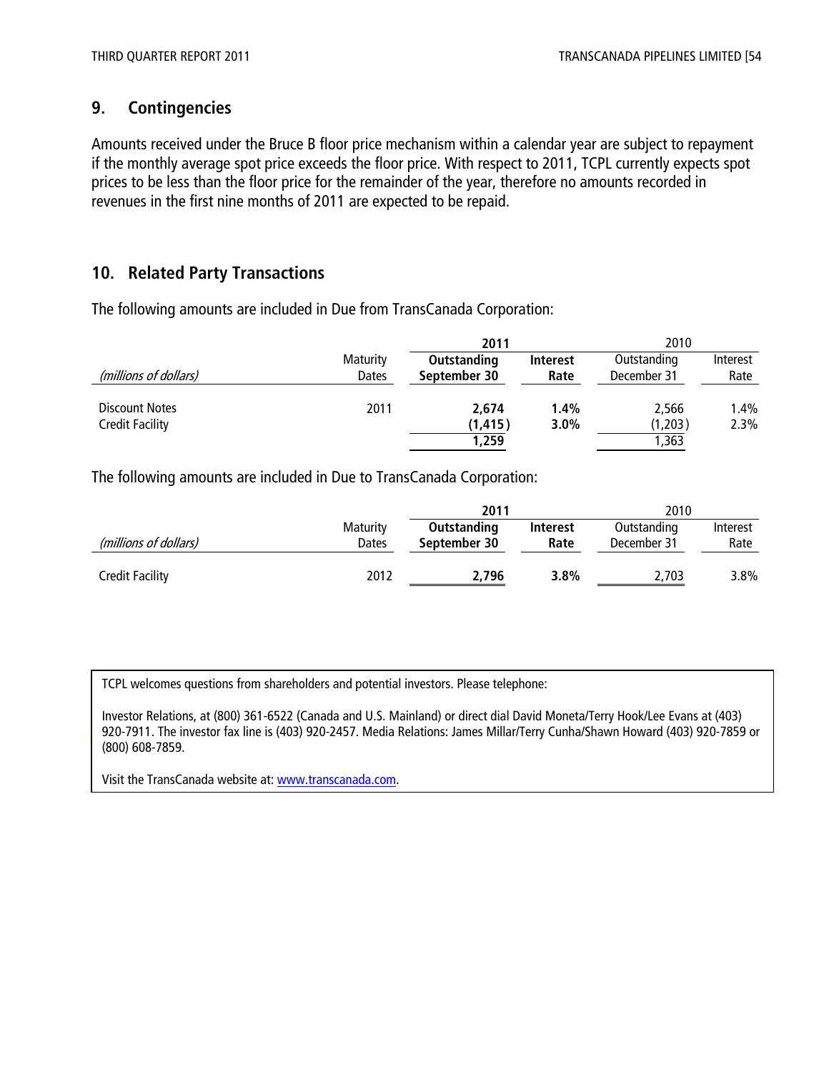## 9. Contingencies

Amounts received under the Bruce B floor price mechanism within a calendar year are subject to repayment if the monthly average spot price exceeds the floor price. With respect to 2011, TCPL currently expects spot prices to be less than the floor price for the remainder of the year, therefore no amounts recorded in revenues in the first nine months of 2011 are expected to be repaid.

## 10. Related Party Transactions

The following amounts are included in Due from TransCanada Corporation:

| | | **2011** | | 2010 | |
|---|---|---|---|---|---|
| *(millions of dollars)* | Maturity Dates | **Outstanding September 30** | **Interest Rate** | Outstanding December 31 | Interest Rate |
| Discount Notes | 2011 | **2,674** | **1.4%** | 2,566 | 1.4% |
| Credit Facility | | **(1,415)** | **3.0%** | (1,203) | 2.3% |
| | | **1,259** | | 1,363 | |

The following amounts are included in Due to TransCanada Corporation:

| | | **2011** | | 2010 | |
|---|---|---|---|---|---|
| *(millions of dollars)* | Maturity Dates | **Outstanding September 30** | **Interest Rate** | Outstanding December 31 | Interest Rate |
| Credit Facility | 2012 | **2,796** | **3.8%** | 2,703 | 3.8% |

TCPL welcomes questions from shareholders and potential investors. Please telephone:

Investor Relations, at (800) 361-6522 (Canada and U.S. Mainland) or direct dial David Moneta/Terry Hook/Lee Evans at (403) 920-7911. The investor fax line is (403) 920-2457. Media Relations: James Millar/Terry Cunha/Shawn Howard (403) 920-7859 or (800) 608-7859.

Visit the TransCanada website at: www.transcanada.com.